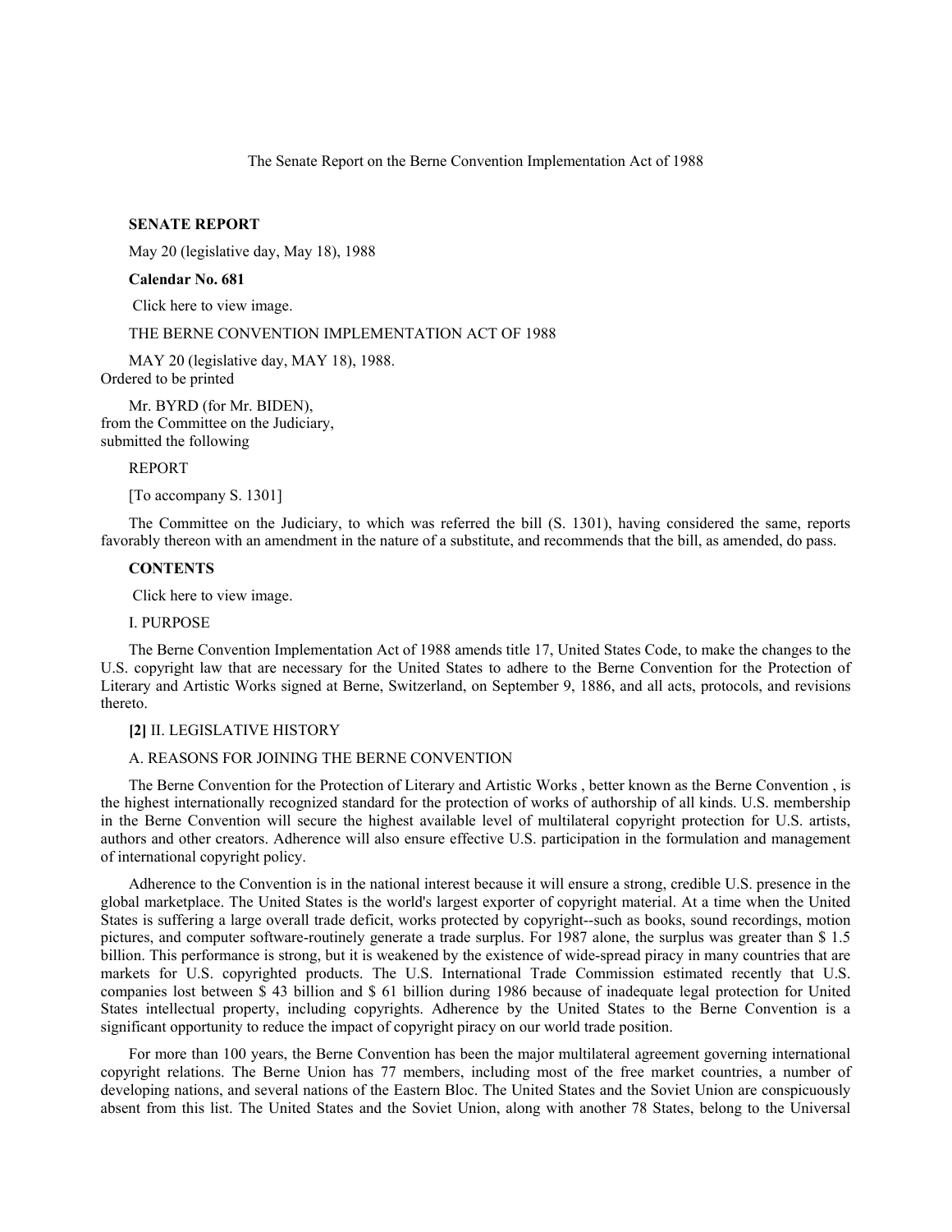The Senate Report on the Berne Convention Implementation Act of 1988

**SENATE REPORT**

May 20 (legislative day, May 18), 1988

**Calendar No. 681**

Click here to view image.

THE BERNE CONVENTION IMPLEMENTATION ACT OF 1988

MAY 20 (legislative day, MAY 18), 1988.
Ordered to be printed

Mr. BYRD (for Mr. BIDEN),
from the Committee on the Judiciary,
submitted the following

REPORT

[To accompany S. 1301]

The Committee on the Judiciary, to which was referred the bill (S. 1301), having considered the same, reports favorably thereon with an amendment in the nature of a substitute, and recommends that the bill, as amended, do pass.

**CONTENTS**

Click here to view image.

I. PURPOSE

The Berne Convention Implementation Act of 1988 amends title 17, United States Code, to make the changes to the U.S. copyright law that are necessary for the United States to adhere to the Berne Convention for the Protection of Literary and Artistic Works signed at Berne, Switzerland, on September 9, 1886, and all acts, protocols, and revisions thereto.

**[2]** II. LEGISLATIVE HISTORY

A. REASONS FOR JOINING THE BERNE CONVENTION

The Berne Convention for the Protection of Literary and Artistic Works , better known as the Berne Convention , is the highest internationally recognized standard for the protection of works of authorship of all kinds. U.S. membership in the Berne Convention will secure the highest available level of multilateral copyright protection for U.S. artists, authors and other creators. Adherence will also ensure effective U.S. participation in the formulation and management of international copyright policy.

Adherence to the Convention is in the national interest because it will ensure a strong, credible U.S. presence in the global marketplace. The United States is the world's largest exporter of copyright material. At a time when the United States is suffering a large overall trade deficit, works protected by copyright--such as books, sound recordings, motion pictures, and computer software-routinely generate a trade surplus. For 1987 alone, the surplus was greater than $ 1.5 billion. This performance is strong, but it is weakened by the existence of wide-spread piracy in many countries that are markets for U.S. copyrighted products. The U.S. International Trade Commission estimated recently that U.S. companies lost between $ 43 billion and $ 61 billion during 1986 because of inadequate legal protection for United States intellectual property, including copyrights. Adherence by the United States to the Berne Convention is a significant opportunity to reduce the impact of copyright piracy on our world trade position.

For more than 100 years, the Berne Convention has been the major multilateral agreement governing international copyright relations. The Berne Union has 77 members, including most of the free market countries, a number of developing nations, and several nations of the Eastern Bloc. The United States and the Soviet Union are conspicuously absent from this list. The United States and the Soviet Union, along with another 78 States, belong to the Universal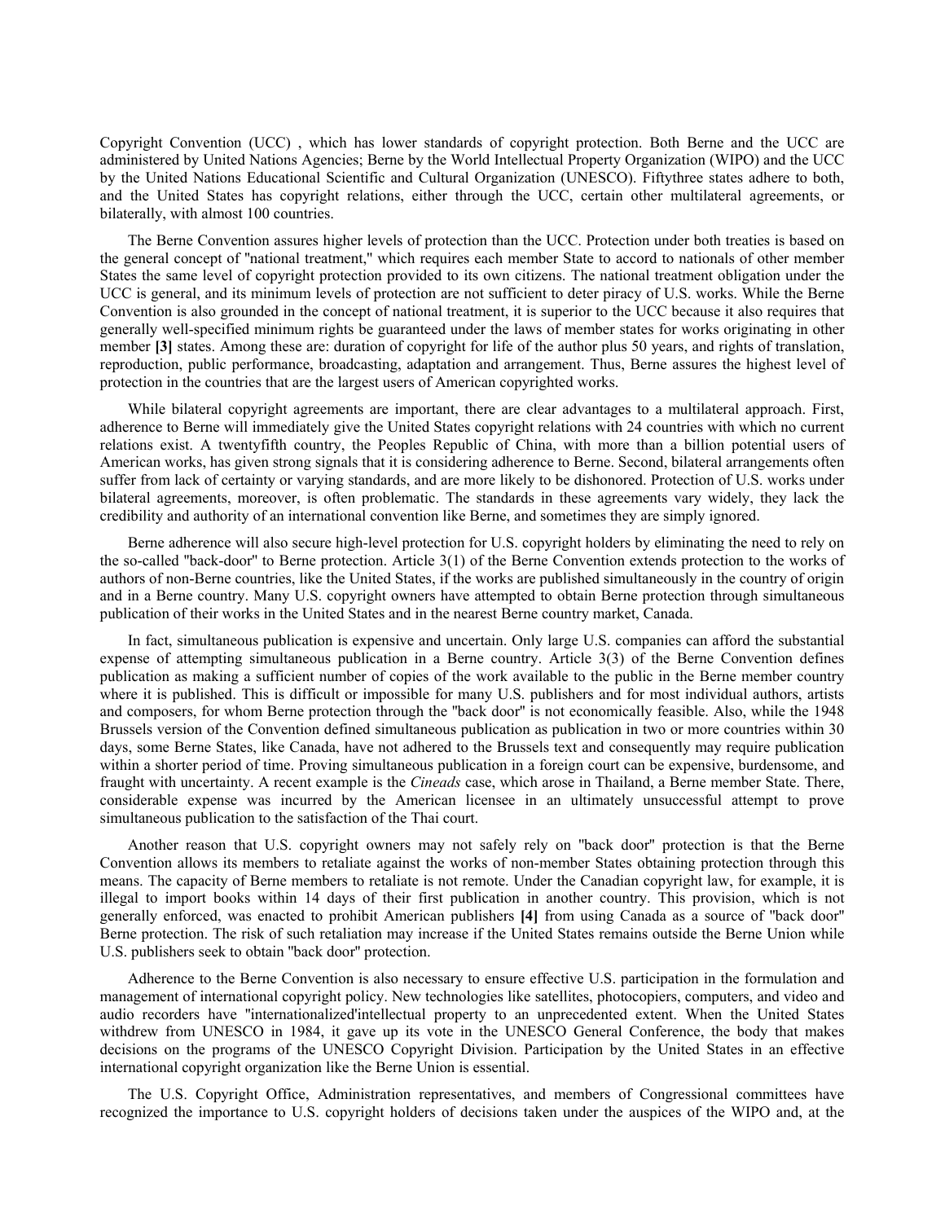Copyright Convention (UCC) , which has lower standards of copyright protection. Both Berne and the UCC are administered by United Nations Agencies; Berne by the World Intellectual Property Organization (WIPO) and the UCC by the United Nations Educational Scientific and Cultural Organization (UNESCO). Fiftythree states adhere to both, and the United States has copyright relations, either through the UCC, certain other multilateral agreements, or bilaterally, with almost 100 countries.

The Berne Convention assures higher levels of protection than the UCC. Protection under both treaties is based on the general concept of "national treatment," which requires each member State to accord to nationals of other member States the same level of copyright protection provided to its own citizens. The national treatment obligation under the UCC is general, and its minimum levels of protection are not sufficient to deter piracy of U.S. works. While the Berne Convention is also grounded in the concept of national treatment, it is superior to the UCC because it also requires that generally well-specified minimum rights be guaranteed under the laws of member states for works originating in other member **[3]** states. Among these are: duration of copyright for life of the author plus 50 years, and rights of translation, reproduction, public performance, broadcasting, adaptation and arrangement. Thus, Berne assures the highest level of protection in the countries that are the largest users of American copyrighted works.

While bilateral copyright agreements are important, there are clear advantages to a multilateral approach. First, adherence to Berne will immediately give the United States copyright relations with 24 countries with which no current relations exist. A twentyfifth country, the Peoples Republic of China, with more than a billion potential users of American works, has given strong signals that it is considering adherence to Berne. Second, bilateral arrangements often suffer from lack of certainty or varying standards, and are more likely to be dishonored. Protection of U.S. works under bilateral agreements, moreover, is often problematic. The standards in these agreements vary widely, they lack the credibility and authority of an international convention like Berne, and sometimes they are simply ignored.

Berne adherence will also secure high-level protection for U.S. copyright holders by eliminating the need to rely on the so-called "back-door" to Berne protection. Article 3(1) of the Berne Convention extends protection to the works of authors of non-Berne countries, like the United States, if the works are published simultaneously in the country of origin and in a Berne country. Many U.S. copyright owners have attempted to obtain Berne protection through simultaneous publication of their works in the United States and in the nearest Berne country market, Canada.

In fact, simultaneous publication is expensive and uncertain. Only large U.S. companies can afford the substantial expense of attempting simultaneous publication in a Berne country. Article 3(3) of the Berne Convention defines publication as making a sufficient number of copies of the work available to the public in the Berne member country where it is published. This is difficult or impossible for many U.S. publishers and for most individual authors, artists and composers, for whom Berne protection through the "back door" is not economically feasible. Also, while the 1948 Brussels version of the Convention defined simultaneous publication as publication in two or more countries within 30 days, some Berne States, like Canada, have not adhered to the Brussels text and consequently may require publication within a shorter period of time. Proving simultaneous publication in a foreign court can be expensive, burdensome, and fraught with uncertainty. A recent example is the *Cineads* case, which arose in Thailand, a Berne member State. There, considerable expense was incurred by the American licensee in an ultimately unsuccessful attempt to prove simultaneous publication to the satisfaction of the Thai court.

Another reason that U.S. copyright owners may not safely rely on "back door" protection is that the Berne Convention allows its members to retaliate against the works of non-member States obtaining protection through this means. The capacity of Berne members to retaliate is not remote. Under the Canadian copyright law, for example, it is illegal to import books within 14 days of their first publication in another country. This provision, which is not generally enforced, was enacted to prohibit American publishers **[4]** from using Canada as a source of "back door" Berne protection. The risk of such retaliation may increase if the United States remains outside the Berne Union while U.S. publishers seek to obtain "back door" protection.

Adherence to the Berne Convention is also necessary to ensure effective U.S. participation in the formulation and management of international copyright policy. New technologies like satellites, photocopiers, computers, and video and audio recorders have "internationalized'intellectual property to an unprecedented extent. When the United States withdrew from UNESCO in 1984, it gave up its vote in the UNESCO General Conference, the body that makes decisions on the programs of the UNESCO Copyright Division. Participation by the United States in an effective international copyright organization like the Berne Union is essential.

The U.S. Copyright Office, Administration representatives, and members of Congressional committees have recognized the importance to U.S. copyright holders of decisions taken under the auspices of the WIPO and, at the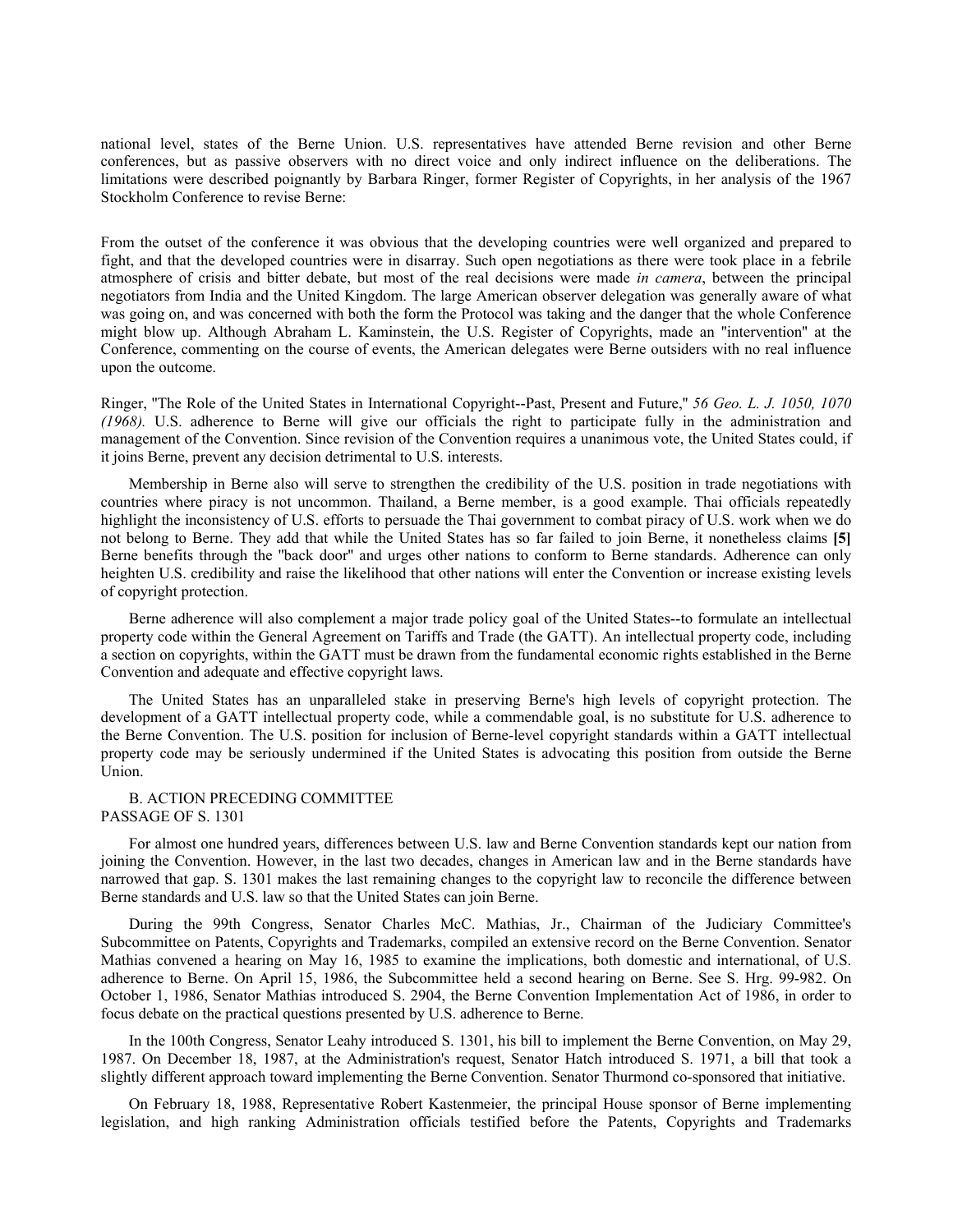national level, states of the Berne Union. U.S. representatives have attended Berne revision and other Berne conferences, but as passive observers with no direct voice and only indirect influence on the deliberations. The limitations were described poignantly by Barbara Ringer, former Register of Copyrights, in her analysis of the 1967 Stockholm Conference to revise Berne:

From the outset of the conference it was obvious that the developing countries were well organized and prepared to fight, and that the developed countries were in disarray. Such open negotiations as there were took place in a febrile atmosphere of crisis and bitter debate, but most of the real decisions were made *in camera*, between the principal negotiators from India and the United Kingdom. The large American observer delegation was generally aware of what was going on, and was concerned with both the form the Protocol was taking and the danger that the whole Conference might blow up. Although Abraham L. Kaminstein, the U.S. Register of Copyrights, made an "intervention" at the Conference, commenting on the course of events, the American delegates were Berne outsiders with no real influence upon the outcome.

Ringer, "The Role of the United States in International Copyright--Past, Present and Future," *56 Geo. L. J. 1050, 1070 (1968).* U.S. adherence to Berne will give our officials the right to participate fully in the administration and management of the Convention. Since revision of the Convention requires a unanimous vote, the United States could, if it joins Berne, prevent any decision detrimental to U.S. interests.

Membership in Berne also will serve to strengthen the credibility of the U.S. position in trade negotiations with countries where piracy is not uncommon. Thailand, a Berne member, is a good example. Thai officials repeatedly highlight the inconsistency of U.S. efforts to persuade the Thai government to combat piracy of U.S. work when we do not belong to Berne. They add that while the United States has so far failed to join Berne, it nonetheless claims **[5]** Berne benefits through the "back door" and urges other nations to conform to Berne standards. Adherence can only heighten U.S. credibility and raise the likelihood that other nations will enter the Convention or increase existing levels of copyright protection.

Berne adherence will also complement a major trade policy goal of the United States--to formulate an intellectual property code within the General Agreement on Tariffs and Trade (the GATT). An intellectual property code, including a section on copyrights, within the GATT must be drawn from the fundamental economic rights established in the Berne Convention and adequate and effective copyright laws.

The United States has an unparalleled stake in preserving Berne's high levels of copyright protection. The development of a GATT intellectual property code, while a commendable goal, is no substitute for U.S. adherence to the Berne Convention. The U.S. position for inclusion of Berne-level copyright standards within a GATT intellectual property code may be seriously undermined if the United States is advocating this position from outside the Berne Union.

B. ACTION PRECEDING COMMITTEE PASSAGE OF S. 1301

For almost one hundred years, differences between U.S. law and Berne Convention standards kept our nation from joining the Convention. However, in the last two decades, changes in American law and in the Berne standards have narrowed that gap. S. 1301 makes the last remaining changes to the copyright law to reconcile the difference between Berne standards and U.S. law so that the United States can join Berne.

During the 99th Congress, Senator Charles McC. Mathias, Jr., Chairman of the Judiciary Committee's Subcommittee on Patents, Copyrights and Trademarks, compiled an extensive record on the Berne Convention. Senator Mathias convened a hearing on May 16, 1985 to examine the implications, both domestic and international, of U.S. adherence to Berne. On April 15, 1986, the Subcommittee held a second hearing on Berne. See S. Hrg. 99-982. On October 1, 1986, Senator Mathias introduced S. 2904, the Berne Convention Implementation Act of 1986, in order to focus debate on the practical questions presented by U.S. adherence to Berne.

In the 100th Congress, Senator Leahy introduced S. 1301, his bill to implement the Berne Convention, on May 29, 1987. On December 18, 1987, at the Administration's request, Senator Hatch introduced S. 1971, a bill that took a slightly different approach toward implementing the Berne Convention. Senator Thurmond co-sponsored that initiative.

On February 18, 1988, Representative Robert Kastenmeier, the principal House sponsor of Berne implementing legislation, and high ranking Administration officials testified before the Patents, Copyrights and Trademarks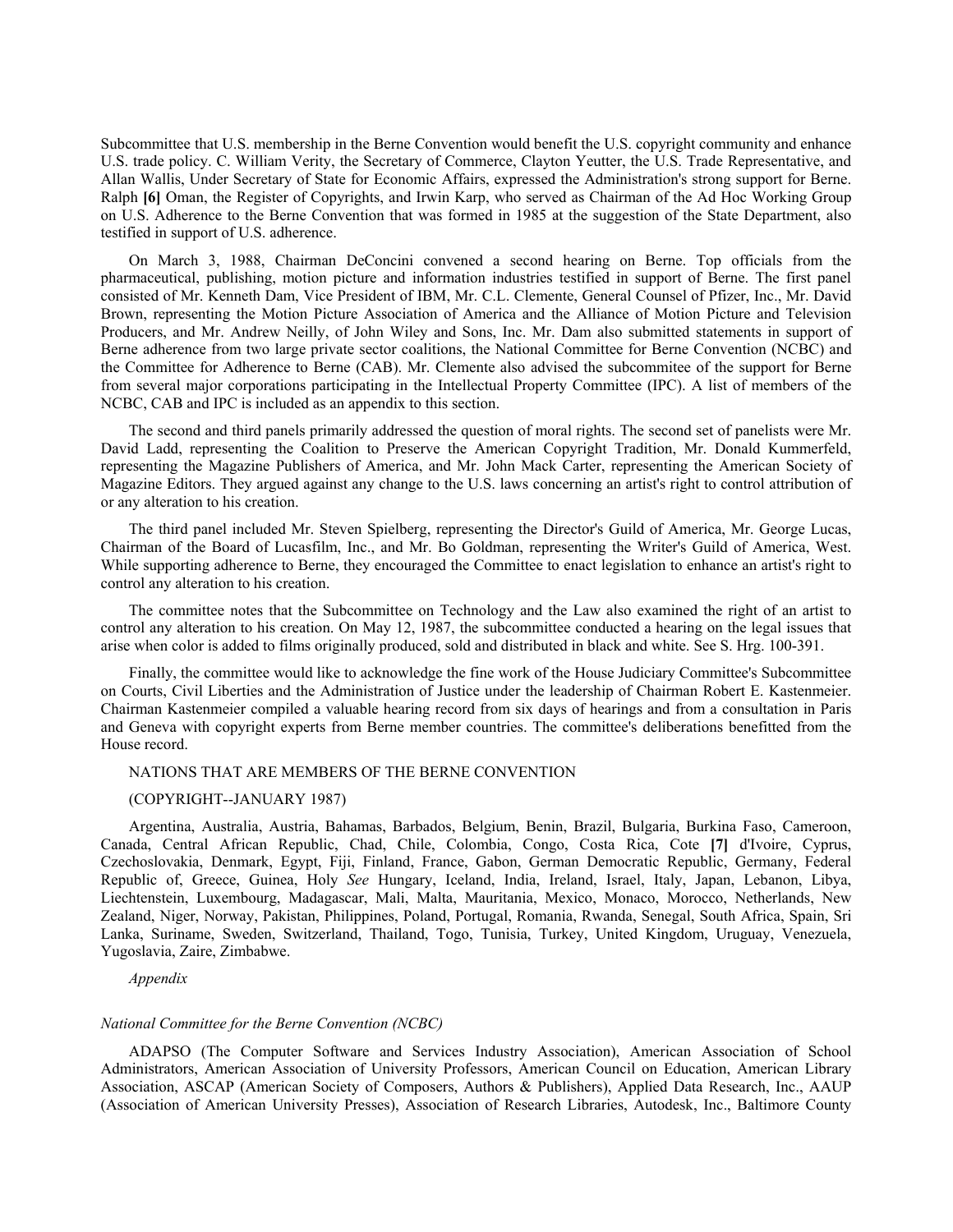Subcommittee that U.S. membership in the Berne Convention would benefit the U.S. copyright community and enhance U.S. trade policy. C. William Verity, the Secretary of Commerce, Clayton Yeutter, the U.S. Trade Representative, and Allan Wallis, Under Secretary of State for Economic Affairs, expressed the Administration's strong support for Berne. Ralph **[6]** Oman, the Register of Copyrights, and Irwin Karp, who served as Chairman of the Ad Hoc Working Group on U.S. Adherence to the Berne Convention that was formed in 1985 at the suggestion of the State Department, also testified in support of U.S. adherence.

On March 3, 1988, Chairman DeConcini convened a second hearing on Berne. Top officials from the pharmaceutical, publishing, motion picture and information industries testified in support of Berne. The first panel consisted of Mr. Kenneth Dam, Vice President of IBM, Mr. C.L. Clemente, General Counsel of Pfizer, Inc., Mr. David Brown, representing the Motion Picture Association of America and the Alliance of Motion Picture and Television Producers, and Mr. Andrew Neilly, of John Wiley and Sons, Inc. Mr. Dam also submitted statements in support of Berne adherence from two large private sector coalitions, the National Committee for Berne Convention (NCBC) and the Committee for Adherence to Berne (CAB). Mr. Clemente also advised the subcommitee of the support for Berne from several major corporations participating in the Intellectual Property Committee (IPC). A list of members of the NCBC, CAB and IPC is included as an appendix to this section.

The second and third panels primarily addressed the question of moral rights. The second set of panelists were Mr. David Ladd, representing the Coalition to Preserve the American Copyright Tradition, Mr. Donald Kummerfeld, representing the Magazine Publishers of America, and Mr. John Mack Carter, representing the American Society of Magazine Editors. They argued against any change to the U.S. laws concerning an artist's right to control attribution of or any alteration to his creation.

The third panel included Mr. Steven Spielberg, representing the Director's Guild of America, Mr. George Lucas, Chairman of the Board of Lucasfilm, Inc., and Mr. Bo Goldman, representing the Writer's Guild of America, West. While supporting adherence to Berne, they encouraged the Committee to enact legislation to enhance an artist's right to control any alteration to his creation.

The committee notes that the Subcommittee on Technology and the Law also examined the right of an artist to control any alteration to his creation. On May 12, 1987, the subcommittee conducted a hearing on the legal issues that arise when color is added to films originally produced, sold and distributed in black and white. See S. Hrg. 100-391.

Finally, the committee would like to acknowledge the fine work of the House Judiciary Committee's Subcommittee on Courts, Civil Liberties and the Administration of Justice under the leadership of Chairman Robert E. Kastenmeier. Chairman Kastenmeier compiled a valuable hearing record from six days of hearings and from a consultation in Paris and Geneva with copyright experts from Berne member countries. The committee's deliberations benefitted from the House record.

NATIONS THAT ARE MEMBERS OF THE BERNE CONVENTION

(COPYRIGHT--JANUARY 1987)

Argentina, Australia, Austria, Bahamas, Barbados, Belgium, Benin, Brazil, Bulgaria, Burkina Faso, Cameroon, Canada, Central African Republic, Chad, Chile, Colombia, Congo, Costa Rica, Cote **[7]** d'Ivoire, Cyprus, Czechoslovakia, Denmark, Egypt, Fiji, Finland, France, Gabon, German Democratic Republic, Germany, Federal Republic of, Greece, Guinea, Holy *See* Hungary, Iceland, India, Ireland, Israel, Italy, Japan, Lebanon, Libya, Liechtenstein, Luxembourg, Madagascar, Mali, Malta, Mauritania, Mexico, Monaco, Morocco, Netherlands, New Zealand, Niger, Norway, Pakistan, Philippines, Poland, Portugal, Romania, Rwanda, Senegal, South Africa, Spain, Sri Lanka, Suriname, Sweden, Switzerland, Thailand, Togo, Tunisia, Turkey, United Kingdom, Uruguay, Venezuela, Yugoslavia, Zaire, Zimbabwe.

*Appendix*

*National Committee for the Berne Convention (NCBC)*

ADAPSO (The Computer Software and Services Industry Association), American Association of School Administrators, American Association of University Professors, American Council on Education, American Library Association, ASCAP (American Society of Composers, Authors & Publishers), Applied Data Research, Inc., AAUP (Association of American University Presses), Association of Research Libraries, Autodesk, Inc., Baltimore County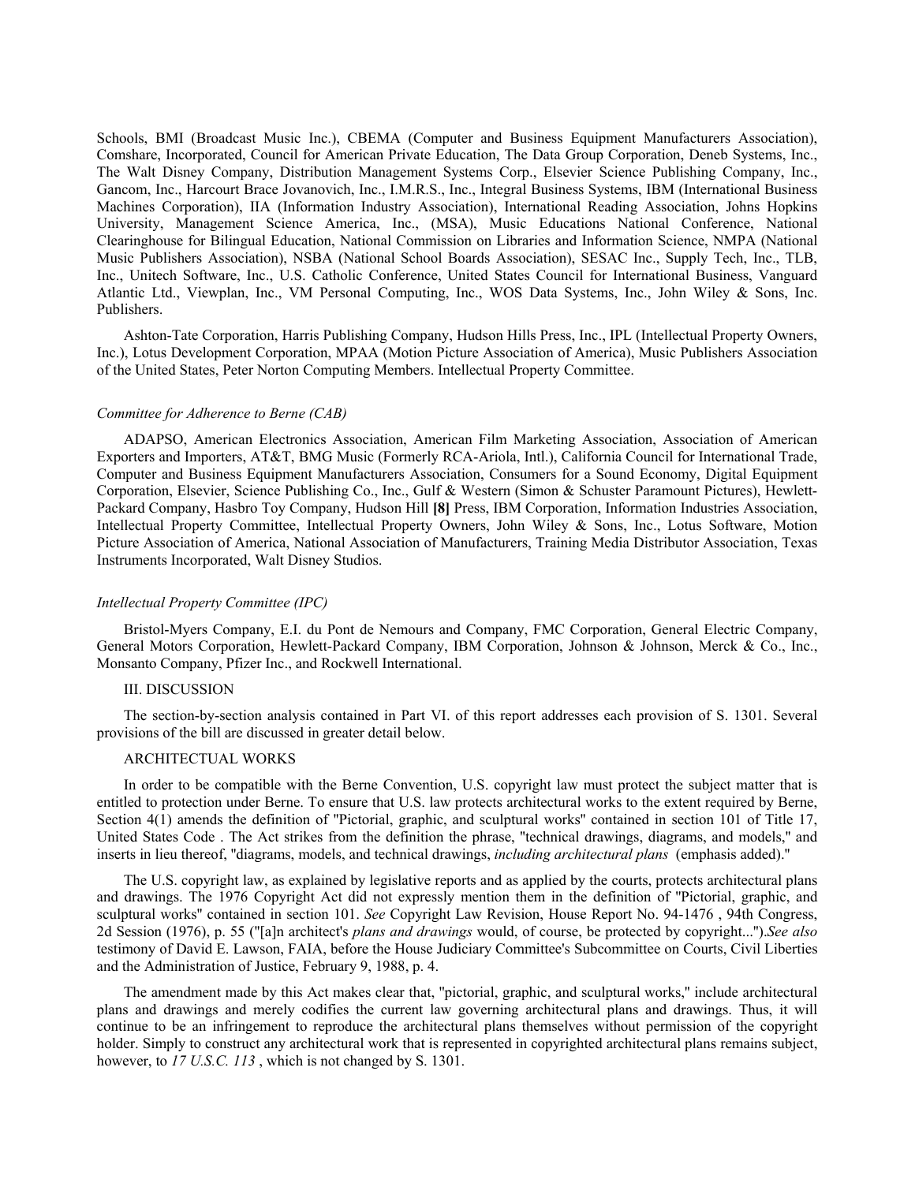Schools, BMI (Broadcast Music Inc.), CBEMA (Computer and Business Equipment Manufacturers Association), Comshare, Incorporated, Council for American Private Education, The Data Group Corporation, Deneb Systems, Inc., The Walt Disney Company, Distribution Management Systems Corp., Elsevier Science Publishing Company, Inc., Gancom, Inc., Harcourt Brace Jovanovich, Inc., I.M.R.S., Inc., Integral Business Systems, IBM (International Business Machines Corporation), IIA (Information Industry Association), International Reading Association, Johns Hopkins University, Management Science America, Inc., (MSA), Music Educations National Conference, National Clearinghouse for Bilingual Education, National Commission on Libraries and Information Science, NMPA (National Music Publishers Association), NSBA (National School Boards Association), SESAC Inc., Supply Tech, Inc., TLB, Inc., Unitech Software, Inc., U.S. Catholic Conference, United States Council for International Business, Vanguard Atlantic Ltd., Viewplan, Inc., VM Personal Computing, Inc., WOS Data Systems, Inc., John Wiley & Sons, Inc. Publishers.

Ashton-Tate Corporation, Harris Publishing Company, Hudson Hills Press, Inc., IPL (Intellectual Property Owners, Inc.), Lotus Development Corporation, MPAA (Motion Picture Association of America), Music Publishers Association of the United States, Peter Norton Computing Members. Intellectual Property Committee.

*Committee for Adherence to Berne (CAB)*

ADAPSO, American Electronics Association, American Film Marketing Association, Association of American Exporters and Importers, AT&T, BMG Music (Formerly RCA-Ariola, Intl.), California Council for International Trade, Computer and Business Equipment Manufacturers Association, Consumers for a Sound Economy, Digital Equipment Corporation, Elsevier, Science Publishing Co., Inc., Gulf & Western (Simon & Schuster Paramount Pictures), Hewlett-Packard Company, Hasbro Toy Company, Hudson Hill **[8]** Press, IBM Corporation, Information Industries Association, Intellectual Property Committee, Intellectual Property Owners, John Wiley & Sons, Inc., Lotus Software, Motion Picture Association of America, National Association of Manufacturers, Training Media Distributor Association, Texas Instruments Incorporated, Walt Disney Studios.

*Intellectual Property Committee (IPC)*

Bristol-Myers Company, E.I. du Pont de Nemours and Company, FMC Corporation, General Electric Company, General Motors Corporation, Hewlett-Packard Company, IBM Corporation, Johnson & Johnson, Merck & Co., Inc., Monsanto Company, Pfizer Inc., and Rockwell International.

III. DISCUSSION

The section-by-section analysis contained in Part VI. of this report addresses each provision of S. 1301. Several provisions of the bill are discussed in greater detail below.

ARCHITECTUAL WORKS

In order to be compatible with the Berne Convention, U.S. copyright law must protect the subject matter that is entitled to protection under Berne. To ensure that U.S. law protects architectural works to the extent required by Berne, Section 4(1) amends the definition of "Pictorial, graphic, and sculptural works" contained in section 101 of Title 17, United States Code . The Act strikes from the definition the phrase, "technical drawings, diagrams, and models," and inserts in lieu thereof, "diagrams, models, and technical drawings, *including architectural plans* (emphasis added)."

The U.S. copyright law, as explained by legislative reports and as applied by the courts, protects architectural plans and drawings. The 1976 Copyright Act did not expressly mention them in the definition of "Pictorial, graphic, and sculptural works" contained in section 101. *See* Copyright Law Revision, House Report No. 94-1476 , 94th Congress, 2d Session (1976), p. 55 ("[a]n architect's *plans and drawings* would, of course, be protected by copyright...").*See also* testimony of David E. Lawson, FAIA, before the House Judiciary Committee's Subcommittee on Courts, Civil Liberties and the Administration of Justice, February 9, 1988, p. 4.

The amendment made by this Act makes clear that, "pictorial, graphic, and sculptural works," include architectural plans and drawings and merely codifies the current law governing architectural plans and drawings. Thus, it will continue to be an infringement to reproduce the architectural plans themselves without permission of the copyright holder. Simply to construct any architectural work that is represented in copyrighted architectural plans remains subject, however, to *17 U.S.C. 113* , which is not changed by S. 1301.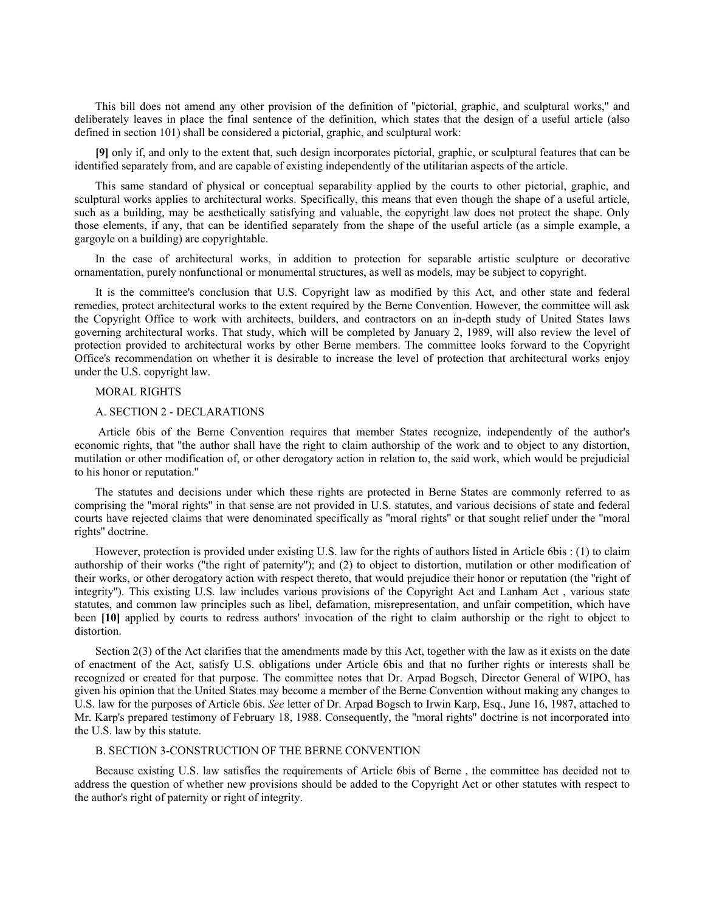This bill does not amend any other provision of the definition of "pictorial, graphic, and sculptural works," and deliberately leaves in place the final sentence of the definition, which states that the design of a useful article (also defined in section 101) shall be considered a pictorial, graphic, and sculptural work:

**[9]** only if, and only to the extent that, such design incorporates pictorial, graphic, or sculptural features that can be identified separately from, and are capable of existing independently of the utilitarian aspects of the article.

This same standard of physical or conceptual separability applied by the courts to other pictorial, graphic, and sculptural works applies to architectural works. Specifically, this means that even though the shape of a useful article, such as a building, may be aesthetically satisfying and valuable, the copyright law does not protect the shape. Only those elements, if any, that can be identified separately from the shape of the useful article (as a simple example, a gargoyle on a building) are copyrightable.

In the case of architectural works, in addition to protection for separable artistic sculpture or decorative ornamentation, purely nonfunctional or monumental structures, as well as models, may be subject to copyright.

It is the committee's conclusion that U.S. Copyright law as modified by this Act, and other state and federal remedies, protect architectural works to the extent required by the Berne Convention. However, the committee will ask the Copyright Office to work with architects, builders, and contractors on an in-depth study of United States laws governing architectural works. That study, which will be completed by January 2, 1989, will also review the level of protection provided to architectural works by other Berne members. The committee looks forward to the Copyright Office's recommendation on whether it is desirable to increase the level of protection that architectural works enjoy under the U.S. copyright law.

MORAL RIGHTS

A. SECTION 2 - DECLARATIONS

Article 6bis of the Berne Convention requires that member States recognize, independently of the author's economic rights, that "the author shall have the right to claim authorship of the work and to object to any distortion, mutilation or other modification of, or other derogatory action in relation to, the said work, which would be prejudicial to his honor or reputation."

The statutes and decisions under which these rights are protected in Berne States are commonly referred to as comprising the "moral rights" in that sense are not provided in U.S. statutes, and various decisions of state and federal courts have rejected claims that were denominated specifically as "moral rights" or that sought relief under the "moral rights" doctrine.

However, protection is provided under existing U.S. law for the rights of authors listed in Article 6bis : (1) to claim authorship of their works ("the right of paternity"); and (2) to object to distortion, mutilation or other modification of their works, or other derogatory action with respect thereto, that would prejudice their honor or reputation (the "right of integrity"). This existing U.S. law includes various provisions of the Copyright Act and Lanham Act , various state statutes, and common law principles such as libel, defamation, misrepresentation, and unfair competition, which have been **[10]** applied by courts to redress authors' invocation of the right to claim authorship or the right to object to distortion.

Section 2(3) of the Act clarifies that the amendments made by this Act, together with the law as it exists on the date of enactment of the Act, satisfy U.S. obligations under Article 6bis and that no further rights or interests shall be recognized or created for that purpose. The committee notes that Dr. Arpad Bogsch, Director General of WIPO, has given his opinion that the United States may become a member of the Berne Convention without making any changes to U.S. law for the purposes of Article 6bis. *See* letter of Dr. Arpad Bogsch to Irwin Karp, Esq., June 16, 1987, attached to Mr. Karp's prepared testimony of February 18, 1988. Consequently, the "moral rights" doctrine is not incorporated into the U.S. law by this statute.

B. SECTION 3-CONSTRUCTION OF THE BERNE CONVENTION

Because existing U.S. law satisfies the requirements of Article 6bis of Berne , the committee has decided not to address the question of whether new provisions should be added to the Copyright Act or other statutes with respect to the author's right of paternity or right of integrity.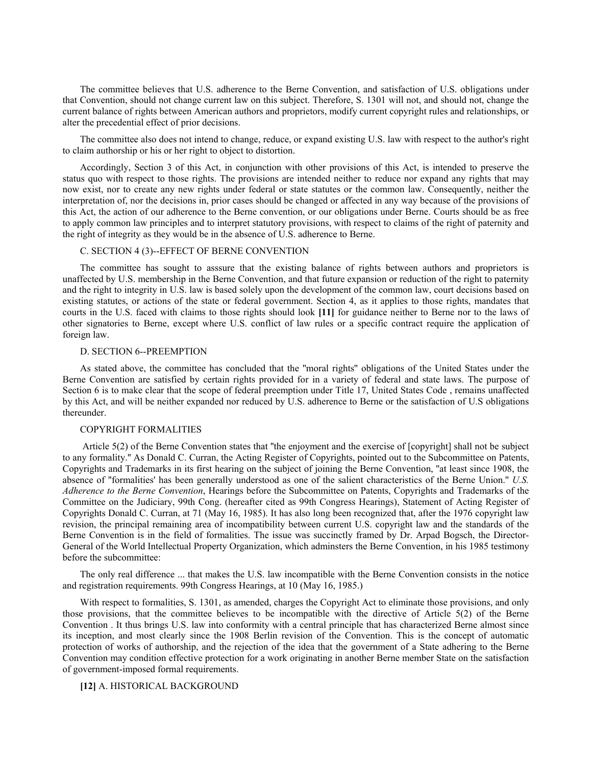The committee believes that U.S. adherence to the Berne Convention, and satisfaction of U.S. obligations under that Convention, should not change current law on this subject. Therefore, S. 1301 will not, and should not, change the current balance of rights between American authors and proprietors, modify current copyright rules and relationships, or alter the precedential effect of prior decisions.

The committee also does not intend to change, reduce, or expand existing U.S. law with respect to the author's right to claim authorship or his or her right to object to distortion.

Accordingly, Section 3 of this Act, in conjunction with other provisions of this Act, is intended to preserve the status quo with respect to those rights. The provisions are intended neither to reduce nor expand any rights that may now exist, nor to create any new rights under federal or state statutes or the common law. Consequently, neither the interpretation of, nor the decisions in, prior cases should be changed or affected in any way because of the provisions of this Act, the action of our adherence to the Berne convention, or our obligations under Berne. Courts should be as free to apply common law principles and to interpret statutory provisions, with respect to claims of the right of paternity and the right of integrity as they would be in the absence of U.S. adherence to Berne.

C. SECTION 4 (3)--EFFECT OF BERNE CONVENTION

The committee has sought to asssure that the existing balance of rights between authors and proprietors is unaffected by U.S. membership in the Berne Convention, and that future expansion or reduction of the right to paternity and the right to integrity in U.S. law is based solely upon the development of the common law, court decisions based on existing statutes, or actions of the state or federal government. Section 4, as it applies to those rights, mandates that courts in the U.S. faced with claims to those rights should look **[11]** for guidance neither to Berne nor to the laws of other signatories to Berne, except where U.S. conflict of law rules or a specific contract require the application of foreign law.

D. SECTION 6--PREEMPTION

As stated above, the committee has concluded that the "moral rights" obligations of the United States under the Berne Convention are satisfied by certain rights provided for in a variety of federal and state laws. The purpose of Section 6 is to make clear that the scope of federal preemption under Title 17, United States Code , remains unaffected by this Act, and will be neither expanded nor reduced by U.S. adherence to Berne or the satisfaction of U.S obligations thereunder.

COPYRIGHT FORMALITIES

Article 5(2) of the Berne Convention states that "the enjoyment and the exercise of [copyright] shall not be subject to any formality." As Donald C. Curran, the Acting Register of Copyrights, pointed out to the Subcommittee on Patents, Copyrights and Trademarks in its first hearing on the subject of joining the Berne Convention, "at least since 1908, the absence of "formalities' has been generally understood as one of the salient characteristics of the Berne Union." *U.S. Adherence to the Berne Convention*, Hearings before the Subcommittee on Patents, Copyrights and Trademarks of the Committee on the Judiciary, 99th Cong. (hereafter cited as 99th Congress Hearings), Statement of Acting Register of Copyrights Donald C. Curran, at 71 (May 16, 1985). It has also long been recognized that, after the 1976 copyright law revision, the principal remaining area of incompatibility between current U.S. copyright law and the standards of the Berne Convention is in the field of formalities. The issue was succinctly framed by Dr. Arpad Bogsch, the Director-General of the World Intellectual Property Organization, which adminsters the Berne Convention, in his 1985 testimony before the subcommittee:

The only real difference ... that makes the U.S. law incompatible with the Berne Convention consists in the notice and registration requirements. 99th Congress Hearings, at 10 (May 16, 1985.)

With respect to formalities, S. 1301, as amended, charges the Copyright Act to eliminate those provisions, and only those provisions, that the committee believes to be incompatible with the directive of Article 5(2) of the Berne Convention . It thus brings U.S. law into conformity with a central principle that has characterized Berne almost since its inception, and most clearly since the 1908 Berlin revision of the Convention. This is the concept of automatic protection of works of authorship, and the rejection of the idea that the government of a State adhering to the Berne Convention may condition effective protection for a work originating in another Berne member State on the satisfaction of government-imposed formal requirements.

**[12]** A. HISTORICAL BACKGROUND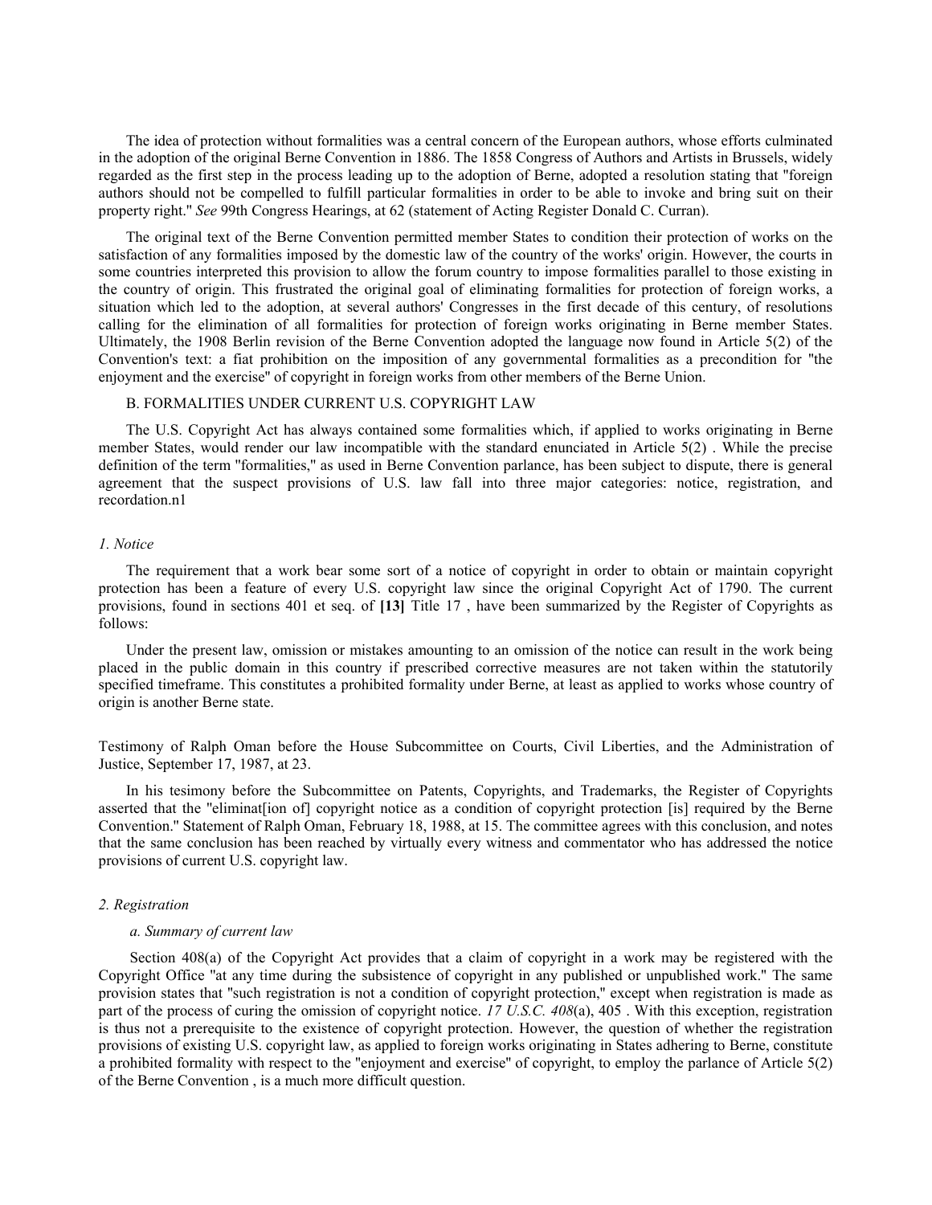The idea of protection without formalities was a central concern of the European authors, whose efforts culminated in the adoption of the original Berne Convention in 1886. The 1858 Congress of Authors and Artists in Brussels, widely regarded as the first step in the process leading up to the adoption of Berne, adopted a resolution stating that "foreign authors should not be compelled to fulfill particular formalities in order to be able to invoke and bring suit on their property right." *See* 99th Congress Hearings, at 62 (statement of Acting Register Donald C. Curran).

The original text of the Berne Convention permitted member States to condition their protection of works on the satisfaction of any formalities imposed by the domestic law of the country of the works' origin. However, the courts in some countries interpreted this provision to allow the forum country to impose formalities parallel to those existing in the country of origin. This frustrated the original goal of eliminating formalities for protection of foreign works, a situation which led to the adoption, at several authors' Congresses in the first decade of this century, of resolutions calling for the elimination of all formalities for protection of foreign works originating in Berne member States. Ultimately, the 1908 Berlin revision of the Berne Convention adopted the language now found in Article 5(2) of the Convention's text: a fiat prohibition on the imposition of any governmental formalities as a precondition for "the enjoyment and the exercise" of copyright in foreign works from other members of the Berne Union.

B. FORMALITIES UNDER CURRENT U.S. COPYRIGHT LAW

The U.S. Copyright Act has always contained some formalities which, if applied to works originating in Berne member States, would render our law incompatible with the standard enunciated in Article 5(2) . While the precise definition of the term "formalities," as used in Berne Convention parlance, has been subject to dispute, there is general agreement that the suspect provisions of U.S. law fall into three major categories: notice, registration, and recordation.n1

*1. Notice*

The requirement that a work bear some sort of a notice of copyright in order to obtain or maintain copyright protection has been a feature of every U.S. copyright law since the original Copyright Act of 1790. The current provisions, found in sections 401 et seq. of **[13]** Title 17 , have been summarized by the Register of Copyrights as follows:

Under the present law, omission or mistakes amounting to an omission of the notice can result in the work being placed in the public domain in this country if prescribed corrective measures are not taken within the statutorily specified timeframe. This constitutes a prohibited formality under Berne, at least as applied to works whose country of origin is another Berne state.

Testimony of Ralph Oman before the House Subcommittee on Courts, Civil Liberties, and the Administration of Justice, September 17, 1987, at 23.

In his tesimony before the Subcommittee on Patents, Copyrights, and Trademarks, the Register of Copyrights asserted that the "eliminat[ion of] copyright notice as a condition of copyright protection [is] required by the Berne Convention." Statement of Ralph Oman, February 18, 1988, at 15. The committee agrees with this conclusion, and notes that the same conclusion has been reached by virtually every witness and commentator who has addressed the notice provisions of current U.S. copyright law.

*2. Registration*

*a. Summary of current law*

Section 408(a) of the Copyright Act provides that a claim of copyright in a work may be registered with the Copyright Office "at any time during the subsistence of copyright in any published or unpublished work." The same provision states that "such registration is not a condition of copyright protection," except when registration is made as part of the process of curing the omission of copyright notice. *17 U.S.C. 408*(a), 405 . With this exception, registration is thus not a prerequisite to the existence of copyright protection. However, the question of whether the registration provisions of existing U.S. copyright law, as applied to foreign works originating in States adhering to Berne, constitute a prohibited formality with respect to the "enjoyment and exercise" of copyright, to employ the parlance of Article 5(2) of the Berne Convention , is a much more difficult question.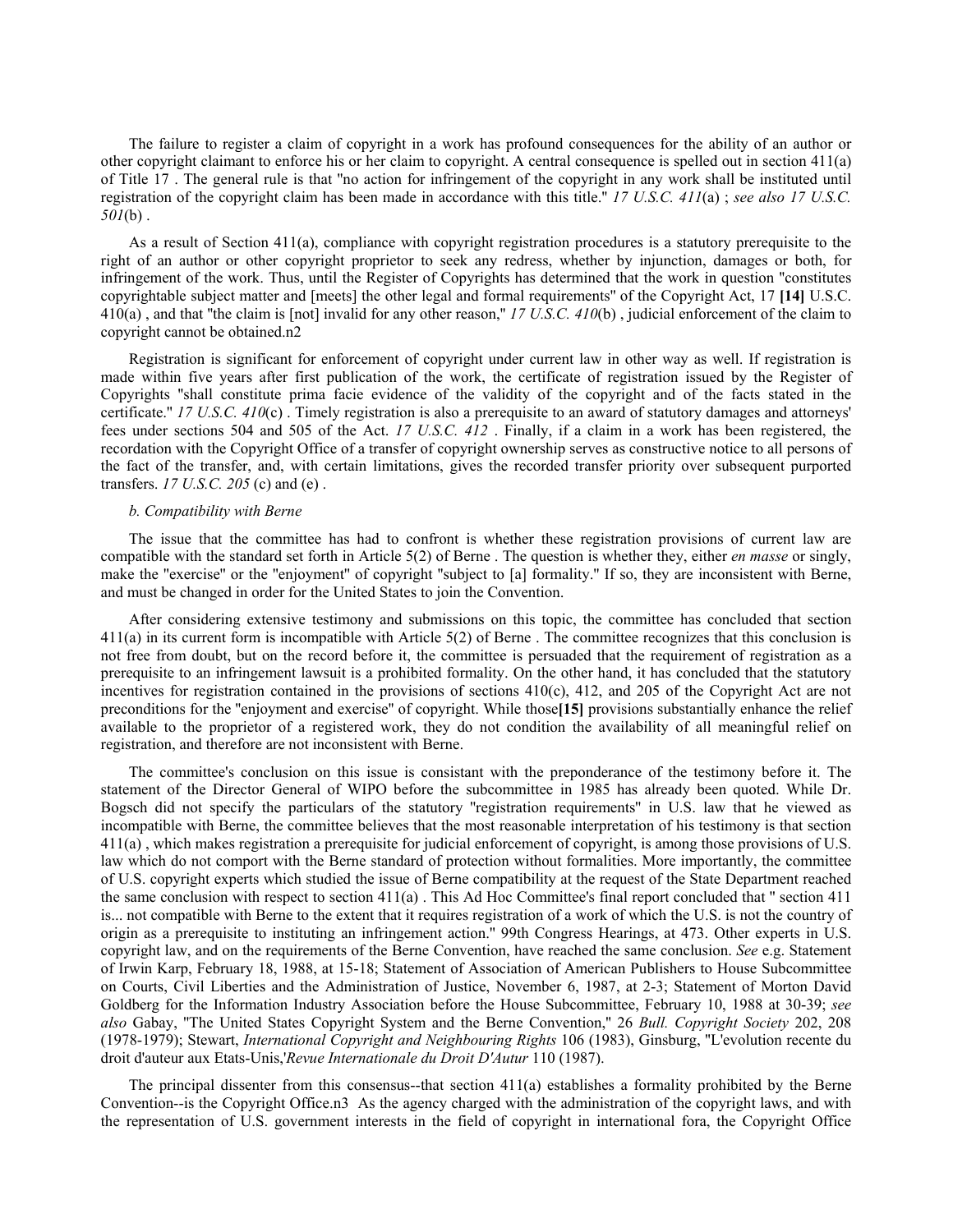The failure to register a claim of copyright in a work has profound consequences for the ability of an author or other copyright claimant to enforce his or her claim to copyright. A central consequence is spelled out in section 411(a) of Title 17 . The general rule is that "no action for infringement of the copyright in any work shall be instituted until registration of the copyright claim has been made in accordance with this title." *17 U.S.C. 411*(a) ; *see also 17 U.S.C. 501*(b) .

As a result of Section 411(a), compliance with copyright registration procedures is a statutory prerequisite to the right of an author or other copyright proprietor to seek any redress, whether by injunction, damages or both, for infringement of the work. Thus, until the Register of Copyrights has determined that the work in question "constitutes copyrightable subject matter and [meets] the other legal and formal requirements" of the Copyright Act, 17 **[14]** U.S.C. 410(a) , and that "the claim is [not] invalid for any other reason," *17 U.S.C. 410*(b) , judicial enforcement of the claim to copyright cannot be obtained.n2

Registration is significant for enforcement of copyright under current law in other way as well. If registration is made within five years after first publication of the work, the certificate of registration issued by the Register of Copyrights "shall constitute prima facie evidence of the validity of the copyright and of the facts stated in the certificate." *17 U.S.C. 410*(c) . Timely registration is also a prerequisite to an award of statutory damages and attorneys' fees under sections 504 and 505 of the Act. *17 U.S.C. 412* . Finally, if a claim in a work has been registered, the recordation with the Copyright Office of a transfer of copyright ownership serves as constructive notice to all persons of the fact of the transfer, and, with certain limitations, gives the recorded transfer priority over subsequent purported transfers. *17 U.S.C. 205* (c) and (e) .

*b. Compatibility with Berne*

The issue that the committee has had to confront is whether these registration provisions of current law are compatible with the standard set forth in Article 5(2) of Berne . The question is whether they, either *en masse* or singly, make the "exercise" or the "enjoyment" of copyright "subject to [a] formality." If so, they are inconsistent with Berne, and must be changed in order for the United States to join the Convention.

After considering extensive testimony and submissions on this topic, the committee has concluded that section 411(a) in its current form is incompatible with Article 5(2) of Berne . The committee recognizes that this conclusion is not free from doubt, but on the record before it, the committee is persuaded that the requirement of registration as a prerequisite to an infringement lawsuit is a prohibited formality. On the other hand, it has concluded that the statutory incentives for registration contained in the provisions of sections 410(c), 412, and 205 of the Copyright Act are not preconditions for the "enjoyment and exercise" of copyright. While those**[15]** provisions substantially enhance the relief available to the proprietor of a registered work, they do not condition the availability of all meaningful relief on registration, and therefore are not inconsistent with Berne.

The committee's conclusion on this issue is consistant with the preponderance of the testimony before it. The statement of the Director General of WIPO before the subcommittee in 1985 has already been quoted. While Dr. Bogsch did not specify the particulars of the statutory "registration requirements" in U.S. law that he viewed as incompatible with Berne, the committee believes that the most reasonable interpretation of his testimony is that section 411(a) , which makes registration a prerequisite for judicial enforcement of copyright, is among those provisions of U.S. law which do not comport with the Berne standard of protection without formalities. More importantly, the committee of U.S. copyright experts which studied the issue of Berne compatibility at the request of the State Department reached the same conclusion with respect to section 411(a) . This Ad Hoc Committee's final report concluded that " section 411 is... not compatible with Berne to the extent that it requires registration of a work of which the U.S. is not the country of origin as a prerequisite to instituting an infringement action." 99th Congress Hearings, at 473. Other experts in U.S. copyright law, and on the requirements of the Berne Convention, have reached the same conclusion. *See* e.g. Statement of Irwin Karp, February 18, 1988, at 15-18; Statement of Association of American Publishers to House Subcommittee on Courts, Civil Liberties and the Administration of Justice, November 6, 1987, at 2-3; Statement of Morton David Goldberg for the Information Industry Association before the House Subcommittee, February 10, 1988 at 30-39; *see also* Gabay, "The United States Copyright System and the Berne Convention," 26 *Bull. Copyright Society* 202, 208 (1978-1979); Stewart, *International Copyright and Neighbouring Rights* 106 (1983), Ginsburg, "L'evolution recente du droit d'auteur aux Etats-Unis,'*Revue Internationale du Droit D'Autur* 110 (1987).

The principal dissenter from this consensus--that section 411(a) establishes a formality prohibited by the Berne Convention--is the Copyright Office.n3 As the agency charged with the administration of the copyright laws, and with the representation of U.S. government interests in the field of copyright in international fora, the Copyright Office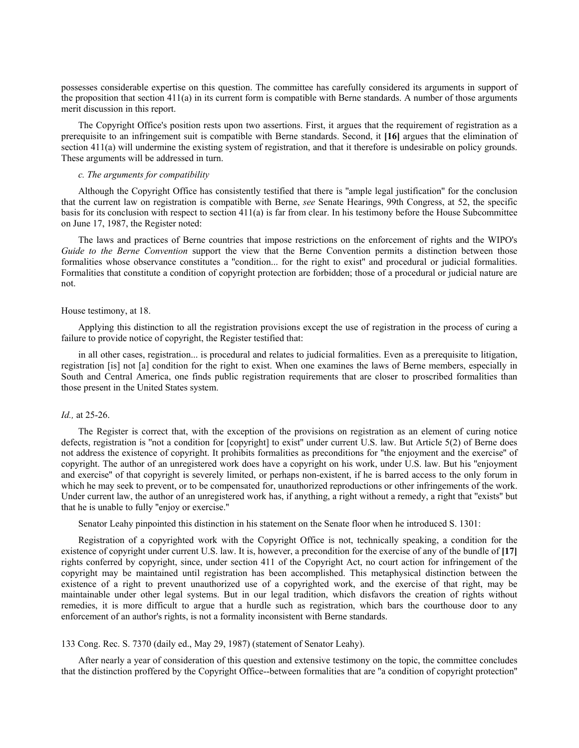possesses considerable expertise on this question. The committee has carefully considered its arguments in support of the proposition that section 411(a) in its current form is compatible with Berne standards. A number of those arguments merit discussion in this report.

The Copyright Office's position rests upon two assertions. First, it argues that the requirement of registration as a prerequisite to an infringement suit is compatible with Berne standards. Second, it **[16]** argues that the elimination of section 411(a) will undermine the existing system of registration, and that it therefore is undesirable on policy grounds. These arguments will be addressed in turn.

*c. The arguments for compatibility*

Although the Copyright Office has consistently testified that there is "ample legal justification" for the conclusion that the current law on registration is compatible with Berne, *see* Senate Hearings, 99th Congress, at 52, the specific basis for its conclusion with respect to section 411(a) is far from clear. In his testimony before the House Subcommittee on June 17, 1987, the Register noted:

> The laws and practices of Berne countries that impose restrictions on the enforcement of rights and the WIPO's *Guide to the Berne Convention* support the view that the Berne Convention permits a distinction between those formalities whose observance constitutes a "condition... for the right to exist" and procedural or judicial formalities. Formalities that constitute a condition of copyright protection are forbidden; those of a procedural or judicial nature are not.

House testimony, at 18.

Applying this distinction to all the registration provisions except the use of registration in the process of curing a failure to provide notice of copyright, the Register testified that:

> in all other cases, registration... is procedural and relates to judicial formalities. Even as a prerequisite to litigation, registration [is] not [a] condition for the right to exist. When one examines the laws of Berne members, especially in South and Central America, one finds public registration requirements that are closer to proscribed formalities than those present in the United States system.

*Id.,* at 25-26.

The Register is correct that, with the exception of the provisions on registration as an element of curing notice defects, registration is "not a condition for [copyright] to exist" under current U.S. law. But Article 5(2) of Berne does not address the existence of copyright. It prohibits formalities as preconditions for "the enjoyment and the exercise" of copyright. The author of an unregistered work does have a copyright on his work, under U.S. law. But his "enjoyment and exercise" of that copyright is severely limited, or perhaps non-existent, if he is barred access to the only forum in which he may seek to prevent, or to be compensated for, unauthorized reproductions or other infringements of the work. Under current law, the author of an unregistered work has, if anything, a right without a remedy, a right that "exists" but that he is unable to fully "enjoy or exercise."

Senator Leahy pinpointed this distinction in his statement on the Senate floor when he introduced S. 1301:

> Registration of a copyrighted work with the Copyright Office is not, technically speaking, a condition for the existence of copyright under current U.S. law. It is, however, a precondition for the exercise of any of the bundle of **[17]** rights conferred by copyright, since, under section 411 of the Copyright Act, no court action for infringement of the copyright may be maintained until registration has been accomplished. This metaphysical distinction between the existence of a right to prevent unauthorized use of a copyrighted work, and the exercise of that right, may be maintainable under other legal systems. But in our legal tradition, which disfavors the creation of rights without remedies, it is more difficult to argue that a hurdle such as registration, which bars the courthouse door to any enforcement of an author's rights, is not a formality inconsistent with Berne standards.

133 Cong. Rec. S. 7370 (daily ed., May 29, 1987) (statement of Senator Leahy).

After nearly a year of consideration of this question and extensive testimony on the topic, the committee concludes that the distinction proffered by the Copyright Office--between formalities that are "a condition of copyright protection"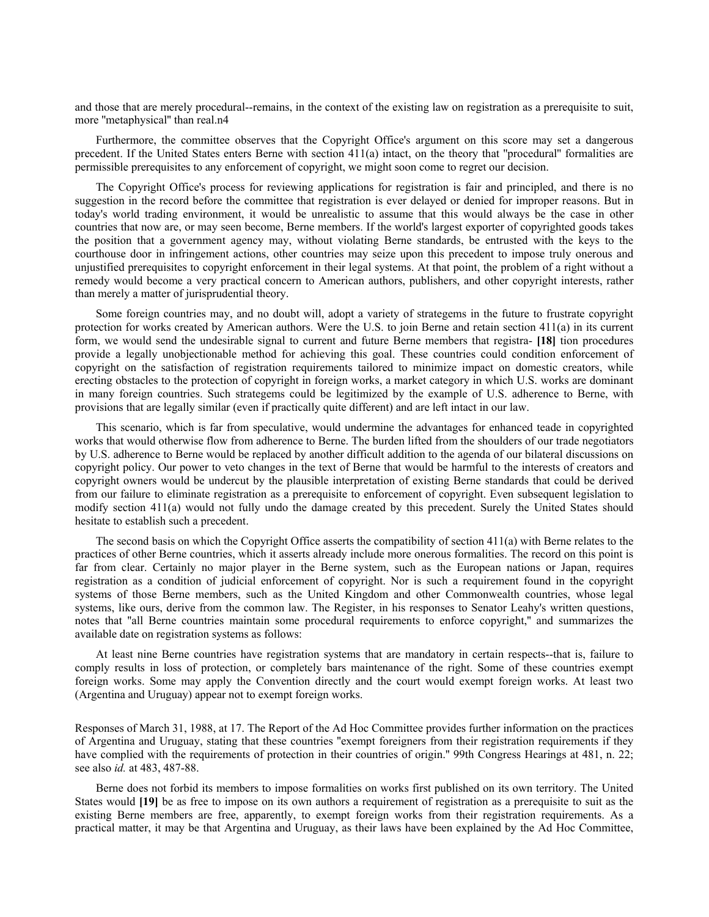and those that are merely procedural--remains, in the context of the existing law on registration as a prerequisite to suit, more "metaphysical" than real.n4

Furthermore, the committee observes that the Copyright Office's argument on this score may set a dangerous precedent. If the United States enters Berne with section 411(a) intact, on the theory that "procedural" formalities are permissible prerequisites to any enforcement of copyright, we might soon come to regret our decision.

The Copyright Office's process for reviewing applications for registration is fair and principled, and there is no suggestion in the record before the committee that registration is ever delayed or denied for improper reasons. But in today's world trading environment, it would be unrealistic to assume that this would always be the case in other countries that now are, or may seen become, Berne members. If the world's largest exporter of copyrighted goods takes the position that a government agency may, without violating Berne standards, be entrusted with the keys to the courthouse door in infringement actions, other countries may seize upon this precedent to impose truly onerous and unjustified prerequisites to copyright enforcement in their legal systems. At that point, the problem of a right without a remedy would become a very practical concern to American authors, publishers, and other copyright interests, rather than merely a matter of jurisprudential theory.

Some foreign countries may, and no doubt will, adopt a variety of strategems in the future to frustrate copyright protection for works created by American authors. Were the U.S. to join Berne and retain section 411(a) in its current form, we would send the undesirable signal to current and future Berne members that registra- **[18]** tion procedures provide a legally unobjectionable method for achieving this goal. These countries could condition enforcement of copyright on the satisfaction of registration requirements tailored to minimize impact on domestic creators, while erecting obstacles to the protection of copyright in foreign works, a market category in which U.S. works are dominant in many foreign countries. Such strategems could be legitimized by the example of U.S. adherence to Berne, with provisions that are legally similar (even if practically quite different) and are left intact in our law.

This scenario, which is far from speculative, would undermine the advantages for enhanced teade in copyrighted works that would otherwise flow from adherence to Berne. The burden lifted from the shoulders of our trade negotiators by U.S. adherence to Berne would be replaced by another difficult addition to the agenda of our bilateral discussions on copyright policy. Our power to veto changes in the text of Berne that would be harmful to the interests of creators and copyright owners would be undercut by the plausible interpretation of existing Berne standards that could be derived from our failure to eliminate registration as a prerequisite to enforcement of copyright. Even subsequent legislation to modify section 411(a) would not fully undo the damage created by this precedent. Surely the United States should hesitate to establish such a precedent.

The second basis on which the Copyright Office asserts the compatibility of section 411(a) with Berne relates to the practices of other Berne countries, which it asserts already include more onerous formalities. The record on this point is far from clear. Certainly no major player in the Berne system, such as the European nations or Japan, requires registration as a condition of judicial enforcement of copyright. Nor is such a requirement found in the copyright systems of those Berne members, such as the United Kingdom and other Commonwealth countries, whose legal systems, like ours, derive from the common law. The Register, in his responses to Senator Leahy's written questions, notes that "all Berne countries maintain some procedural requirements to enforce copyright," and summarizes the available date on registration systems as follows:

At least nine Berne countries have registration systems that are mandatory in certain respects--that is, failure to comply results in loss of protection, or completely bars maintenance of the right. Some of these countries exempt foreign works. Some may apply the Convention directly and the court would exempt foreign works. At least two (Argentina and Uruguay) appear not to exempt foreign works.

Responses of March 31, 1988, at 17. The Report of the Ad Hoc Committee provides further information on the practices of Argentina and Uruguay, stating that these countries "exempt foreigners from their registration requirements if they have complied with the requirements of protection in their countries of origin." 99th Congress Hearings at 481, n. 22; see also *id.* at 483, 487-88.

Berne does not forbid its members to impose formalities on works first published on its own territory. The United States would **[19]** be as free to impose on its own authors a requirement of registration as a prerequisite to suit as the existing Berne members are free, apparently, to exempt foreign works from their registration requirements. As a practical matter, it may be that Argentina and Uruguay, as their laws have been explained by the Ad Hoc Committee,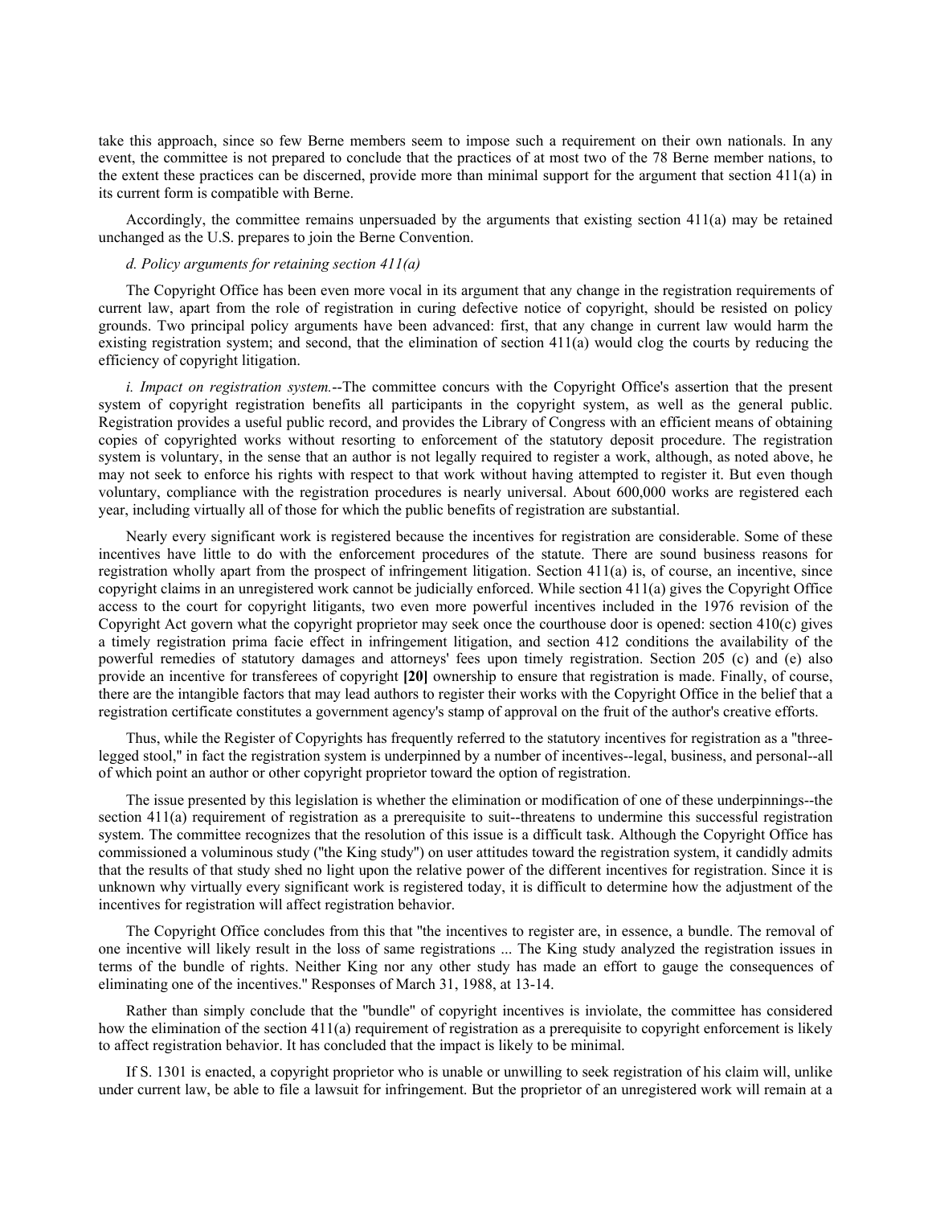take this approach, since so few Berne members seem to impose such a requirement on their own nationals. In any event, the committee is not prepared to conclude that the practices of at most two of the 78 Berne member nations, to the extent these practices can be discerned, provide more than minimal support for the argument that section 411(a) in its current form is compatible with Berne.

Accordingly, the committee remains unpersuaded by the arguments that existing section 411(a) may be retained unchanged as the U.S. prepares to join the Berne Convention.

*d. Policy arguments for retaining section 411(a)*

The Copyright Office has been even more vocal in its argument that any change in the registration requirements of current law, apart from the role of registration in curing defective notice of copyright, should be resisted on policy grounds. Two principal policy arguments have been advanced: first, that any change in current law would harm the existing registration system; and second, that the elimination of section 411(a) would clog the courts by reducing the efficiency of copyright litigation.

*i. Impact on registration system.*--The committee concurs with the Copyright Office's assertion that the present system of copyright registration benefits all participants in the copyright system, as well as the general public. Registration provides a useful public record, and provides the Library of Congress with an efficient means of obtaining copies of copyrighted works without resorting to enforcement of the statutory deposit procedure. The registration system is voluntary, in the sense that an author is not legally required to register a work, although, as noted above, he may not seek to enforce his rights with respect to that work without having attempted to register it. But even though voluntary, compliance with the registration procedures is nearly universal. About 600,000 works are registered each year, including virtually all of those for which the public benefits of registration are substantial.

Nearly every significant work is registered because the incentives for registration are considerable. Some of these incentives have little to do with the enforcement procedures of the statute. There are sound business reasons for registration wholly apart from the prospect of infringement litigation. Section 411(a) is, of course, an incentive, since copyright claims in an unregistered work cannot be judicially enforced. While section 411(a) gives the Copyright Office access to the court for copyright litigants, two even more powerful incentives included in the 1976 revision of the Copyright Act govern what the copyright proprietor may seek once the courthouse door is opened: section 410(c) gives a timely registration prima facie effect in infringement litigation, and section 412 conditions the availability of the powerful remedies of statutory damages and attorneys' fees upon timely registration. Section 205 (c) and (e) also provide an incentive for transferees of copyright **[20]** ownership to ensure that registration is made. Finally, of course, there are the intangible factors that may lead authors to register their works with the Copyright Office in the belief that a registration certificate constitutes a government agency's stamp of approval on the fruit of the author's creative efforts.

Thus, while the Register of Copyrights has frequently referred to the statutory incentives for registration as a "three-legged stool," in fact the registration system is underpinned by a number of incentives--legal, business, and personal--all of which point an author or other copyright proprietor toward the option of registration.

The issue presented by this legislation is whether the elimination or modification of one of these underpinnings--the section 411(a) requirement of registration as a prerequisite to suit--threatens to undermine this successful registration system. The committee recognizes that the resolution of this issue is a difficult task. Although the Copyright Office has commissioned a voluminous study ("the King study") on user attitudes toward the registration system, it candidly admits that the results of that study shed no light upon the relative power of the different incentives for registration. Since it is unknown why virtually every significant work is registered today, it is difficult to determine how the adjustment of the incentives for registration will affect registration behavior.

The Copyright Office concludes from this that "the incentives to register are, in essence, a bundle. The removal of one incentive will likely result in the loss of same registrations ... The King study analyzed the registration issues in terms of the bundle of rights. Neither King nor any other study has made an effort to gauge the consequences of eliminating one of the incentives." Responses of March 31, 1988, at 13-14.

Rather than simply conclude that the "bundle" of copyright incentives is inviolate, the committee has considered how the elimination of the section 411(a) requirement of registration as a prerequisite to copyright enforcement is likely to affect registration behavior. It has concluded that the impact is likely to be minimal.

If S. 1301 is enacted, a copyright proprietor who is unable or unwilling to seek registration of his claim will, unlike under current law, be able to file a lawsuit for infringement. But the proprietor of an unregistered work will remain at a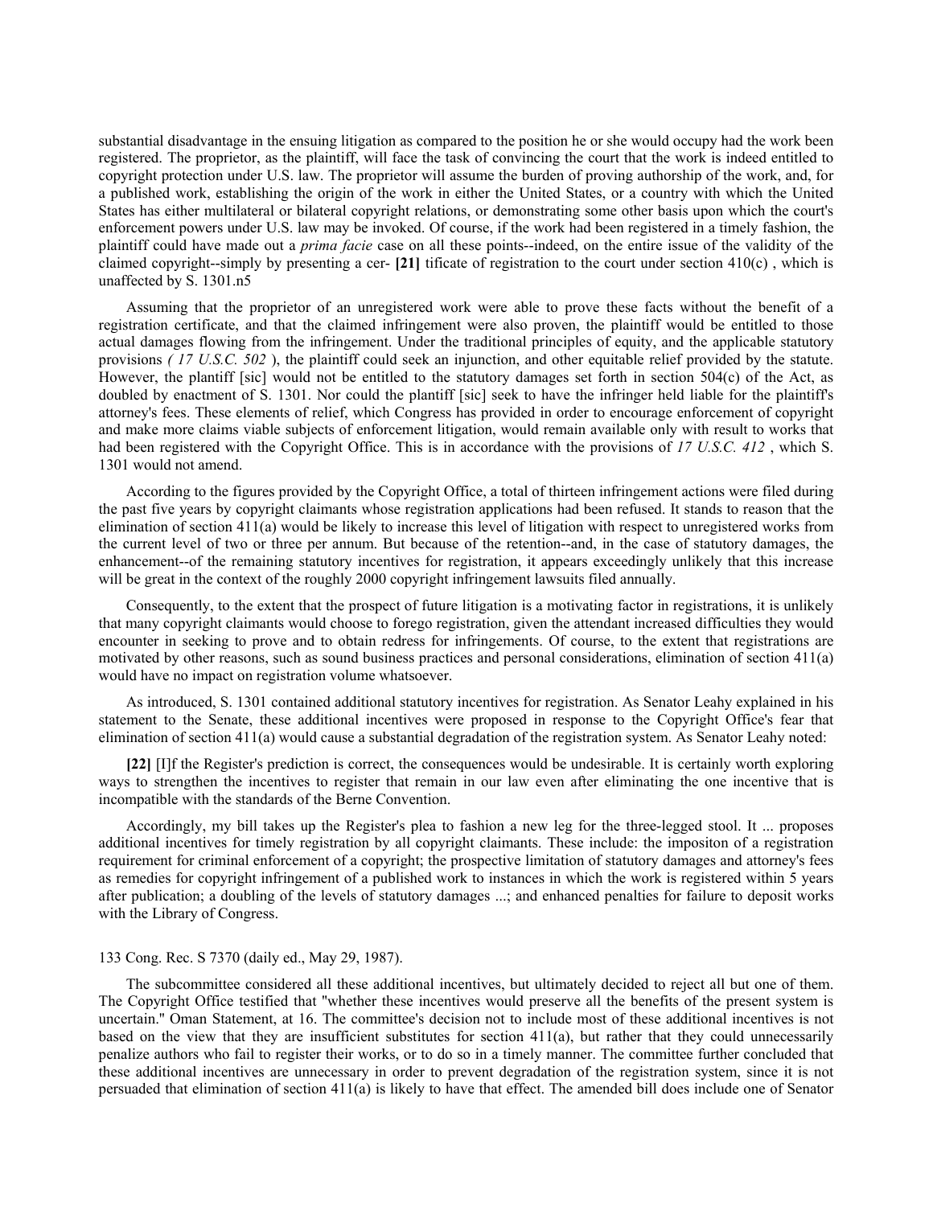substantial disadvantage in the ensuing litigation as compared to the position he or she would occupy had the work been registered. The proprietor, as the plaintiff, will face the task of convincing the court that the work is indeed entitled to copyright protection under U.S. law. The proprietor will assume the burden of proving authorship of the work, and, for a published work, establishing the origin of the work in either the United States, or a country with which the United States has either multilateral or bilateral copyright relations, or demonstrating some other basis upon which the court's enforcement powers under U.S. law may be invoked. Of course, if the work had been registered in a timely fashion, the plaintiff could have made out a *prima facie* case on all these points--indeed, on the entire issue of the validity of the claimed copyright--simply by presenting a cer- **[21]** tificate of registration to the court under section 410(c) , which is unaffected by S. 1301.n5

Assuming that the proprietor of an unregistered work were able to prove these facts without the benefit of a registration certificate, and that the claimed infringement were also proven, the plaintiff would be entitled to those actual damages flowing from the infringement. Under the traditional principles of equity, and the applicable statutory provisions *( 17 U.S.C. 502 )*, the plaintiff could seek an injunction, and other equitable relief provided by the statute. However, the plantiff [sic] would not be entitled to the statutory damages set forth in section 504(c) of the Act, as doubled by enactment of S. 1301. Nor could the plaintiff [sic] seek to have the infringer held liable for the plaintiff's attorney's fees. These elements of relief, which Congress has provided in order to encourage enforcement of copyright and make more claims viable subjects of enforcement litigation, would remain available only with result to works that had been registered with the Copyright Office. This is in accordance with the provisions of *17 U.S.C. 412* , which S. 1301 would not amend.

According to the figures provided by the Copyright Office, a total of thirteen infringement actions were filed during the past five years by copyright claimants whose registration applications had been refused. It stands to reason that the elimination of section 411(a) would be likely to increase this level of litigation with respect to unregistered works from the current level of two or three per annum. But because of the retention--and, in the case of statutory damages, the enhancement--of the remaining statutory incentives for registration, it appears exceedingly unlikely that this increase will be great in the context of the roughly 2000 copyright infringement lawsuits filed annually.

Consequently, to the extent that the prospect of future litigation is a motivating factor in registrations, it is unlikely that many copyright claimants would choose to forego registration, given the attendant increased difficulties they would encounter in seeking to prove and to obtain redress for infringements. Of course, to the extent that registrations are motivated by other reasons, such as sound business practices and personal considerations, elimination of section 411(a) would have no impact on registration volume whatsoever.

As introduced, S. 1301 contained additional statutory incentives for registration. As Senator Leahy explained in his statement to the Senate, these additional incentives were proposed in response to the Copyright Office's fear that elimination of section 411(a) would cause a substantial degradation of the registration system. As Senator Leahy noted:

**[22]** [I]f the Register's prediction is correct, the consequences would be undesirable. It is certainly worth exploring ways to strengthen the incentives to register that remain in our law even after eliminating the one incentive that is incompatible with the standards of the Berne Convention.

Accordingly, my bill takes up the Register's plea to fashion a new leg for the three-legged stool. It ... proposes additional incentives for timely registration by all copyright claimants. These include: the impositon of a registration requirement for criminal enforcement of a copyright; the prospective limitation of statutory damages and attorney's fees as remedies for copyright infringement of a published work to instances in which the work is registered within 5 years after publication; a doubling of the levels of statutory damages ...; and enhanced penalties for failure to deposit works with the Library of Congress.

133 Cong. Rec. S 7370 (daily ed., May 29, 1987).

The subcommittee considered all these additional incentives, but ultimately decided to reject all but one of them. The Copyright Office testified that "whether these incentives would preserve all the benefits of the present system is uncertain." Oman Statement, at 16. The committee's decision not to include most of these additional incentives is not based on the view that they are insufficient substitutes for section 411(a), but rather that they could unnecessarily penalize authors who fail to register their works, or to do so in a timely manner. The committee further concluded that these additional incentives are unnecessary in order to prevent degradation of the registration system, since it is not persuaded that elimination of section 411(a) is likely to have that effect. The amended bill does include one of Senator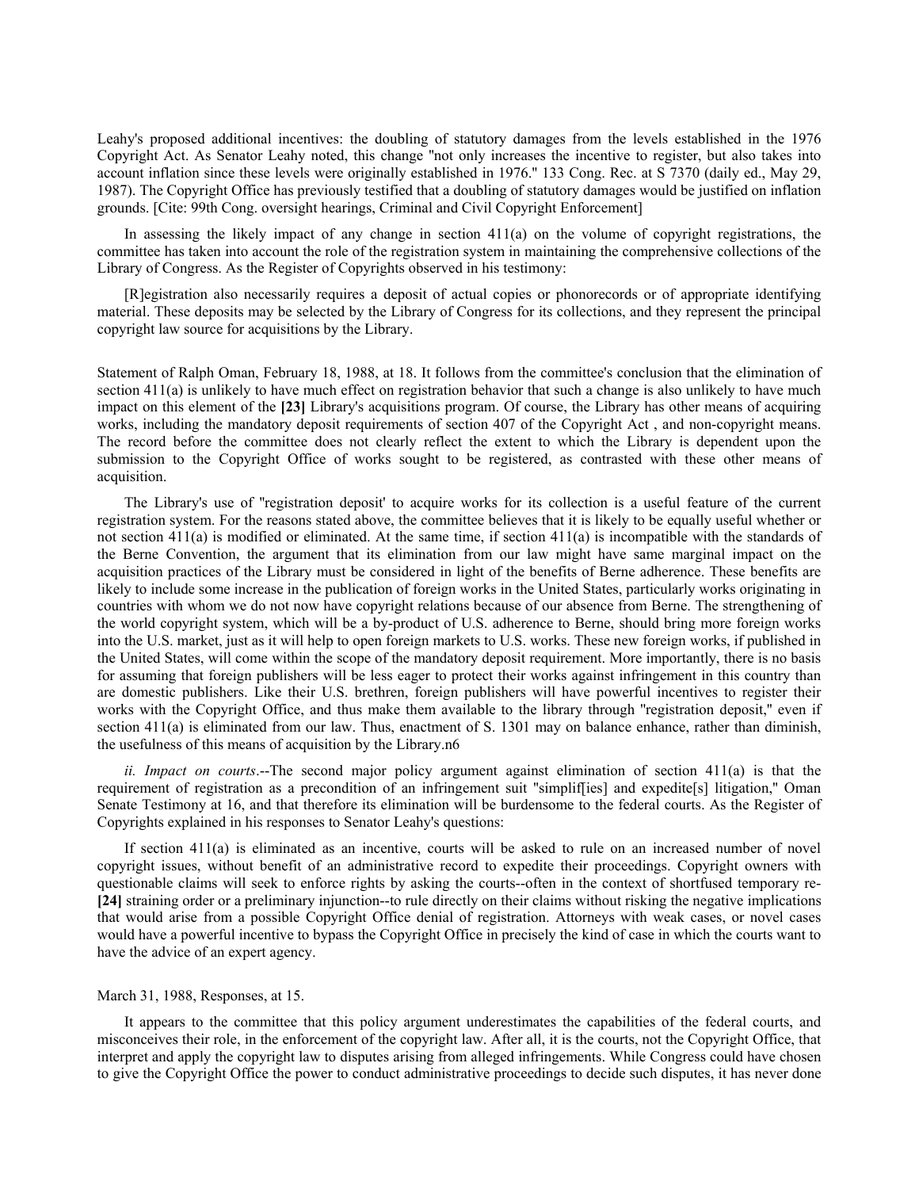Leahy's proposed additional incentives: the doubling of statutory damages from the levels established in the 1976 Copyright Act. As Senator Leahy noted, this change "not only increases the incentive to register, but also takes into account inflation since these levels were originally established in 1976." 133 Cong. Rec. at S 7370 (daily ed., May 29, 1987). The Copyright Office has previously testified that a doubling of statutory damages would be justified on inflation grounds. [Cite: 99th Cong. oversight hearings, Criminal and Civil Copyright Enforcement]

In assessing the likely impact of any change in section 411(a) on the volume of copyright registrations, the committee has taken into account the role of the registration system in maintaining the comprehensive collections of the Library of Congress. As the Register of Copyrights observed in his testimony:

[R]egistration also necessarily requires a deposit of actual copies or phonorecords or of appropriate identifying material. These deposits may be selected by the Library of Congress for its collections, and they represent the principal copyright law source for acquisitions by the Library.

Statement of Ralph Oman, February 18, 1988, at 18. It follows from the committee's conclusion that the elimination of section 411(a) is unlikely to have much effect on registration behavior that such a change is also unlikely to have much impact on this element of the **[23]** Library's acquisitions program. Of course, the Library has other means of acquiring works, including the mandatory deposit requirements of section 407 of the Copyright Act , and non-copyright means. The record before the committee does not clearly reflect the extent to which the Library is dependent upon the submission to the Copyright Office of works sought to be registered, as contrasted with these other means of acquisition.

The Library's use of "registration deposit' to acquire works for its collection is a useful feature of the current registration system. For the reasons stated above, the committee believes that it is likely to be equally useful whether or not section 411(a) is modified or eliminated. At the same time, if section 411(a) is incompatible with the standards of the Berne Convention, the argument that its elimination from our law might have same marginal impact on the acquisition practices of the Library must be considered in light of the benefits of Berne adherence. These benefits are likely to include some increase in the publication of foreign works in the United States, particularly works originating in countries with whom we do not now have copyright relations because of our absence from Berne. The strengthening of the world copyright system, which will be a by-product of U.S. adherence to Berne, should bring more foreign works into the U.S. market, just as it will help to open foreign markets to U.S. works. These new foreign works, if published in the United States, will come within the scope of the mandatory deposit requirement. More importantly, there is no basis for assuming that foreign publishers will be less eager to protect their works against infringement in this country than are domestic publishers. Like their U.S. brethren, foreign publishers will have powerful incentives to register their works with the Copyright Office, and thus make them available to the library through "registration deposit," even if section 411(a) is eliminated from our law. Thus, enactment of S. 1301 may on balance enhance, rather than diminish, the usefulness of this means of acquisition by the Library.n6

*ii. Impact on courts*.--The second major policy argument against elimination of section 411(a) is that the requirement of registration as a precondition of an infringement suit "simplif[ies] and expedite[s] litigation," Oman Senate Testimony at 16, and that therefore its elimination will be burdensome to the federal courts. As the Register of Copyrights explained in his responses to Senator Leahy's questions:

If section 411(a) is eliminated as an incentive, courts will be asked to rule on an increased number of novel copyright issues, without benefit of an administrative record to expedite their proceedings. Copyright owners with questionable claims will seek to enforce rights by asking the courts--often in the context of shortfused temporary re- **[24]** straining order or a preliminary injunction--to rule directly on their claims without risking the negative implications that would arise from a possible Copyright Office denial of registration. Attorneys with weak cases, or novel cases would have a powerful incentive to bypass the Copyright Office in precisely the kind of case in which the courts want to have the advice of an expert agency.

March 31, 1988, Responses, at 15.

It appears to the committee that this policy argument underestimates the capabilities of the federal courts, and misconceives their role, in the enforcement of the copyright law. After all, it is the courts, not the Copyright Office, that interpret and apply the copyright law to disputes arising from alleged infringements. While Congress could have chosen to give the Copyright Office the power to conduct administrative proceedings to decide such disputes, it has never done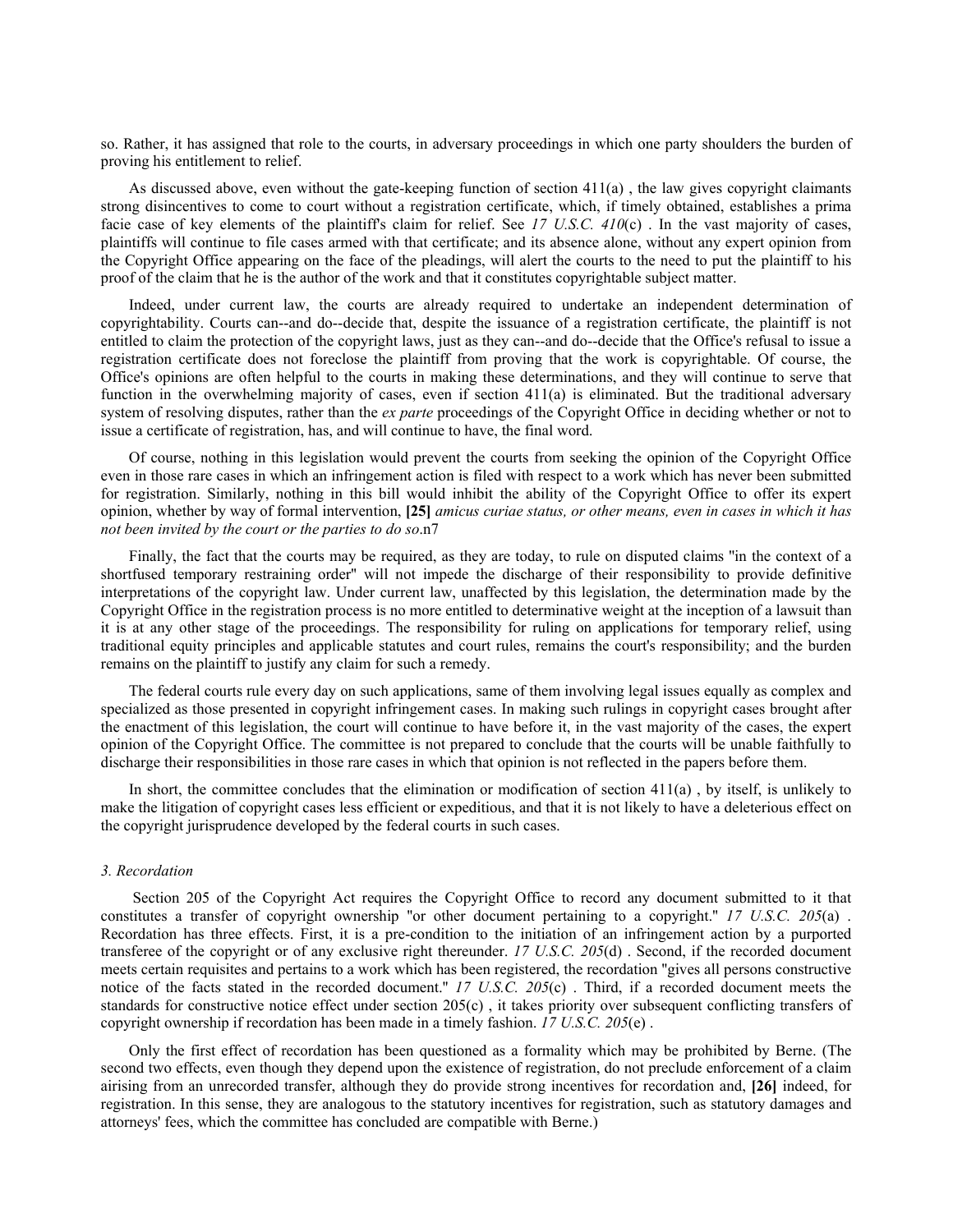so. Rather, it has assigned that role to the courts, in adversary proceedings in which one party shoulders the burden of proving his entitlement to relief.

As discussed above, even without the gate-keeping function of section 411(a) , the law gives copyright claimants strong disincentives to come to court without a registration certificate, which, if timely obtained, establishes a prima facie case of key elements of the plaintiff's claim for relief. See *17 U.S.C. 410*(c) . In the vast majority of cases, plaintiffs will continue to file cases armed with that certificate; and its absence alone, without any expert opinion from the Copyright Office appearing on the face of the pleadings, will alert the courts to the need to put the plaintiff to his proof of the claim that he is the author of the work and that it constitutes copyrightable subject matter.

Indeed, under current law, the courts are already required to undertake an independent determination of copyrightability. Courts can--and do--decide that, despite the issuance of a registration certificate, the plaintiff is not entitled to claim the protection of the copyright laws, just as they can--and do--decide that the Office's refusal to issue a registration certificate does not foreclose the plaintiff from proving that the work is copyrightable. Of course, the Office's opinions are often helpful to the courts in making these determinations, and they will continue to serve that function in the overwhelming majority of cases, even if section 411(a) is eliminated. But the traditional adversary system of resolving disputes, rather than the *ex parte* proceedings of the Copyright Office in deciding whether or not to issue a certificate of registration, has, and will continue to have, the final word.

Of course, nothing in this legislation would prevent the courts from seeking the opinion of the Copyright Office even in those rare cases in which an infringement action is filed with respect to a work which has never been submitted for registration. Similarly, nothing in this bill would inhibit the ability of the Copyright Office to offer its expert opinion, whether by way of formal intervention, **[25]** *amicus curiae status, or other means, even in cases in which it has not been invited by the court or the parties to do so*.n7

Finally, the fact that the courts may be required, as they are today, to rule on disputed claims "in the context of a shortfused temporary restraining order" will not impede the discharge of their responsibility to provide definitive interpretations of the copyright law. Under current law, unaffected by this legislation, the determination made by the Copyright Office in the registration process is no more entitled to determinative weight at the inception of a lawsuit than it is at any other stage of the proceedings. The responsibility for ruling on applications for temporary relief, using traditional equity principles and applicable statutes and court rules, remains the court's responsibility; and the burden remains on the plaintiff to justify any claim for such a remedy.

The federal courts rule every day on such applications, same of them involving legal issues equally as complex and specialized as those presented in copyright infringement cases. In making such rulings in copyright cases brought after the enactment of this legislation, the court will continue to have before it, in the vast majority of the cases, the expert opinion of the Copyright Office. The committee is not prepared to conclude that the courts will be unable faithfully to discharge their responsibilities in those rare cases in which that opinion is not reflected in the papers before them.

In short, the committee concludes that the elimination or modification of section 411(a) , by itself, is unlikely to make the litigation of copyright cases less efficient or expeditious, and that it is not likely to have a deleterious effect on the copyright jurisprudence developed by the federal courts in such cases.

### *3. Recordation*

Section 205 of the Copyright Act requires the Copyright Office to record any document submitted to it that constitutes a transfer of copyright ownership "or other document pertaining to a copyright." *17 U.S.C. 205*(a) . Recordation has three effects. First, it is a pre-condition to the initiation of an infringement action by a purported transferee of the copyright or of any exclusive right thereunder. *17 U.S.C. 205*(d) . Second, if the recorded document meets certain requisites and pertains to a work which has been registered, the recordation "gives all persons constructive notice of the facts stated in the recorded document." *17 U.S.C. 205*(c) . Third, if a recorded document meets the standards for constructive notice effect under section 205(c) , it takes priority over subsequent conflicting transfers of copyright ownership if recordation has been made in a timely fashion. *17 U.S.C. 205*(e) .

Only the first effect of recordation has been questioned as a formality which may be prohibited by Berne. (The second two effects, even though they depend upon the existence of registration, do not preclude enforcement of a claim airising from an unrecorded transfer, although they do provide strong incentives for recordation and, **[26]** indeed, for registration. In this sense, they are analogous to the statutory incentives for registration, such as statutory damages and attorneys' fees, which the committee has concluded are compatible with Berne.)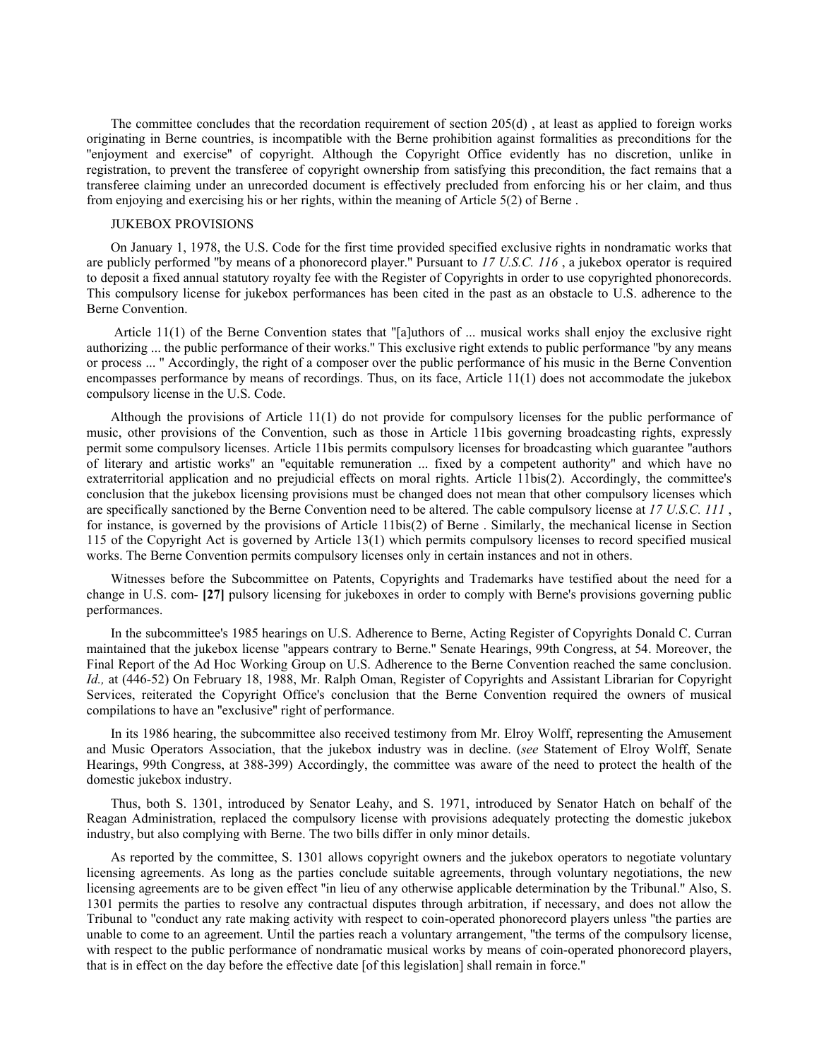The committee concludes that the recordation requirement of section 205(d) , at least as applied to foreign works originating in Berne countries, is incompatible with the Berne prohibition against formalities as preconditions for the "enjoyment and exercise" of copyright. Although the Copyright Office evidently has no discretion, unlike in registration, to prevent the transferee of copyright ownership from satisfying this precondition, the fact remains that a transferee claiming under an unrecorded document is effectively precluded from enforcing his or her claim, and thus from enjoying and exercising his or her rights, within the meaning of Article 5(2) of Berne .

JUKEBOX PROVISIONS

On January 1, 1978, the U.S. Code for the first time provided specified exclusive rights in nondramatic works that are publicly performed "by means of a phonorecord player." Pursuant to *17 U.S.C. 116* , a jukebox operator is required to deposit a fixed annual statutory royalty fee with the Register of Copyrights in order to use copyrighted phonorecords. This compulsory license for jukebox performances has been cited in the past as an obstacle to U.S. adherence to the Berne Convention.

Article 11(1) of the Berne Convention states that "[a]uthors of ... musical works shall enjoy the exclusive right authorizing ... the public performance of their works." This exclusive right extends to public performance "by any means or process ... " Accordingly, the right of a composer over the public performance of his music in the Berne Convention encompasses performance by means of recordings. Thus, on its face, Article 11(1) does not accommodate the jukebox compulsory license in the U.S. Code.

Although the provisions of Article 11(1) do not provide for compulsory licenses for the public performance of music, other provisions of the Convention, such as those in Article 11bis governing broadcasting rights, expressly permit some compulsory licenses. Article 11bis permits compulsory licenses for broadcasting which guarantee "authors of literary and artistic works" an "equitable remuneration ... fixed by a competent authority" and which have no extraterritorial application and no prejudicial effects on moral rights. Article 11bis(2). Accordingly, the committee's conclusion that the jukebox licensing provisions must be changed does not mean that other compulsory licenses which are specifically sanctioned by the Berne Convention need to be altered. The cable compulsory license at *17 U.S.C. 111* , for instance, is governed by the provisions of Article 11bis(2) of Berne . Similarly, the mechanical license in Section 115 of the Copyright Act is governed by Article 13(1) which permits compulsory licenses to record specified musical works. The Berne Convention permits compulsory licenses only in certain instances and not in others.

Witnesses before the Subcommittee on Patents, Copyrights and Trademarks have testified about the need for a change in U.S. com- **[27]** pulsory licensing for jukeboxes in order to comply with Berne's provisions governing public performances.

In the subcommittee's 1985 hearings on U.S. Adherence to Berne, Acting Register of Copyrights Donald C. Curran maintained that the jukebox license "appears contrary to Berne." Senate Hearings, 99th Congress, at 54. Moreover, the Final Report of the Ad Hoc Working Group on U.S. Adherence to the Berne Convention reached the same conclusion. *Id.,* at (446-52) On February 18, 1988, Mr. Ralph Oman, Register of Copyrights and Assistant Librarian for Copyright Services, reiterated the Copyright Office's conclusion that the Berne Convention required the owners of musical compilations to have an "exclusive" right of performance.

In its 1986 hearing, the subcommittee also received testimony from Mr. Elroy Wolff, representing the Amusement and Music Operators Association, that the jukebox industry was in decline. (*see* Statement of Elroy Wolff, Senate Hearings, 99th Congress, at 388-399) Accordingly, the committee was aware of the need to protect the health of the domestic jukebox industry.

Thus, both S. 1301, introduced by Senator Leahy, and S. 1971, introduced by Senator Hatch on behalf of the Reagan Administration, replaced the compulsory license with provisions adequately protecting the domestic jukebox industry, but also complying with Berne. The two bills differ in only minor details.

As reported by the committee, S. 1301 allows copyright owners and the jukebox operators to negotiate voluntary licensing agreements. As long as the parties conclude suitable agreements, through voluntary negotiations, the new licensing agreements are to be given effect "in lieu of any otherwise applicable determination by the Tribunal." Also, S. 1301 permits the parties to resolve any contractual disputes through arbitration, if necessary, and does not allow the Tribunal to "conduct any rate making activity with respect to coin-operated phonorecord players unless "the parties are unable to come to an agreement. Until the parties reach a voluntary arrangement, "the terms of the compulsory license, with respect to the public performance of nondramatic musical works by means of coin-operated phonorecord players, that is in effect on the day before the effective date [of this legislation] shall remain in force."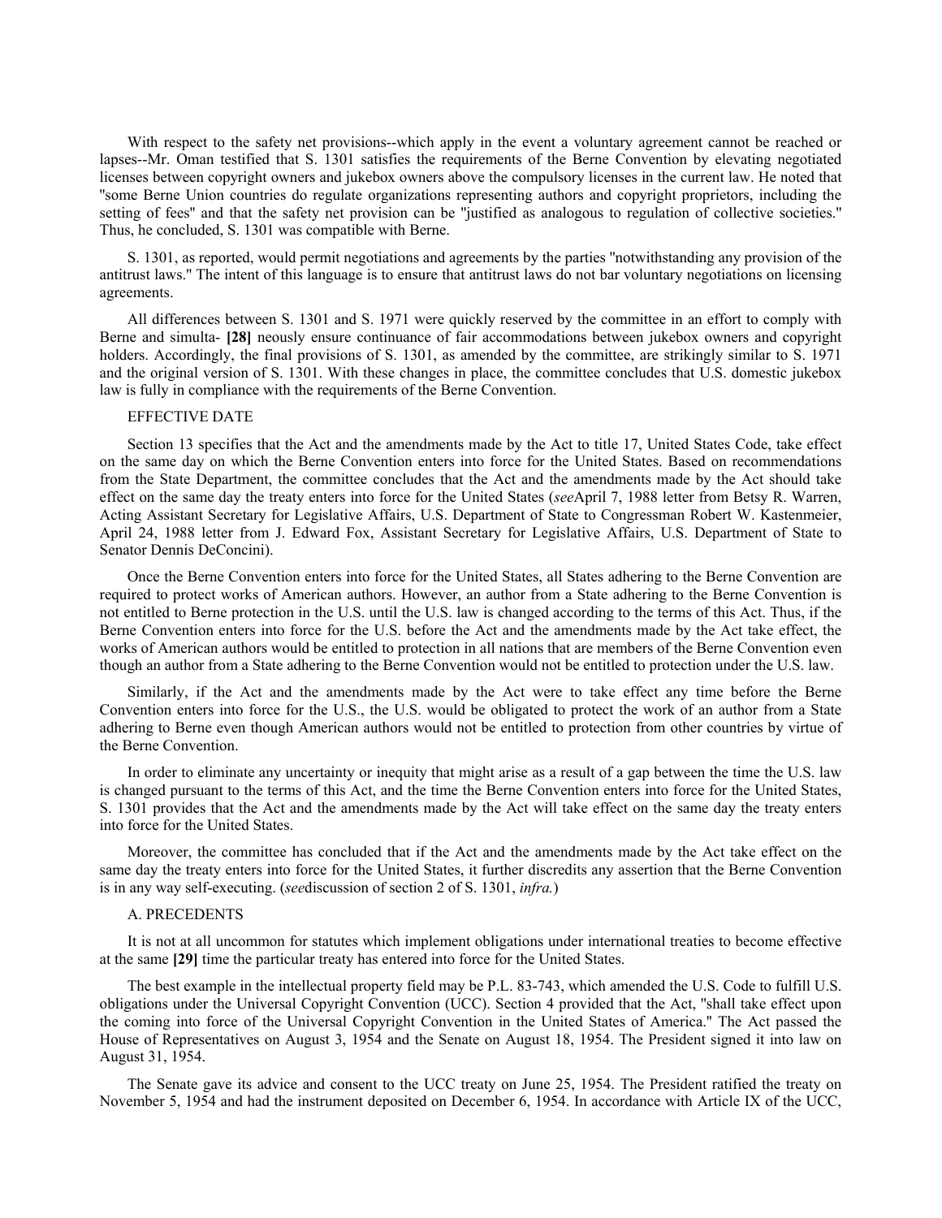With respect to the safety net provisions--which apply in the event a voluntary agreement cannot be reached or lapses--Mr. Oman testified that S. 1301 satisfies the requirements of the Berne Convention by elevating negotiated licenses between copyright owners and jukebox owners above the compulsory licenses in the current law. He noted that "some Berne Union countries do regulate organizations representing authors and copyright proprietors, including the setting of fees" and that the safety net provision can be "justified as analogous to regulation of collective societies." Thus, he concluded, S. 1301 was compatible with Berne.

S. 1301, as reported, would permit negotiations and agreements by the parties "notwithstanding any provision of the antitrust laws." The intent of this language is to ensure that antitrust laws do not bar voluntary negotiations on licensing agreements.

All differences between S. 1301 and S. 1971 were quickly reserved by the committee in an effort to comply with Berne and simulta- **[28]** neously ensure continuance of fair accommodations between jukebox owners and copyright holders. Accordingly, the final provisions of S. 1301, as amended by the committee, are strikingly similar to S. 1971 and the original version of S. 1301. With these changes in place, the committee concludes that U.S. domestic jukebox law is fully in compliance with the requirements of the Berne Convention.

EFFECTIVE DATE

Section 13 specifies that the Act and the amendments made by the Act to title 17, United States Code, take effect on the same day on which the Berne Convention enters into force for the United States. Based on recommendations from the State Department, the committee concludes that the Act and the amendments made by the Act should take effect on the same day the treaty enters into force for the United States (*see*April 7, 1988 letter from Betsy R. Warren, Acting Assistant Secretary for Legislative Affairs, U.S. Department of State to Congressman Robert W. Kastenmeier, April 24, 1988 letter from J. Edward Fox, Assistant Secretary for Legislative Affairs, U.S. Department of State to Senator Dennis DeConcini).

Once the Berne Convention enters into force for the United States, all States adhering to the Berne Convention are required to protect works of American authors. However, an author from a State adhering to the Berne Convention is not entitled to Berne protection in the U.S. until the U.S. law is changed according to the terms of this Act. Thus, if the Berne Convention enters into force for the U.S. before the Act and the amendments made by the Act take effect, the works of American authors would be entitled to protection in all nations that are members of the Berne Convention even though an author from a State adhering to the Berne Convention would not be entitled to protection under the U.S. law.

Similarly, if the Act and the amendments made by the Act were to take effect any time before the Berne Convention enters into force for the U.S., the U.S. would be obligated to protect the work of an author from a State adhering to Berne even though American authors would not be entitled to protection from other countries by virtue of the Berne Convention.

In order to eliminate any uncertainty or inequity that might arise as a result of a gap between the time the U.S. law is changed pursuant to the terms of this Act, and the time the Berne Convention enters into force for the United States, S. 1301 provides that the Act and the amendments made by the Act will take effect on the same day the treaty enters into force for the United States.

Moreover, the committee has concluded that if the Act and the amendments made by the Act take effect on the same day the treaty enters into force for the United States, it further discredits any assertion that the Berne Convention is in any way self-executing. (*see*discussion of section 2 of S. 1301, *infra.*)

A. PRECEDENTS

It is not at all uncommon for statutes which implement obligations under international treaties to become effective at the same **[29]** time the particular treaty has entered into force for the United States.

The best example in the intellectual property field may be P.L. 83-743, which amended the U.S. Code to fulfill U.S. obligations under the Universal Copyright Convention (UCC). Section 4 provided that the Act, "shall take effect upon the coming into force of the Universal Copyright Convention in the United States of America." The Act passed the House of Representatives on August 3, 1954 and the Senate on August 18, 1954. The President signed it into law on August 31, 1954.

The Senate gave its advice and consent to the UCC treaty on June 25, 1954. The President ratified the treaty on November 5, 1954 and had the instrument deposited on December 6, 1954. In accordance with Article IX of the UCC,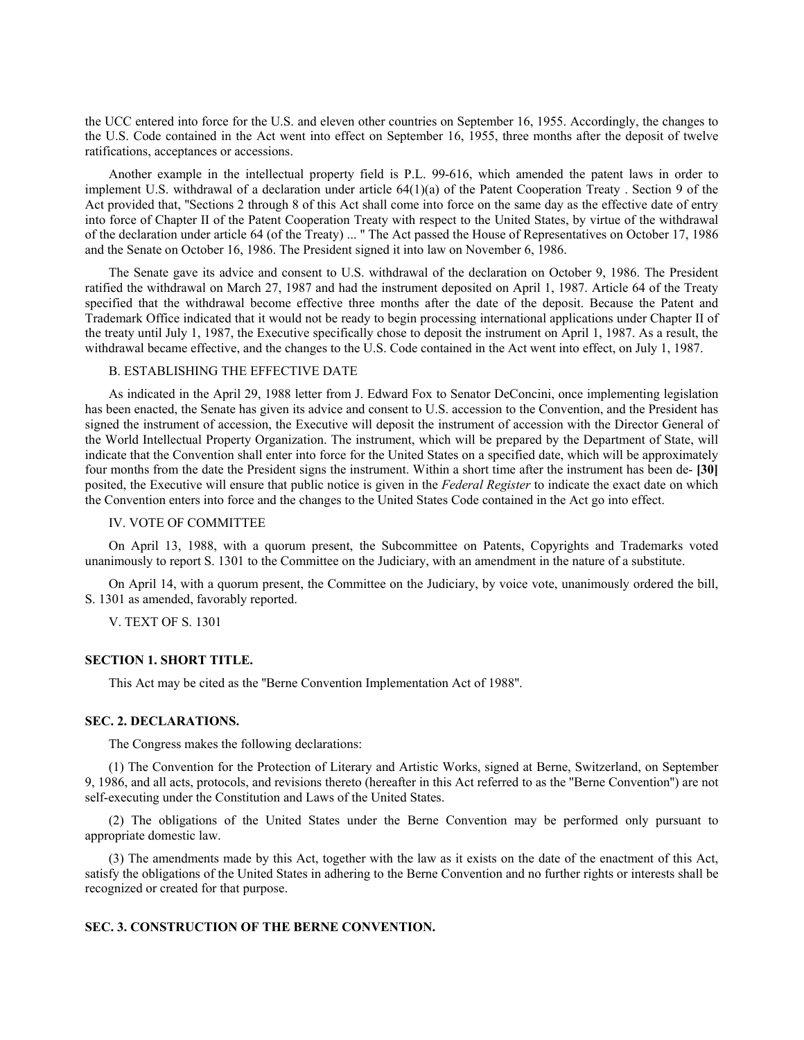the UCC entered into force for the U.S. and eleven other countries on September 16, 1955. Accordingly, the changes to the U.S. Code contained in the Act went into effect on September 16, 1955, three months after the deposit of twelve ratifications, acceptances or accessions.

Another example in the intellectual property field is P.L. 99-616, which amended the patent laws in order to implement U.S. withdrawal of a declaration under article 64(1)(a) of the Patent Cooperation Treaty . Section 9 of the Act provided that, "Sections 2 through 8 of this Act shall come into force on the same day as the effective date of entry into force of Chapter II of the Patent Cooperation Treaty with respect to the United States, by virtue of the withdrawal of the declaration under article 64 (of the Treaty) ... " The Act passed the House of Representatives on October 17, 1986 and the Senate on October 16, 1986. The President signed it into law on November 6, 1986.

The Senate gave its advice and consent to U.S. withdrawal of the declaration on October 9, 1986. The President ratified the withdrawal on March 27, 1987 and had the instrument deposited on April 1, 1987. Article 64 of the Treaty specified that the withdrawal become effective three months after the date of the deposit. Because the Patent and Trademark Office indicated that it would not be ready to begin processing international applications under Chapter II of the treaty until July 1, 1987, the Executive specifically chose to deposit the instrument on April 1, 1987. As a result, the withdrawal became effective, and the changes to the U.S. Code contained in the Act went into effect, on July 1, 1987.

B. ESTABLISHING THE EFFECTIVE DATE

As indicated in the April 29, 1988 letter from J. Edward Fox to Senator DeConcini, once implementing legislation has been enacted, the Senate has given its advice and consent to U.S. accession to the Convention, and the President has signed the instrument of accession, the Executive will deposit the instrument of accession with the Director General of the World Intellectual Property Organization. The instrument, which will be prepared by the Department of State, will indicate that the Convention shall enter into force for the United States on a specified date, which will be approximately four months from the date the President signs the instrument. Within a short time after the instrument has been de- **[30]** posited, the Executive will ensure that public notice is given in the *Federal Register* to indicate the exact date on which the Convention enters into force and the changes to the United States Code contained in the Act go into effect.

IV. VOTE OF COMMITTEE

On April 13, 1988, with a quorum present, the Subcommittee on Patents, Copyrights and Trademarks voted unanimously to report S. 1301 to the Committee on the Judiciary, with an amendment in the nature of a substitute.

On April 14, with a quorum present, the Committee on the Judiciary, by voice vote, unanimously ordered the bill, S. 1301 as amended, favorably reported.

V. TEXT OF S. 1301

**SECTION 1. SHORT TITLE.**

This Act may be cited as the "Berne Convention Implementation Act of 1988".

**SEC. 2. DECLARATIONS.**

The Congress makes the following declarations:

(1) The Convention for the Protection of Literary and Artistic Works, signed at Berne, Switzerland, on September 9, 1986, and all acts, protocols, and revisions thereto (hereafter in this Act referred to as the "Berne Convention") are not self-executing under the Constitution and Laws of the United States.

(2) The obligations of the United States under the Berne Convention may be performed only pursuant to appropriate domestic law.

(3) The amendments made by this Act, together with the law as it exists on the date of the enactment of this Act, satisfy the obligations of the United States in adhering to the Berne Convention and no further rights or interests shall be recognized or created for that purpose.

**SEC. 3. CONSTRUCTION OF THE BERNE CONVENTION.**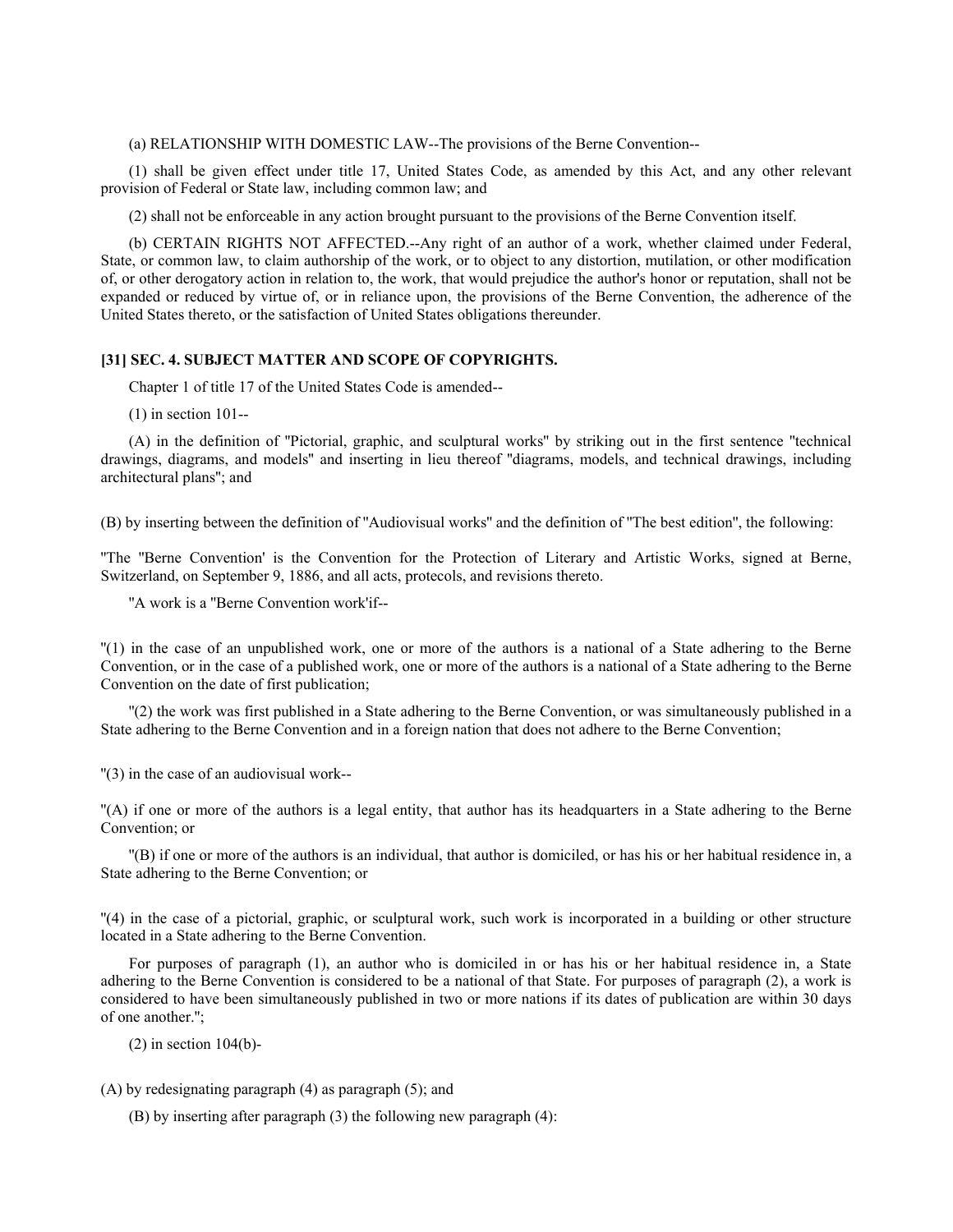(a) RELATIONSHIP WITH DOMESTIC LAW--The provisions of the Berne Convention--

(1) shall be given effect under title 17, United States Code, as amended by this Act, and any other relevant provision of Federal or State law, including common law; and

(2) shall not be enforceable in any action brought pursuant to the provisions of the Berne Convention itself.

(b) CERTAIN RIGHTS NOT AFFECTED.--Any right of an author of a work, whether claimed under Federal, State, or common law, to claim authorship of the work, or to object to any distortion, mutilation, or other modification of, or other derogatory action in relation to, the work, that would prejudice the author's honor or reputation, shall not be expanded or reduced by virtue of, or in reliance upon, the provisions of the Berne Convention, the adherence of the United States thereto, or the satisfaction of United States obligations thereunder.

**[31] SEC. 4. SUBJECT MATTER AND SCOPE OF COPYRIGHTS.**

Chapter 1 of title 17 of the United States Code is amended--

(1) in section 101--

(A) in the definition of "Pictorial, graphic, and sculptural works" by striking out in the first sentence "technical drawings, diagrams, and models" and inserting in lieu thereof "diagrams, models, and technical drawings, including architectural plans"; and

(B) by inserting between the definition of "Audiovisual works" and the definition of "The best edition", the following:

"The "Berne Convention' is the Convention for the Protection of Literary and Artistic Works, signed at Berne, Switzerland, on September 9, 1886, and all acts, protecols, and revisions thereto.

"A work is a "Berne Convention work'if--

"(1) in the case of an unpublished work, one or more of the authors is a national of a State adhering to the Berne Convention, or in the case of a published work, one or more of the authors is a national of a State adhering to the Berne Convention on the date of first publication;

"(2) the work was first published in a State adhering to the Berne Convention, or was simultaneously published in a State adhering to the Berne Convention and in a foreign nation that does not adhere to the Berne Convention;

"(3) in the case of an audiovisual work--

"(A) if one or more of the authors is a legal entity, that author has its headquarters in a State adhering to the Berne Convention; or

"(B) if one or more of the authors is an individual, that author is domiciled, or has his or her habitual residence in, a State adhering to the Berne Convention; or

"(4) in the case of a pictorial, graphic, or sculptural work, such work is incorporated in a building or other structure located in a State adhering to the Berne Convention.

For purposes of paragraph (1), an author who is domiciled in or has his or her habitual residence in, a State adhering to the Berne Convention is considered to be a national of that State. For purposes of paragraph (2), a work is considered to have been simultaneously published in two or more nations if its dates of publication are within 30 days of one another.";

(2) in section 104(b)-

(A) by redesignating paragraph (4) as paragraph (5); and

(B) by inserting after paragraph (3) the following new paragraph (4):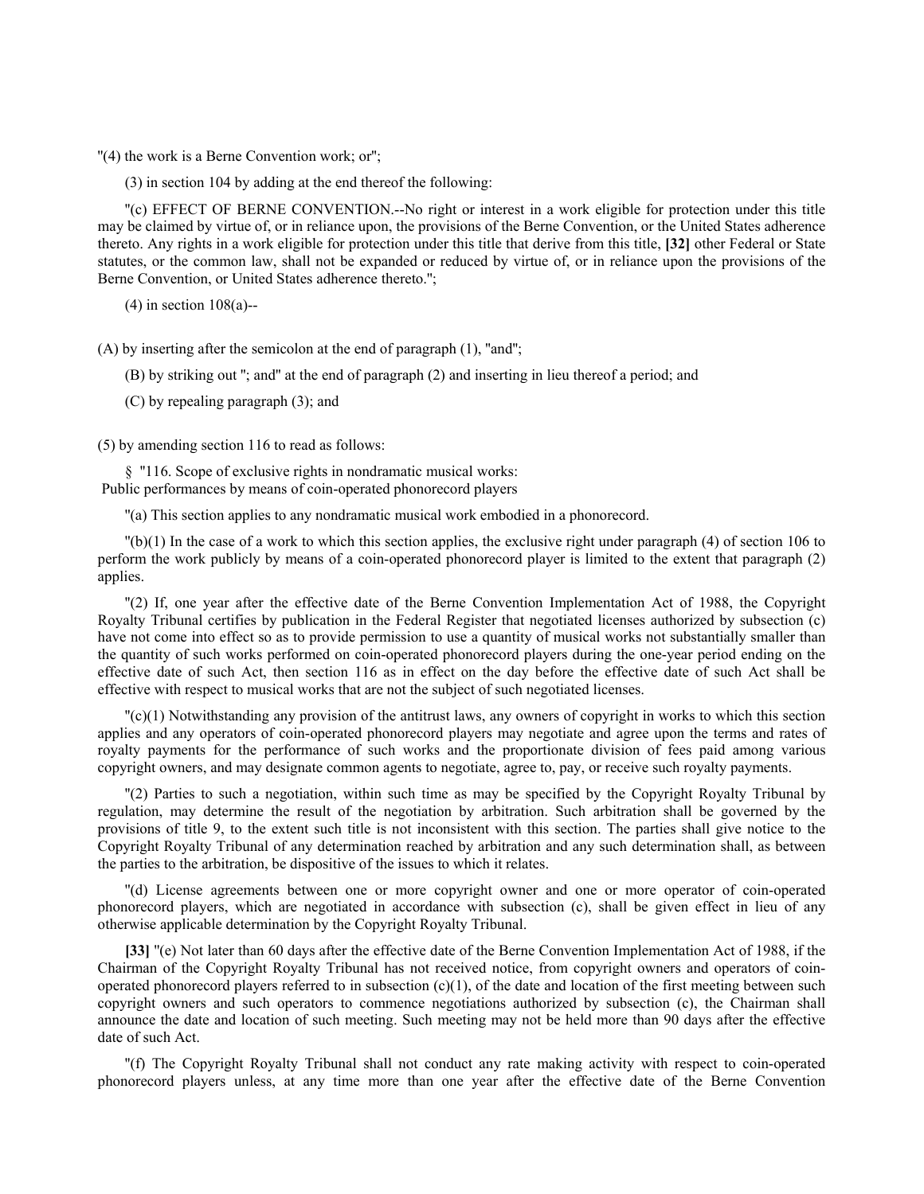"(4) the work is a Berne Convention work; or";

(3) in section 104 by adding at the end thereof the following:

"(c) EFFECT OF BERNE CONVENTION.--No right or interest in a work eligible for protection under this title may be claimed by virtue of, or in reliance upon, the provisions of the Berne Convention, or the United States adherence thereto. Any rights in a work eligible for protection under this title that derive from this title, **[32]** other Federal or State statutes, or the common law, shall not be expanded or reduced by virtue of, or in reliance upon the provisions of the Berne Convention, or United States adherence thereto.";

(4) in section 108(a)--

(A) by inserting after the semicolon at the end of paragraph (1), "and";

(B) by striking out "; and" at the end of paragraph (2) and inserting in lieu thereof a period; and

(C) by repealing paragraph (3); and

(5) by amending section 116 to read as follows:

§ "116. Scope of exclusive rights in nondramatic musical works:
Public performances by means of coin-operated phonorecord players

"(a) This section applies to any nondramatic musical work embodied in a phonorecord.

"(b)(1) In the case of a work to which this section applies, the exclusive right under paragraph (4) of section 106 to perform the work publicly by means of a coin-operated phonorecord player is limited to the extent that paragraph (2) applies.

"(2) If, one year after the effective date of the Berne Convention Implementation Act of 1988, the Copyright Royalty Tribunal certifies by publication in the Federal Register that negotiated licenses authorized by subsection (c) have not come into effect so as to provide permission to use a quantity of musical works not substantially smaller than the quantity of such works performed on coin-operated phonorecord players during the one-year period ending on the effective date of such Act, then section 116 as in effect on the day before the effective date of such Act shall be effective with respect to musical works that are not the subject of such negotiated licenses.

"(c)(1) Notwithstanding any provision of the antitrust laws, any owners of copyright in works to which this section applies and any operators of coin-operated phonorecord players may negotiate and agree upon the terms and rates of royalty payments for the performance of such works and the proportionate division of fees paid among various copyright owners, and may designate common agents to negotiate, agree to, pay, or receive such royalty payments.

"(2) Parties to such a negotiation, within such time as may be specified by the Copyright Royalty Tribunal by regulation, may determine the result of the negotiation by arbitration. Such arbitration shall be governed by the provisions of title 9, to the extent such title is not inconsistent with this section. The parties shall give notice to the Copyright Royalty Tribunal of any determination reached by arbitration and any such determination shall, as between the parties to the arbitration, be dispositive of the issues to which it relates.

"(d) License agreements between one or more copyright owner and one or more operator of coin-operated phonorecord players, which are negotiated in accordance with subsection (c), shall be given effect in lieu of any otherwise applicable determination by the Copyright Royalty Tribunal.

**[33]** "(e) Not later than 60 days after the effective date of the Berne Convention Implementation Act of 1988, if the Chairman of the Copyright Royalty Tribunal has not received notice, from copyright owners and operators of coin-operated phonorecord players referred to in subsection (c)(1), of the date and location of the first meeting between such copyright owners and such operators to commence negotiations authorized by subsection (c), the Chairman shall announce the date and location of such meeting. Such meeting may not be held more than 90 days after the effective date of such Act.

"(f) The Copyright Royalty Tribunal shall not conduct any rate making activity with respect to coin-operated phonorecord players unless, at any time more than one year after the effective date of the Berne Convention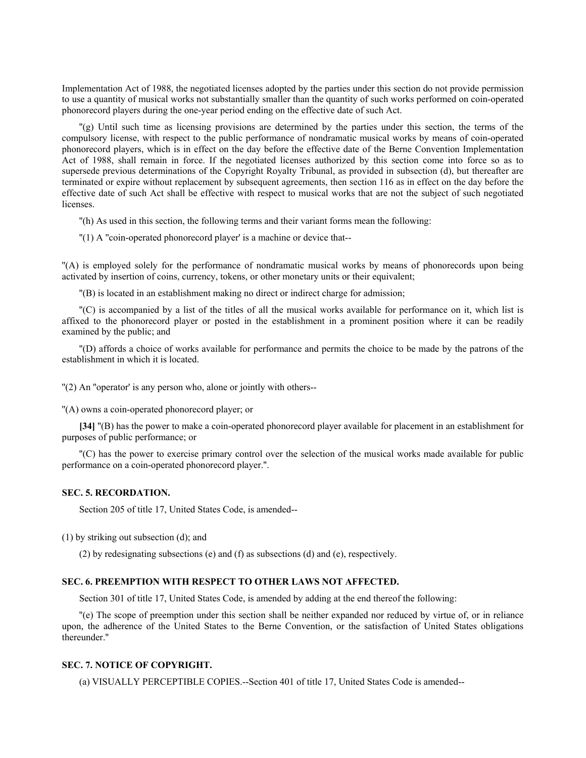Implementation Act of 1988, the negotiated licenses adopted by the parties under this section do not provide permission to use a quantity of musical works not substantially smaller than the quantity of such works performed on coin-operated phonorecord players during the one-year period ending on the effective date of such Act.

"(g) Until such time as licensing provisions are determined by the parties under this section, the terms of the compulsory license, with respect to the public performance of nondramatic musical works by means of coin-operated phonorecord players, which is in effect on the day before the effective date of the Berne Convention Implementation Act of 1988, shall remain in force. If the negotiated licenses authorized by this section come into force so as to supersede previous determinations of the Copyright Royalty Tribunal, as provided in subsection (d), but thereafter are terminated or expire without replacement by subsequent agreements, then section 116 as in effect on the day before the effective date of such Act shall be effective with respect to musical works that are not the subject of such negotiated licenses.

"(h) As used in this section, the following terms and their variant forms mean the following:

"(1) A "coin-operated phonorecord player' is a machine or device that--

"(A) is employed solely for the performance of nondramatic musical works by means of phonorecords upon being activated by insertion of coins, currency, tokens, or other monetary units or their equivalent;

"(B) is located in an establishment making no direct or indirect charge for admission;

"(C) is accompanied by a list of the titles of all the musical works available for performance on it, which list is affixed to the phonorecord player or posted in the establishment in a prominent position where it can be readily examined by the public; and

"(D) affords a choice of works available for performance and permits the choice to be made by the patrons of the establishment in which it is located.

"(2) An "operator' is any person who, alone or jointly with others--

"(A) owns a coin-operated phonorecord player; or

**[34]** "(B) has the power to make a coin-operated phonorecord player available for placement in an establishment for purposes of public performance; or

"(C) has the power to exercise primary control over the selection of the musical works made available for public performance on a coin-operated phonorecord player.".

### SEC. 5. RECORDATION.

Section 205 of title 17, United States Code, is amended--

(1) by striking out subsection (d); and

(2) by redesignating subsections (e) and (f) as subsections (d) and (e), respectively.

### SEC. 6. PREEMPTION WITH RESPECT TO OTHER LAWS NOT AFFECTED.

Section 301 of title 17, United States Code, is amended by adding at the end thereof the following:

"(e) The scope of preemption under this section shall be neither expanded nor reduced by virtue of, or in reliance upon, the adherence of the United States to the Berne Convention, or the satisfaction of United States obligations thereunder."

### SEC. 7. NOTICE OF COPYRIGHT.

(a) VISUALLY PERCEPTIBLE COPIES.--Section 401 of title 17, United States Code is amended--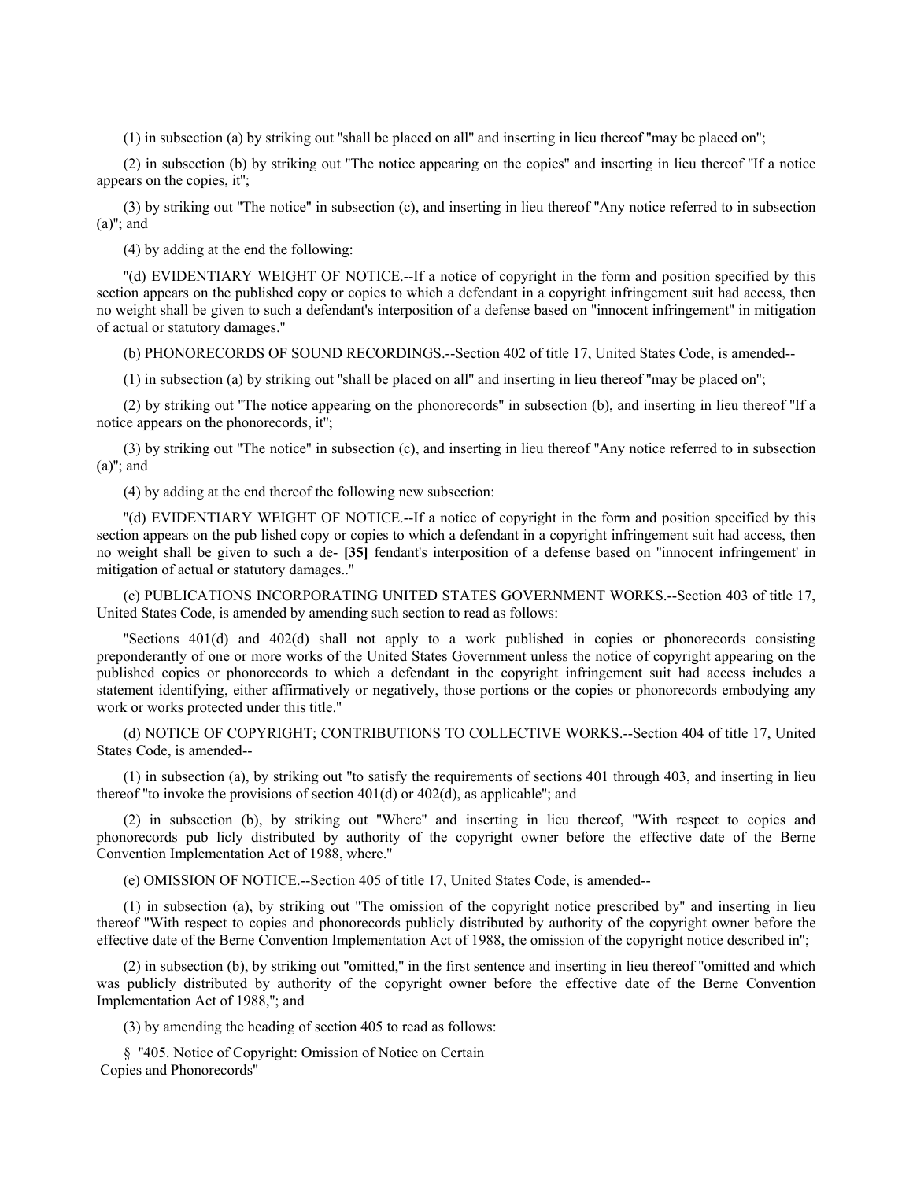(1) in subsection (a) by striking out "shall be placed on all" and inserting in lieu thereof "may be placed on";

(2) in subsection (b) by striking out "The notice appearing on the copies" and inserting in lieu thereof "If a notice appears on the copies, it";

(3) by striking out "The notice" in subsection (c), and inserting in lieu thereof "Any notice referred to in subsection (a)"; and

(4) by adding at the end the following:

"(d) EVIDENTIARY WEIGHT OF NOTICE.--If a notice of copyright in the form and position specified by this section appears on the published copy or copies to which a defendant in a copyright infringement suit had access, then no weight shall be given to such a defendant's interposition of a defense based on "innocent infringement" in mitigation of actual or statutory damages."

(b) PHONORECORDS OF SOUND RECORDINGS.--Section 402 of title 17, United States Code, is amended--

(1) in subsection (a) by striking out "shall be placed on all" and inserting in lieu thereof "may be placed on";

(2) by striking out "The notice appearing on the phonorecords" in subsection (b), and inserting in lieu thereof "If a notice appears on the phonorecords, it";

(3) by striking out "The notice" in subsection (c), and inserting in lieu thereof "Any notice referred to in subsection (a)"; and

(4) by adding at the end thereof the following new subsection:

"(d) EVIDENTIARY WEIGHT OF NOTICE.--If a notice of copyright in the form and position specified by this section appears on the pub lished copy or copies to which a defendant in a copyright infringement suit had access, then no weight shall be given to such a de- **[35]** fendant's interposition of a defense based on "innocent infringement' in mitigation of actual or statutory damages.."

(c) PUBLICATIONS INCORPORATING UNITED STATES GOVERNMENT WORKS.--Section 403 of title 17, United States Code, is amended by amending such section to read as follows:

"Sections 401(d) and 402(d) shall not apply to a work published in copies or phonorecords consisting preponderantly of one or more works of the United States Government unless the notice of copyright appearing on the published copies or phonorecords to which a defendant in the copyright infringement suit had access includes a statement identifying, either affirmatively or negatively, those portions or the copies or phonorecords embodying any work or works protected under this title."

(d) NOTICE OF COPYRIGHT; CONTRIBUTIONS TO COLLECTIVE WORKS.--Section 404 of title 17, United States Code, is amended--

(1) in subsection (a), by striking out "to satisfy the requirements of sections 401 through 403, and inserting in lieu thereof "to invoke the provisions of section 401(d) or 402(d), as applicable"; and

(2) in subsection (b), by striking out "Where" and inserting in lieu thereof, "With respect to copies and phonorecords pub licly distributed by authority of the copyright owner before the effective date of the Berne Convention Implementation Act of 1988, where."

(e) OMISSION OF NOTICE.--Section 405 of title 17, United States Code, is amended--

(1) in subsection (a), by striking out "The omission of the copyright notice prescribed by" and inserting in lieu thereof "With respect to copies and phonorecords publicly distributed by authority of the copyright owner before the effective date of the Berne Convention Implementation Act of 1988, the omission of the copyright notice described in";

(2) in subsection (b), by striking out "omitted," in the first sentence and inserting in lieu thereof "omitted and which was publicly distributed by authority of the copyright owner before the effective date of the Berne Convention Implementation Act of 1988,"; and

(3) by amending the heading of section 405 to read as follows:

§ "405. Notice of Copyright: Omission of Notice on Certain Copies and Phonorecords"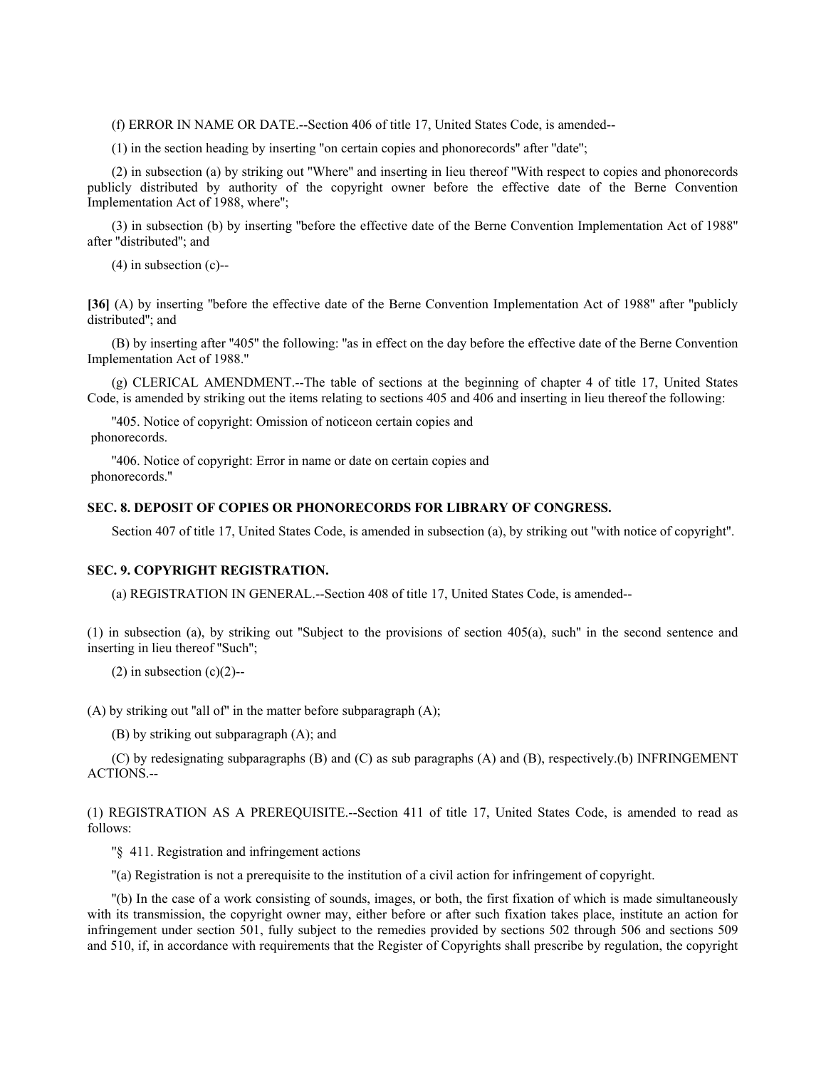(f) ERROR IN NAME OR DATE.--Section 406 of title 17, United States Code, is amended--

(1) in the section heading by inserting "on certain copies and phonorecords" after "date";

(2) in subsection (a) by striking out "Where" and inserting in lieu thereof "With respect to copies and phonorecords publicly distributed by authority of the copyright owner before the effective date of the Berne Convention Implementation Act of 1988, where";

(3) in subsection (b) by inserting "before the effective date of the Berne Convention Implementation Act of 1988" after "distributed"; and

(4) in subsection (c)--

**[36]** (A) by inserting "before the effective date of the Berne Convention Implementation Act of 1988" after "publicly distributed"; and

(B) by inserting after "405" the following: "as in effect on the day before the effective date of the Berne Convention Implementation Act of 1988."

(g) CLERICAL AMENDMENT.--The table of sections at the beginning of chapter 4 of title 17, United States Code, is amended by striking out the items relating to sections 405 and 406 and inserting in lieu thereof the following:

"405. Notice of copyright: Omission of noticeon certain copies and phonorecords.

"406. Notice of copyright: Error in name or date on certain copies and phonorecords."

### SEC. 8. DEPOSIT OF COPIES OR PHONORECORDS FOR LIBRARY OF CONGRESS.

Section 407 of title 17, United States Code, is amended in subsection (a), by striking out "with notice of copyright".

### SEC. 9. COPYRIGHT REGISTRATION.

(a) REGISTRATION IN GENERAL.--Section 408 of title 17, United States Code, is amended--

(1) in subsection (a), by striking out "Subject to the provisions of section 405(a), such" in the second sentence and inserting in lieu thereof "Such";

(2) in subsection (c)(2)--

(A) by striking out "all of" in the matter before subparagraph (A);

(B) by striking out subparagraph (A); and

(C) by redesignating subparagraphs (B) and (C) as sub paragraphs (A) and (B), respectively.(b) INFRINGEMENT ACTIONS.--

(1) REGISTRATION AS A PREREQUISITE.--Section 411 of title 17, United States Code, is amended to read as follows:

"§ 411. Registration and infringement actions

"(a) Registration is not a prerequisite to the institution of a civil action for infringement of copyright.

"(b) In the case of a work consisting of sounds, images, or both, the first fixation of which is made simultaneously with its transmission, the copyright owner may, either before or after such fixation takes place, institute an action for infringement under section 501, fully subject to the remedies provided by sections 502 through 506 and sections 509 and 510, if, in accordance with requirements that the Register of Copyrights shall prescribe by regulation, the copyright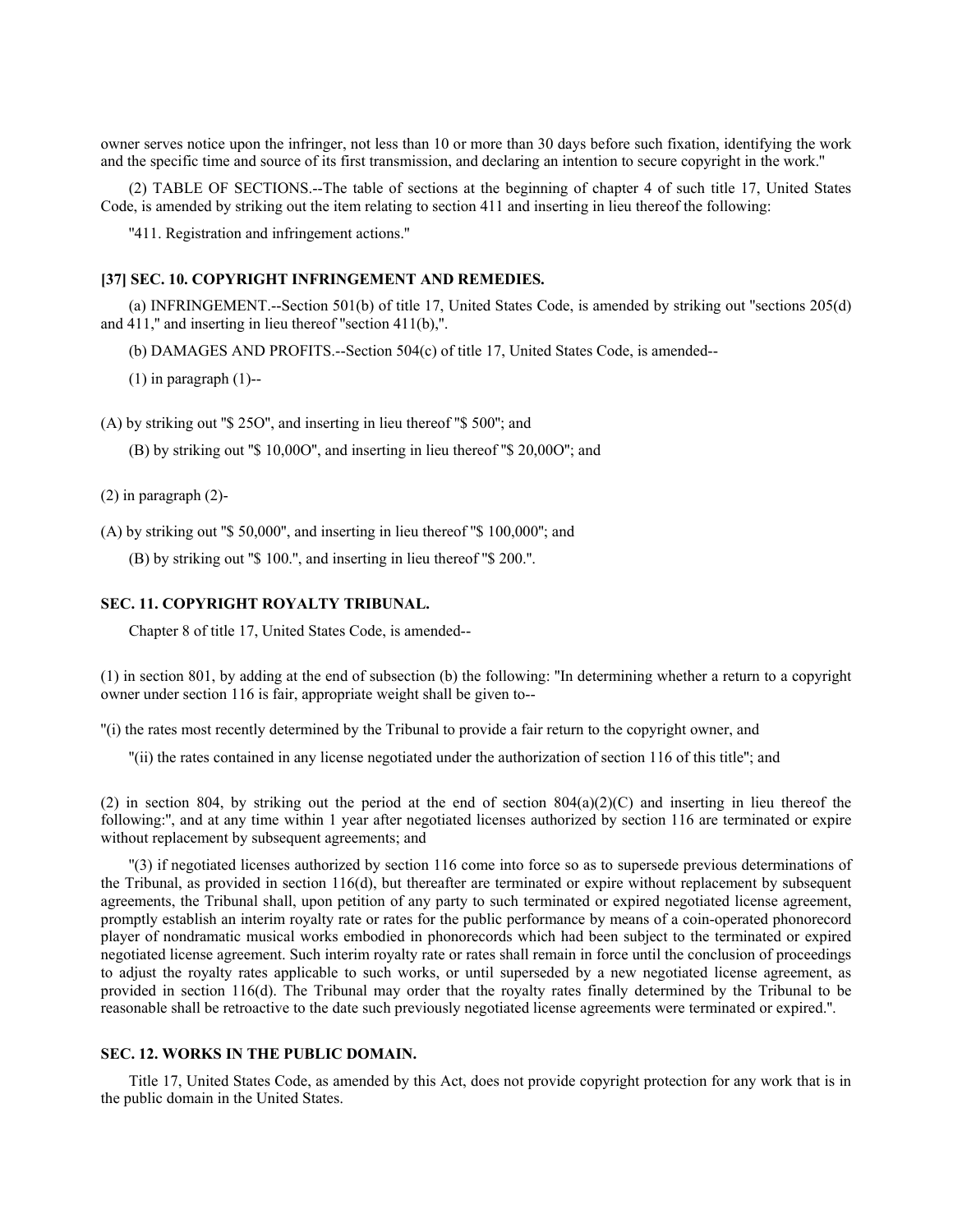owner serves notice upon the infringer, not less than 10 or more than 30 days before such fixation, identifying the work and the specific time and source of its first transmission, and declaring an intention to secure copyright in the work."

(2) TABLE OF SECTIONS.--The table of sections at the beginning of chapter 4 of such title 17, United States Code, is amended by striking out the item relating to section 411 and inserting in lieu thereof the following:

"411. Registration and infringement actions."

### [37] SEC. 10. COPYRIGHT INFRINGEMENT AND REMEDIES.

(a) INFRINGEMENT.--Section 501(b) of title 17, United States Code, is amended by striking out "sections 205(d) and 411," and inserting in lieu thereof "section 411(b),".

(b) DAMAGES AND PROFITS.--Section 504(c) of title 17, United States Code, is amended--

(1) in paragraph (1)--

(A) by striking out "$ 25O", and inserting in lieu thereof "$ 500"; and

(B) by striking out "$ 10,00O", and inserting in lieu thereof "$ 20,00O"; and

(2) in paragraph (2)-

(A) by striking out "$ 50,000", and inserting in lieu thereof "$ 100,000"; and

(B) by striking out "$ 100.", and inserting in lieu thereof "$ 200.".

### SEC. 11. COPYRIGHT ROYALTY TRIBUNAL.

Chapter 8 of title 17, United States Code, is amended--

(1) in section 801, by adding at the end of subsection (b) the following: "In determining whether a return to a copyright owner under section 116 is fair, appropriate weight shall be given to--

"(i) the rates most recently determined by the Tribunal to provide a fair return to the copyright owner, and

"(ii) the rates contained in any license negotiated under the authorization of section 116 of this title"; and

(2) in section 804, by striking out the period at the end of section 804(a)(2)(C) and inserting in lieu thereof the following:", and at any time within 1 year after negotiated licenses authorized by section 116 are terminated or expire without replacement by subsequent agreements; and

"(3) if negotiated licenses authorized by section 116 come into force so as to supersede previous determinations of the Tribunal, as provided in section 116(d), but thereafter are terminated or expire without replacement by subsequent agreements, the Tribunal shall, upon petition of any party to such terminated or expired negotiated license agreement, promptly establish an interim royalty rate or rates for the public performance by means of a coin-operated phonorecord player of nondramatic musical works embodied in phonorecords which had been subject to the terminated or expired negotiated license agreement. Such interim royalty rate or rates shall remain in force until the conclusion of proceedings to adjust the royalty rates applicable to such works, or until superseded by a new negotiated license agreement, as provided in section 116(d). The Tribunal may order that the royalty rates finally determined by the Tribunal to be reasonable shall be retroactive to the date such previously negotiated license agreements were terminated or expired.".

### SEC. 12. WORKS IN THE PUBLIC DOMAIN.

Title 17, United States Code, as amended by this Act, does not provide copyright protection for any work that is in the public domain in the United States.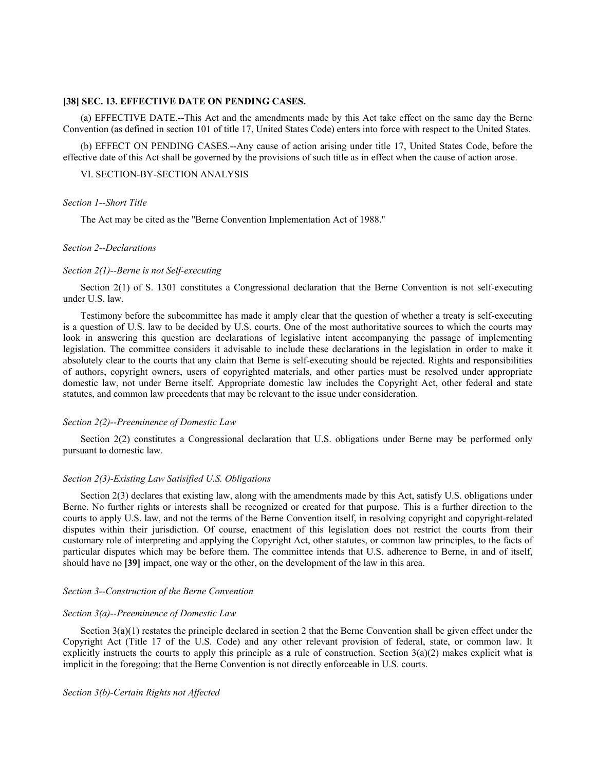**[38] SEC. 13. EFFECTIVE DATE ON PENDING CASES.**

(a) EFFECTIVE DATE.--This Act and the amendments made by this Act take effect on the same day the Berne Convention (as defined in section 101 of title 17, United States Code) enters into force with respect to the United States.

(b) EFFECT ON PENDING CASES.--Any cause of action arising under title 17, United States Code, before the effective date of this Act shall be governed by the provisions of such title as in effect when the cause of action arose.

VI. SECTION-BY-SECTION ANALYSIS

*Section 1--Short Title*

The Act may be cited as the "Berne Convention Implementation Act of 1988."

*Section 2--Declarations*

*Section 2(1)--Berne is not Self-executing*

Section 2(1) of S. 1301 constitutes a Congressional declaration that the Berne Convention is not self-executing under U.S. law.

Testimony before the subcommittee has made it amply clear that the question of whether a treaty is self-executing is a question of U.S. law to be decided by U.S. courts. One of the most authoritative sources to which the courts may look in answering this question are declarations of legislative intent accompanying the passage of implementing legislation. The committee considers it advisable to include these declarations in the legislation in order to make it absolutely clear to the courts that any claim that Berne is self-executing should be rejected. Rights and responsibilities of authors, copyright owners, users of copyrighted materials, and other parties must be resolved under appropriate domestic law, not under Berne itself. Appropriate domestic law includes the Copyright Act, other federal and state statutes, and common law precedents that may be relevant to the issue under consideration.

*Section 2(2)--Preeminence of Domestic Law*

Section 2(2) constitutes a Congressional declaration that U.S. obligations under Berne may be performed only pursuant to domestic law.

*Section 2(3)-Existing Law Satisified U.S. Obligations*

Section 2(3) declares that existing law, along with the amendments made by this Act, satisfy U.S. obligations under Berne. No further rights or interests shall be recognized or created for that purpose. This is a further direction to the courts to apply U.S. law, and not the terms of the Berne Convention itself, in resolving copyright and copyright-related disputes within their jurisdiction. Of course, enactment of this legislation does not restrict the courts from their customary role of interpreting and applying the Copyright Act, other statutes, or common law principles, to the facts of particular disputes which may be before them. The committee intends that U.S. adherence to Berne, in and of itself, should have no **[39]** impact, one way or the other, on the development of the law in this area.

*Section 3--Construction of the Berne Convention*

*Section 3(a)--Preeminence of Domestic Law*

Section 3(a)(1) restates the principle declared in section 2 that the Berne Convention shall be given effect under the Copyright Act (Title 17 of the U.S. Code) and any other relevant provision of federal, state, or common law. It explicitly instructs the courts to apply this principle as a rule of construction. Section 3(a)(2) makes explicit what is implicit in the foregoing: that the Berne Convention is not directly enforceable in U.S. courts.

*Section 3(b)-Certain Rights not Affected*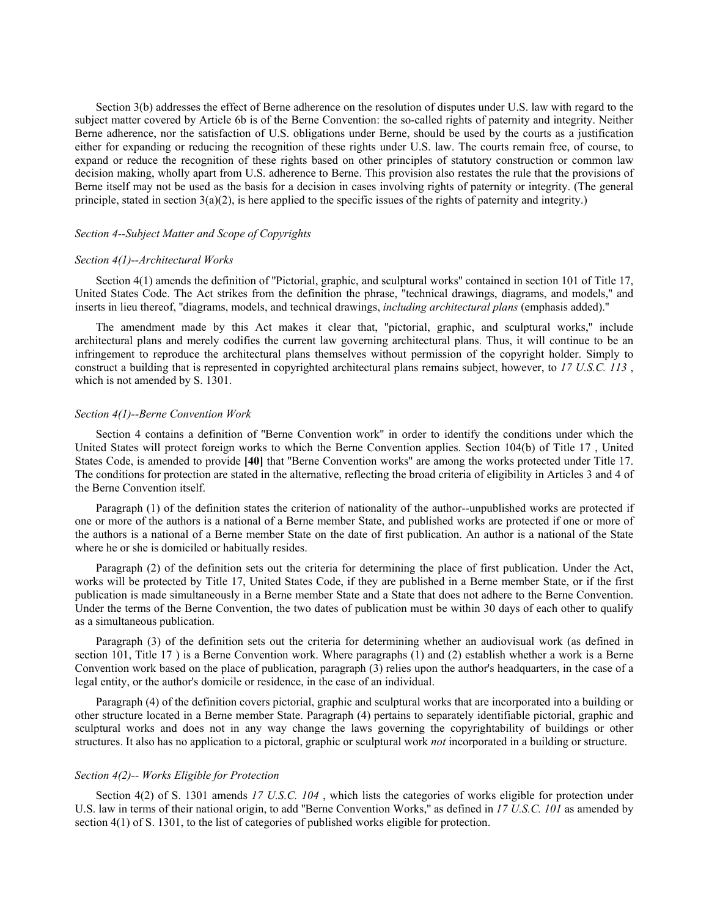Section 3(b) addresses the effect of Berne adherence on the resolution of disputes under U.S. law with regard to the subject matter covered by Article 6b is of the Berne Convention: the so-called rights of paternity and integrity. Neither Berne adherence, nor the satisfaction of U.S. obligations under Berne, should be used by the courts as a justification either for expanding or reducing the recognition of these rights under U.S. law. The courts remain free, of course, to expand or reduce the recognition of these rights based on other principles of statutory construction or common law decision making, wholly apart from U.S. adherence to Berne. This provision also restates the rule that the provisions of Berne itself may not be used as the basis for a decision in cases involving rights of paternity or integrity. (The general principle, stated in section 3(a)(2), is here applied to the specific issues of the rights of paternity and integrity.)

*Section 4--Subject Matter and Scope of Copyrights*

*Section 4(1)--Architectural Works*

Section 4(1) amends the definition of "Pictorial, graphic, and sculptural works" contained in section 101 of Title 17, United States Code. The Act strikes from the definition the phrase, "technical drawings, diagrams, and models," and inserts in lieu thereof, "diagrams, models, and technical drawings, *including architectural plans* (emphasis added)."

The amendment made by this Act makes it clear that, "pictorial, graphic, and sculptural works," include architectural plans and merely codifies the current law governing architectural plans. Thus, it will continue to be an infringement to reproduce the architectural plans themselves without permission of the copyright holder. Simply to construct a building that is represented in copyrighted architectural plans remains subject, however, to *17 U.S.C. 113* , which is not amended by S. 1301.

*Section 4(1)--Berne Convention Work*

Section 4 contains a definition of "Berne Convention work" in order to identify the conditions under which the United States will protect foreign works to which the Berne Convention applies. Section 104(b) of Title 17 , United States Code, is amended to provide **[40]** that "Berne Convention works" are among the works protected under Title 17. The conditions for protection are stated in the alternative, reflecting the broad criteria of eligibility in Articles 3 and 4 of the Berne Convention itself.

Paragraph (1) of the definition states the criterion of nationality of the author--unpublished works are protected if one or more of the authors is a national of a Berne member State, and published works are protected if one or more of the authors is a national of a Berne member State on the date of first publication. An author is a national of the State where he or she is domiciled or habitually resides.

Paragraph (2) of the definition sets out the criteria for determining the place of first publication. Under the Act, works will be protected by Title 17, United States Code, if they are published in a Berne member State, or if the first publication is made simultaneously in a Berne member State and a State that does not adhere to the Berne Convention. Under the terms of the Berne Convention, the two dates of publication must be within 30 days of each other to qualify as a simultaneous publication.

Paragraph (3) of the definition sets out the criteria for determining whether an audiovisual work (as defined in section 101, Title 17 ) is a Berne Convention work. Where paragraphs (1) and (2) establish whether a work is a Berne Convention work based on the place of publication, paragraph (3) relies upon the author's headquarters, in the case of a legal entity, or the author's domicile or residence, in the case of an individual.

Paragraph (4) of the definition covers pictorial, graphic and sculptural works that are incorporated into a building or other structure located in a Berne member State. Paragraph (4) pertains to separately identifiable pictorial, graphic and sculptural works and does not in any way change the laws governing the copyrightability of buildings or other structures. It also has no application to a pictoral, graphic or sculptural work *not* incorporated in a building or structure.

*Section 4(2)-- Works Eligible for Protection*

Section 4(2) of S. 1301 amends *17 U.S.C. 104* , which lists the categories of works eligible for protection under U.S. law in terms of their national origin, to add "Berne Convention Works," as defined in *17 U.S.C. 101* as amended by section 4(1) of S. 1301, to the list of categories of published works eligible for protection.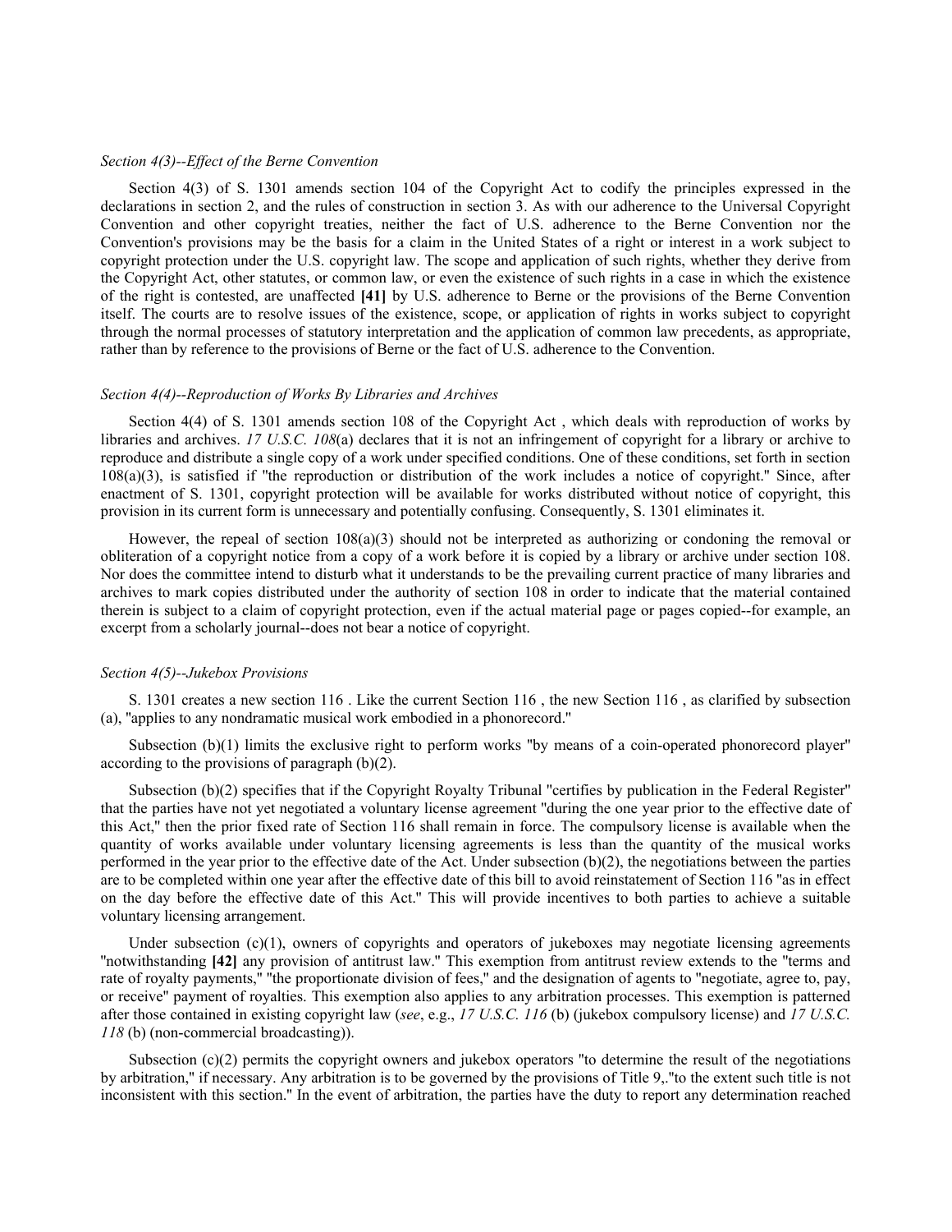*Section 4(3)--Effect of the Berne Convention*

Section 4(3) of S. 1301 amends section 104 of the Copyright Act to codify the principles expressed in the declarations in section 2, and the rules of construction in section 3. As with our adherence to the Universal Copyright Convention and other copyright treaties, neither the fact of U.S. adherence to the Berne Convention nor the Convention's provisions may be the basis for a claim in the United States of a right or interest in a work subject to copyright protection under the U.S. copyright law. The scope and application of such rights, whether they derive from the Copyright Act, other statutes, or common law, or even the existence of such rights in a case in which the existence of the right is contested, are unaffected **[41]** by U.S. adherence to Berne or the provisions of the Berne Convention itself. The courts are to resolve issues of the existence, scope, or application of rights in works subject to copyright through the normal processes of statutory interpretation and the application of common law precedents, as appropriate, rather than by reference to the provisions of Berne or the fact of U.S. adherence to the Convention.

*Section 4(4)--Reproduction of Works By Libraries and Archives*

Section 4(4) of S. 1301 amends section 108 of the Copyright Act , which deals with reproduction of works by libraries and archives. *17 U.S.C. 108*(a) declares that it is not an infringement of copyright for a library or archive to reproduce and distribute a single copy of a work under specified conditions. One of these conditions, set forth in section 108(a)(3), is satisfied if "the reproduction or distribution of the work includes a notice of copyright." Since, after enactment of S. 1301, copyright protection will be available for works distributed without notice of copyright, this provision in its current form is unnecessary and potentially confusing. Consequently, S. 1301 eliminates it.

However, the repeal of section 108(a)(3) should not be interpreted as authorizing or condoning the removal or obliteration of a copyright notice from a copy of a work before it is copied by a library or archive under section 108. Nor does the committee intend to disturb what it understands to be the prevailing current practice of many libraries and archives to mark copies distributed under the authority of section 108 in order to indicate that the material contained therein is subject to a claim of copyright protection, even if the actual material page or pages copied--for example, an excerpt from a scholarly journal--does not bear a notice of copyright.

*Section 4(5)--Jukebox Provisions*

S. 1301 creates a new section 116 . Like the current Section 116 , the new Section 116 , as clarified by subsection (a), "applies to any nondramatic musical work embodied in a phonorecord."

Subsection (b)(1) limits the exclusive right to perform works "by means of a coin-operated phonorecord player" according to the provisions of paragraph (b)(2).

Subsection (b)(2) specifies that if the Copyright Royalty Tribunal "certifies by publication in the Federal Register" that the parties have not yet negotiated a voluntary license agreement "during the one year prior to the effective date of this Act," then the prior fixed rate of Section 116 shall remain in force. The compulsory license is available when the quantity of works available under voluntary licensing agreements is less than the quantity of the musical works performed in the year prior to the effective date of the Act. Under subsection (b)(2), the negotiations between the parties are to be completed within one year after the effective date of this bill to avoid reinstatement of Section 116 "as in effect on the day before the effective date of this Act." This will provide incentives to both parties to achieve a suitable voluntary licensing arrangement.

Under subsection (c)(1), owners of copyrights and operators of jukeboxes may negotiate licensing agreements "notwithstanding **[42]** any provision of antitrust law." This exemption from antitrust review extends to the "terms and rate of royalty payments," "the proportionate division of fees," and the designation of agents to "negotiate, agree to, pay, or receive" payment of royalties. This exemption also applies to any arbitration processes. This exemption is patterned after those contained in existing copyright law (*see*, e.g., *17 U.S.C. 116* (b) (jukebox compulsory license) and *17 U.S.C. 118* (b) (non-commercial broadcasting)).

Subsection (c)(2) permits the copyright owners and jukebox operators "to determine the result of the negotiations by arbitration," if necessary. Any arbitration is to be governed by the provisions of Title 9,."to the extent such title is not inconsistent with this section." In the event of arbitration, the parties have the duty to report any determination reached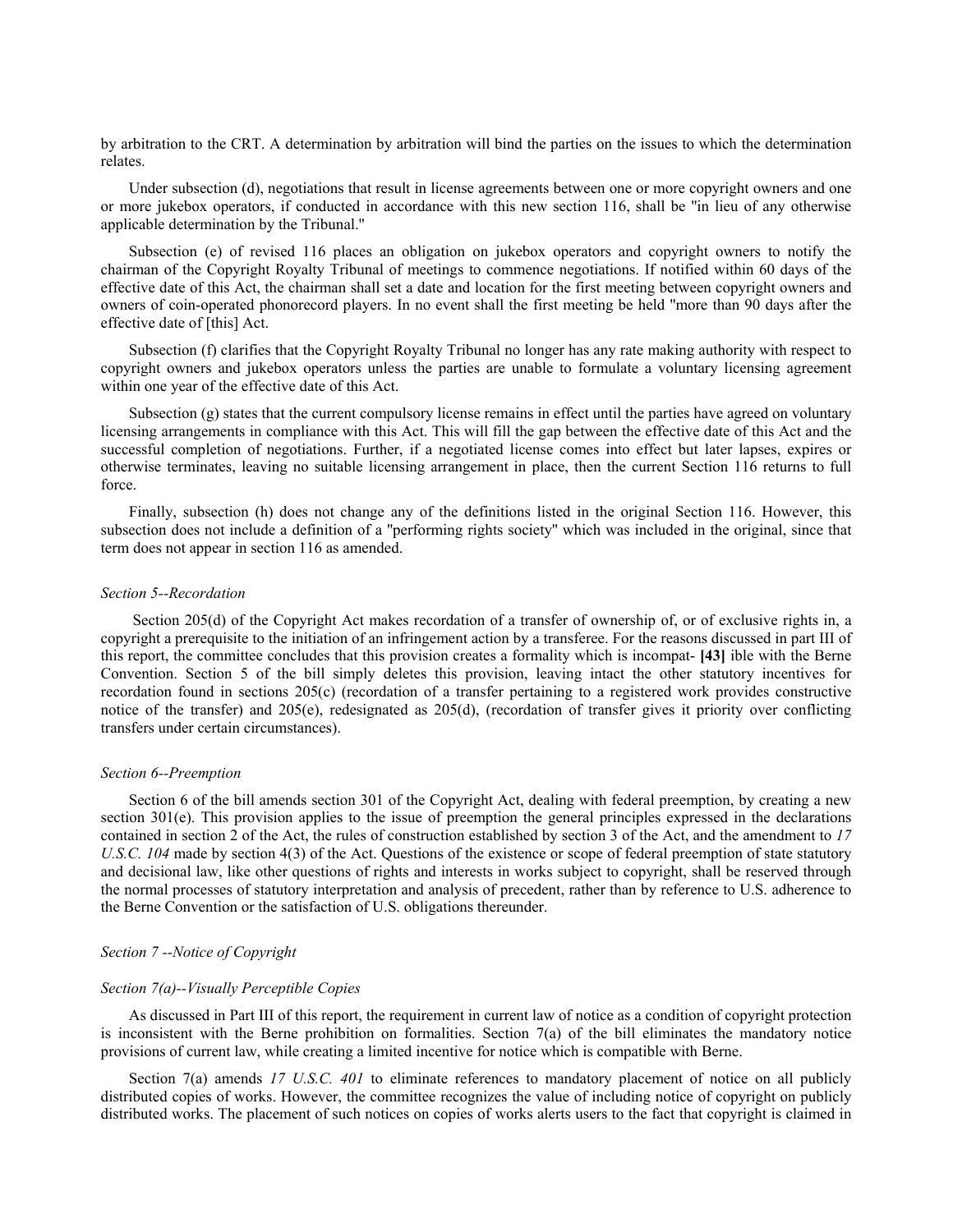by arbitration to the CRT. A determination by arbitration will bind the parties on the issues to which the determination relates.

Under subsection (d), negotiations that result in license agreements between one or more copyright owners and one or more jukebox operators, if conducted in accordance with this new section 116, shall be "in lieu of any otherwise applicable determination by the Tribunal."

Subsection (e) of revised 116 places an obligation on jukebox operators and copyright owners to notify the chairman of the Copyright Royalty Tribunal of meetings to commence negotiations. If notified within 60 days of the effective date of this Act, the chairman shall set a date and location for the first meeting between copyright owners and owners of coin-operated phonorecord players. In no event shall the first meeting be held "more than 90 days after the effective date of [this] Act.

Subsection (f) clarifies that the Copyright Royalty Tribunal no longer has any rate making authority with respect to copyright owners and jukebox operators unless the parties are unable to formulate a voluntary licensing agreement within one year of the effective date of this Act.

Subsection (g) states that the current compulsory license remains in effect until the parties have agreed on voluntary licensing arrangements in compliance with this Act. This will fill the gap between the effective date of this Act and the successful completion of negotiations. Further, if a negotiated license comes into effect but later lapses, expires or otherwise terminates, leaving no suitable licensing arrangement in place, then the current Section 116 returns to full force.

Finally, subsection (h) does not change any of the definitions listed in the original Section 116. However, this subsection does not include a definition of a "performing rights society" which was included in the original, since that term does not appear in section 116 as amended.

*Section 5--Recordation*

Section 205(d) of the Copyright Act makes recordation of a transfer of ownership of, or of exclusive rights in, a copyright a prerequisite to the initiation of an infringement action by a transferee. For the reasons discussed in part III of this report, the committee concludes that this provision creates a formality which is incompat- **[43]** ible with the Berne Convention. Section 5 of the bill simply deletes this provision, leaving intact the other statutory incentives for recordation found in sections 205(c) (recordation of a transfer pertaining to a registered work provides constructive notice of the transfer) and 205(e), redesignated as 205(d), (recordation of transfer gives it priority over conflicting transfers under certain circumstances).

*Section 6--Preemption*

Section 6 of the bill amends section 301 of the Copyright Act, dealing with federal preemption, by creating a new section 301(e). This provision applies to the issue of preemption the general principles expressed in the declarations contained in section 2 of the Act, the rules of construction established by section 3 of the Act, and the amendment to *17 U.S.C. 104* made by section 4(3) of the Act. Questions of the existence or scope of federal preemption of state statutory and decisional law, like other questions of rights and interests in works subject to copyright, shall be reserved through the normal processes of statutory interpretation and analysis of precedent, rather than by reference to U.S. adherence to the Berne Convention or the satisfaction of U.S. obligations thereunder.

*Section 7 --Notice of Copyright*

*Section 7(a)--Visually Perceptible Copies*

As discussed in Part III of this report, the requirement in current law of notice as a condition of copyright protection is inconsistent with the Berne prohibition on formalities. Section 7(a) of the bill eliminates the mandatory notice provisions of current law, while creating a limited incentive for notice which is compatible with Berne.

Section 7(a) amends *17 U.S.C. 401* to eliminate references to mandatory placement of notice on all publicly distributed copies of works. However, the committee recognizes the value of including notice of copyright on publicly distributed works. The placement of such notices on copies of works alerts users to the fact that copyright is claimed in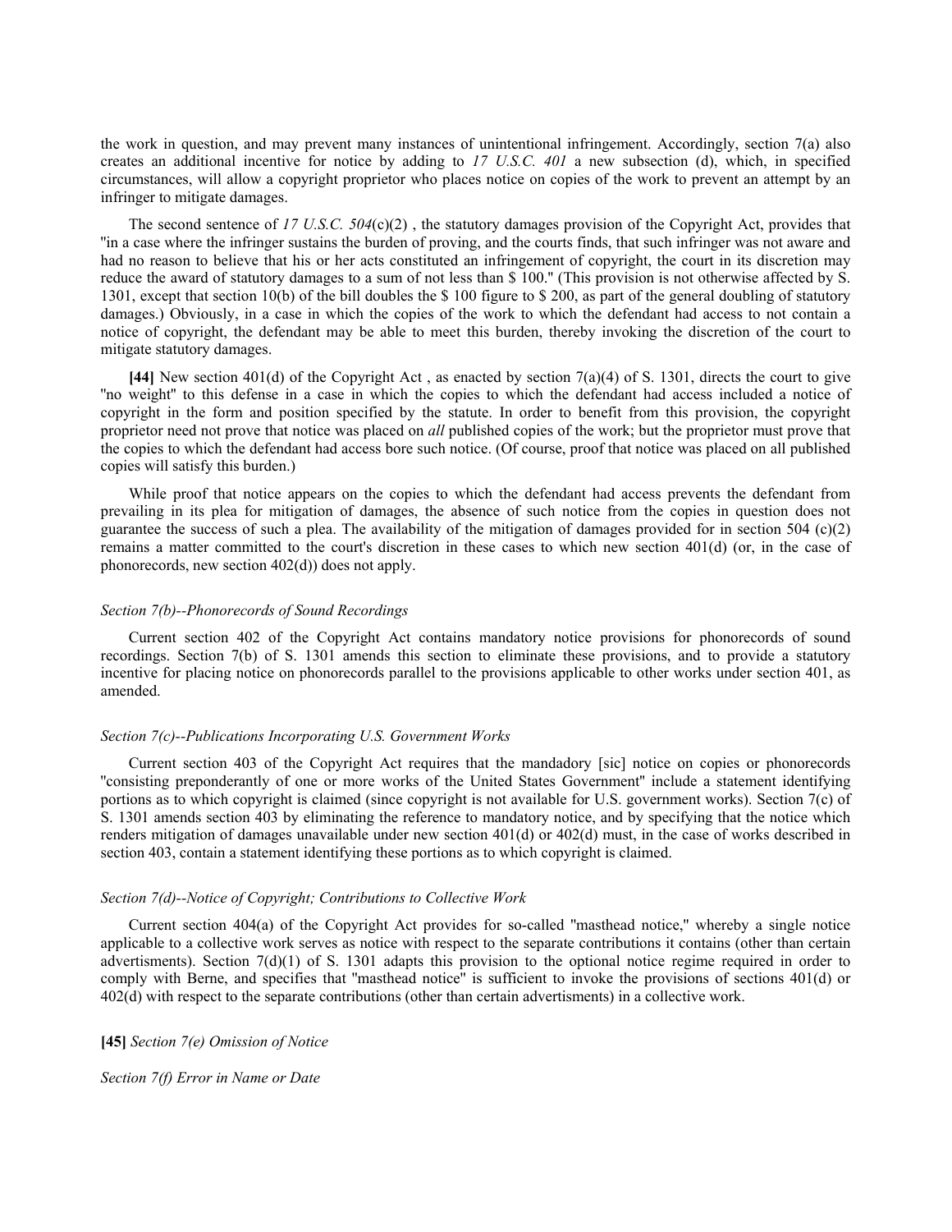the work in question, and may prevent many instances of unintentional infringement. Accordingly, section 7(a) also creates an additional incentive for notice by adding to *17 U.S.C. 401* a new subsection (d), which, in specified circumstances, will allow a copyright proprietor who places notice on copies of the work to prevent an attempt by an infringer to mitigate damages.

The second sentence of *17 U.S.C. 504*(c)(2) , the statutory damages provision of the Copyright Act, provides that "in a case where the infringer sustains the burden of proving, and the courts finds, that such infringer was not aware and had no reason to believe that his or her acts constituted an infringement of copyright, the court in its discretion may reduce the award of statutory damages to a sum of not less than $ 100." (This provision is not otherwise affected by S. 1301, except that section 10(b) of the bill doubles the $ 100 figure to $ 200, as part of the general doubling of statutory damages.) Obviously, in a case in which the copies of the work to which the defendant had access to not contain a notice of copyright, the defendant may be able to meet this burden, thereby invoking the discretion of the court to mitigate statutory damages.

**[44]** New section 401(d) of the Copyright Act , as enacted by section 7(a)(4) of S. 1301, directs the court to give "no weight" to this defense in a case in which the copies to which the defendant had access included a notice of copyright in the form and position specified by the statute. In order to benefit from this provision, the copyright proprietor need not prove that notice was placed on *all* published copies of the work; but the proprietor must prove that the copies to which the defendant had access bore such notice. (Of course, proof that notice was placed on all published copies will satisfy this burden.)

While proof that notice appears on the copies to which the defendant had access prevents the defendant from prevailing in its plea for mitigation of damages, the absence of such notice from the copies in question does not guarantee the success of such a plea. The availability of the mitigation of damages provided for in section 504 (c)(2) remains a matter committed to the court's discretion in these cases to which new section 401(d) (or, in the case of phonorecords, new section 402(d)) does not apply.

*Section 7(b)--Phonorecords of Sound Recordings*

Current section 402 of the Copyright Act contains mandatory notice provisions for phonorecords of sound recordings. Section 7(b) of S. 1301 amends this section to eliminate these provisions, and to provide a statutory incentive for placing notice on phonorecords parallel to the provisions applicable to other works under section 401, as amended.

*Section 7(c)--Publications Incorporating U.S. Government Works*

Current section 403 of the Copyright Act requires that the mandadory [sic] notice on copies or phonorecords "consisting preponderantly of one or more works of the United States Government" include a statement identifying portions as to which copyright is claimed (since copyright is not available for U.S. government works). Section 7(c) of S. 1301 amends section 403 by eliminating the reference to mandatory notice, and by specifying that the notice which renders mitigation of damages unavailable under new section 401(d) or 402(d) must, in the case of works described in section 403, contain a statement identifying these portions as to which copyright is claimed.

*Section 7(d)--Notice of Copyright; Contributions to Collective Work*

Current section 404(a) of the Copyright Act provides for so-called "masthead notice," whereby a single notice applicable to a collective work serves as notice with respect to the separate contributions it contains (other than certain advertisments). Section 7(d)(1) of S. 1301 adapts this provision to the optional notice regime required in order to comply with Berne, and specifies that "masthead notice" is sufficient to invoke the provisions of sections 401(d) or 402(d) with respect to the separate contributions (other than certain advertisments) in a collective work.

**[45]** *Section 7(e) Omission of Notice*

*Section 7(f) Error in Name or Date*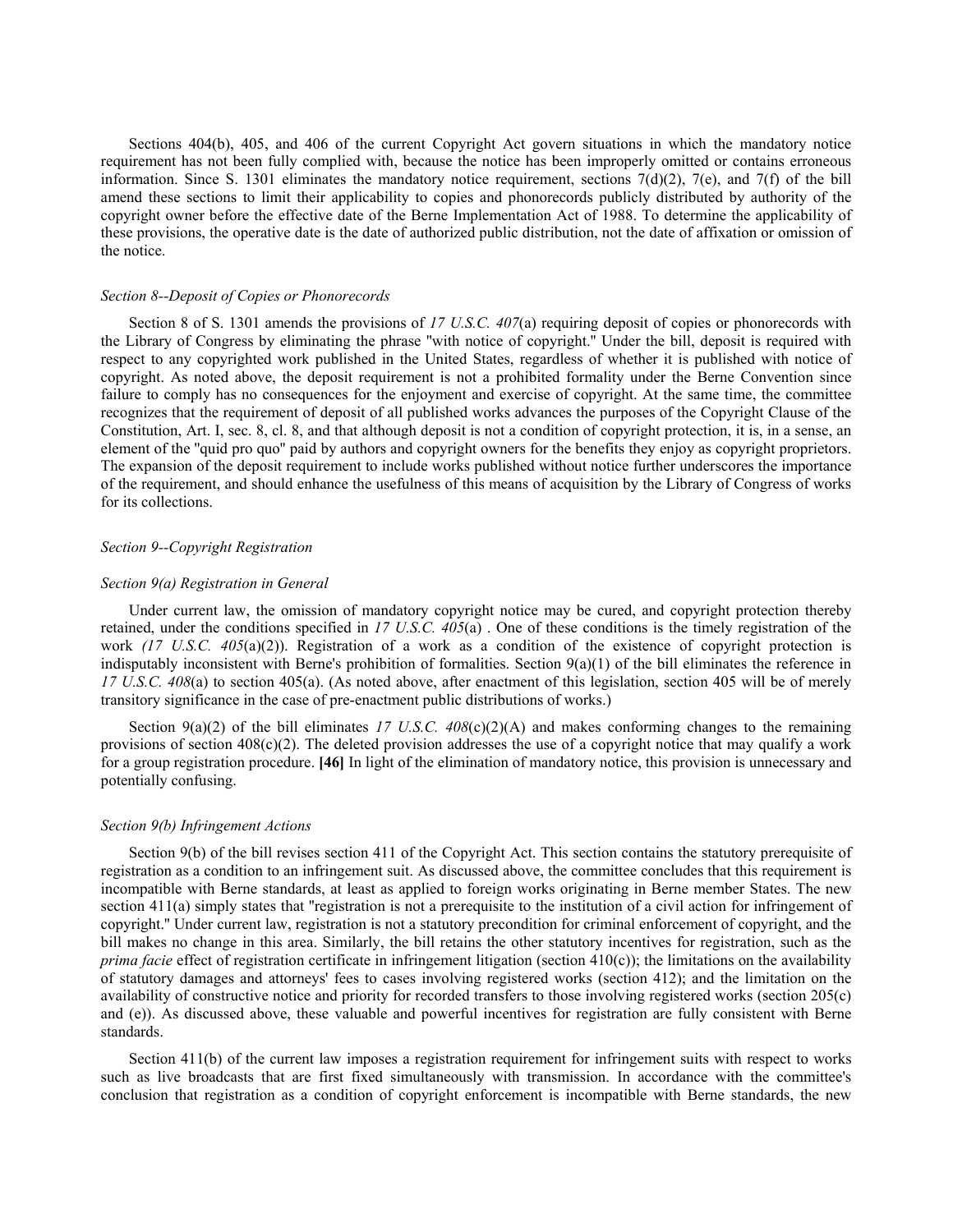Sections 404(b), 405, and 406 of the current Copyright Act govern situations in which the mandatory notice requirement has not been fully complied with, because the notice has been improperly omitted or contains erroneous information. Since S. 1301 eliminates the mandatory notice requirement, sections 7(d)(2), 7(e), and 7(f) of the bill amend these sections to limit their applicability to copies and phonorecords publicly distributed by authority of the copyright owner before the effective date of the Berne Implementation Act of 1988. To determine the applicability of these provisions, the operative date is the date of authorized public distribution, not the date of affixation or omission of the notice.

*Section 8--Deposit of Copies or Phonorecords*

Section 8 of S. 1301 amends the provisions of *17 U.S.C. 407*(a) requiring deposit of copies or phonorecords with the Library of Congress by eliminating the phrase "with notice of copyright." Under the bill, deposit is required with respect to any copyrighted work published in the United States, regardless of whether it is published with notice of copyright. As noted above, the deposit requirement is not a prohibited formality under the Berne Convention since failure to comply has no consequences for the enjoyment and exercise of copyright. At the same time, the committee recognizes that the requirement of deposit of all published works advances the purposes of the Copyright Clause of the Constitution, Art. I, sec. 8, cl. 8, and that although deposit is not a condition of copyright protection, it is, in a sense, an element of the "quid pro quo" paid by authors and copyright owners for the benefits they enjoy as copyright proprietors. The expansion of the deposit requirement to include works published without notice further underscores the importance of the requirement, and should enhance the usefulness of this means of acquisition by the Library of Congress of works for its collections.

*Section 9--Copyright Registration*

*Section 9(a) Registration in General*

Under current law, the omission of mandatory copyright notice may be cured, and copyright protection thereby retained, under the conditions specified in *17 U.S.C. 405*(a) . One of these conditions is the timely registration of the work *(17 U.S.C. 405*(a)(2)). Registration of a work as a condition of the existence of copyright protection is indisputably inconsistent with Berne's prohibition of formalities. Section 9(a)(1) of the bill eliminates the reference in *17 U.S.C. 408*(a) to section 405(a). (As noted above, after enactment of this legislation, section 405 will be of merely transitory significance in the case of pre-enactment public distributions of works.)

Section 9(a)(2) of the bill eliminates *17 U.S.C. 408*(c)(2)(A) and makes conforming changes to the remaining provisions of section 408(c)(2). The deleted provision addresses the use of a copyright notice that may qualify a work for a group registration procedure. **[46]** In light of the elimination of mandatory notice, this provision is unnecessary and potentially confusing.

*Section 9(b) Infringement Actions*

Section 9(b) of the bill revises section 411 of the Copyright Act. This section contains the statutory prerequisite of registration as a condition to an infringement suit. As discussed above, the committee concludes that this requirement is incompatible with Berne standards, at least as applied to foreign works originating in Berne member States. The new section 411(a) simply states that "registration is not a prerequisite to the institution of a civil action for infringement of copyright." Under current law, registration is not a statutory precondition for criminal enforcement of copyright, and the bill makes no change in this area. Similarly, the bill retains the other statutory incentives for registration, such as the *prima facie* effect of registration certificate in infringement litigation (section 410(c)); the limitations on the availability of statutory damages and attorneys' fees to cases involving registered works (section 412); and the limitation on the availability of constructive notice and priority for recorded transfers to those involving registered works (section 205(c) and (e)). As discussed above, these valuable and powerful incentives for registration are fully consistent with Berne standards.

Section 411(b) of the current law imposes a registration requirement for infringement suits with respect to works such as live broadcasts that are first fixed simultaneously with transmission. In accordance with the committee's conclusion that registration as a condition of copyright enforcement is incompatible with Berne standards, the new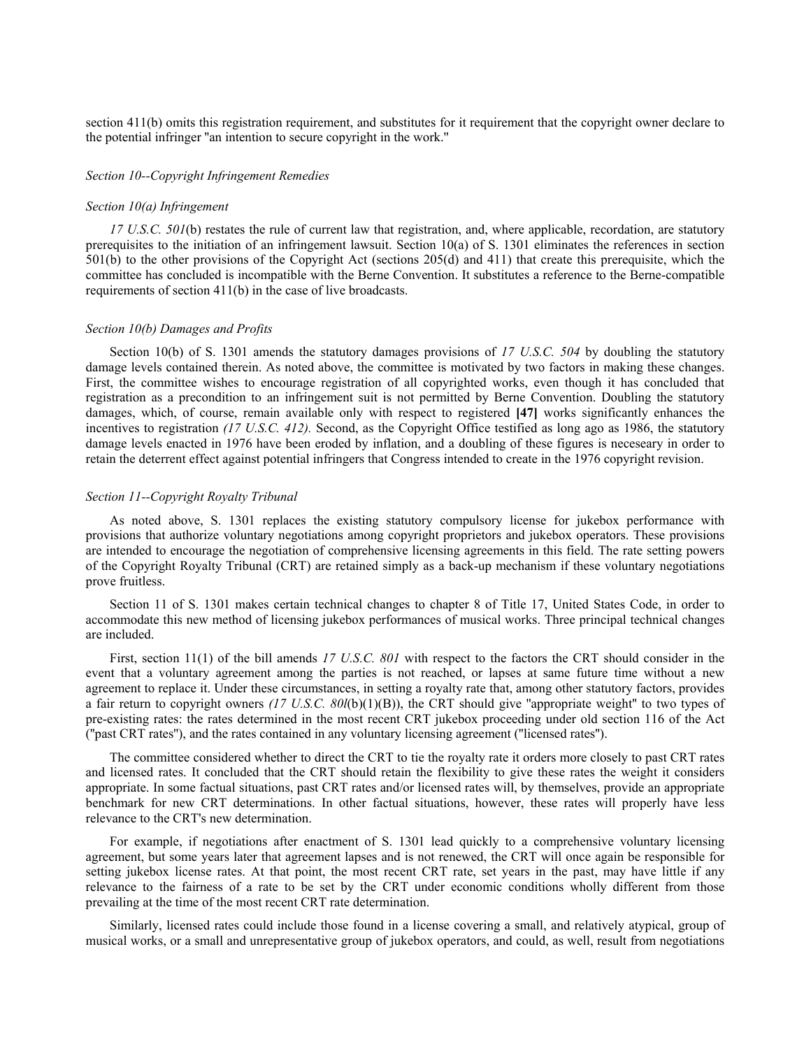section 411(b) omits this registration requirement, and substitutes for it requirement that the copyright owner declare to the potential infringer "an intention to secure copyright in the work."

*Section 10--Copyright Infringement Remedies*

*Section 10(a) Infringement*

*17 U.S.C. 501*(b) restates the rule of current law that registration, and, where applicable, recordation, are statutory prerequisites to the initiation of an infringement lawsuit. Section 10(a) of S. 1301 eliminates the references in section 501(b) to the other provisions of the Copyright Act (sections 205(d) and 411) that create this prerequisite, which the committee has concluded is incompatible with the Berne Convention. It substitutes a reference to the Berne-compatible requirements of section 411(b) in the case of live broadcasts.

*Section 10(b) Damages and Profits*

Section 10(b) of S. 1301 amends the statutory damages provisions of *17 U.S.C. 504* by doubling the statutory damage levels contained therein. As noted above, the committee is motivated by two factors in making these changes. First, the committee wishes to encourage registration of all copyrighted works, even though it has concluded that registration as a precondition to an infringement suit is not permitted by Berne Convention. Doubling the statutory damages, which, of course, remain available only with respect to registered **[47]** works significantly enhances the incentives to registration *(17 U.S.C. 412).* Second, as the Copyright Office testified as long ago as 1986, the statutory damage levels enacted in 1976 have been eroded by inflation, and a doubling of these figures is neceseary in order to retain the deterrent effect against potential infringers that Congress intended to create in the 1976 copyright revision.

*Section 11--Copyright Royalty Tribunal*

As noted above, S. 1301 replaces the existing statutory compulsory license for jukebox performance with provisions that authorize voluntary negotiations among copyright proprietors and jukebox operators. These provisions are intended to encourage the negotiation of comprehensive licensing agreements in this field. The rate setting powers of the Copyright Royalty Tribunal (CRT) are retained simply as a back-up mechanism if these voluntary negotiations prove fruitless.

Section 11 of S. 1301 makes certain technical changes to chapter 8 of Title 17, United States Code, in order to accommodate this new method of licensing jukebox performances of musical works. Three principal technical changes are included.

First, section 11(1) of the bill amends *17 U.S.C. 801* with respect to the factors the CRT should consider in the event that a voluntary agreement among the parties is not reached, or lapses at same future time without a new agreement to replace it. Under these circumstances, in setting a royalty rate that, among other statutory factors, provides a fair return to copyright owners *(17 U.S.C. 80l*(b)(1)(B)), the CRT should give "appropriate weight" to two types of pre-existing rates: the rates determined in the most recent CRT jukebox proceeding under old section 116 of the Act ("past CRT rates"), and the rates contained in any voluntary licensing agreement ("licensed rates").

The committee considered whether to direct the CRT to tie the royalty rate it orders more closely to past CRT rates and licensed rates. It concluded that the CRT should retain the flexibility to give these rates the weight it considers appropriate. In some factual situations, past CRT rates and/or licensed rates will, by themselves, provide an appropriate benchmark for new CRT determinations. In other factual situations, however, these rates will properly have less relevance to the CRT's new determination.

For example, if negotiations after enactment of S. 1301 lead quickly to a comprehensive voluntary licensing agreement, but some years later that agreement lapses and is not renewed, the CRT will once again be responsible for setting jukebox license rates. At that point, the most recent CRT rate, set years in the past, may have little if any relevance to the fairness of a rate to be set by the CRT under economic conditions wholly different from those prevailing at the time of the most recent CRT rate determination.

Similarly, licensed rates could include those found in a license covering a small, and relatively atypical, group of musical works, or a small and unrepresentative group of jukebox operators, and could, as well, result from negotiations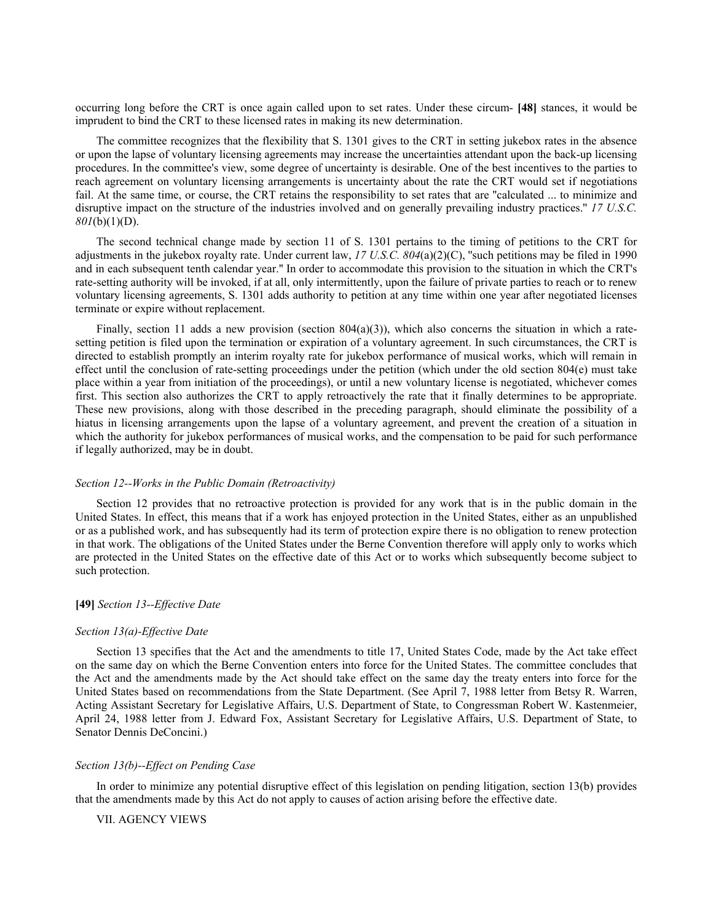occurring long before the CRT is once again called upon to set rates. Under these circum- **[48]** stances, it would be imprudent to bind the CRT to these licensed rates in making its new determination.

The committee recognizes that the flexibility that S. 1301 gives to the CRT in setting jukebox rates in the absence or upon the lapse of voluntary licensing agreements may increase the uncertainties attendant upon the back-up licensing procedures. In the committee's view, some degree of uncertainty is desirable. One of the best incentives to the parties to reach agreement on voluntary licensing arrangements is uncertainty about the rate the CRT would set if negotiations fail. At the same time, or course, the CRT retains the responsibility to set rates that are "calculated ... to minimize and disruptive impact on the structure of the industries involved and on generally prevailing industry practices." *17 U.S.C. 801*(b)(1)(D).

The second technical change made by section 11 of S. 1301 pertains to the timing of petitions to the CRT for adjustments in the jukebox royalty rate. Under current law, *17 U.S.C. 804*(a)(2)(C), "such petitions may be filed in 1990 and in each subsequent tenth calendar year." In order to accommodate this provision to the situation in which the CRT's rate-setting authority will be invoked, if at all, only intermittently, upon the failure of private parties to reach or to renew voluntary licensing agreements, S. 1301 adds authority to petition at any time within one year after negotiated licenses terminate or expire without replacement.

Finally, section 11 adds a new provision (section 804(a)(3)), which also concerns the situation in which a rate-setting petition is filed upon the termination or expiration of a voluntary agreement. In such circumstances, the CRT is directed to establish promptly an interim royalty rate for jukebox performance of musical works, which will remain in effect until the conclusion of rate-setting proceedings under the petition (which under the old section 804(e) must take place within a year from initiation of the proceedings), or until a new voluntary license is negotiated, whichever comes first. This section also authorizes the CRT to apply retroactively the rate that it finally determines to be appropriate. These new provisions, along with those described in the preceding paragraph, should eliminate the possibility of a hiatus in licensing arrangements upon the lapse of a voluntary agreement, and prevent the creation of a situation in which the authority for jukebox performances of musical works, and the compensation to be paid for such performance if legally authorized, may be in doubt.

*Section 12--Works in the Public Domain (Retroactivity)*

Section 12 provides that no retroactive protection is provided for any work that is in the public domain in the United States. In effect, this means that if a work has enjoyed protection in the United States, either as an unpublished or as a published work, and has subsequently had its term of protection expire there is no obligation to renew protection in that work. The obligations of the United States under the Berne Convention therefore will apply only to works which are protected in the United States on the effective date of this Act or to works which subsequently become subject to such protection.

**[49]** *Section 13--Effective Date*

*Section 13(a)-Effective Date*

Section 13 specifies that the Act and the amendments to title 17, United States Code, made by the Act take effect on the same day on which the Berne Convention enters into force for the United States. The committee concludes that the Act and the amendments made by the Act should take effect on the same day the treaty enters into force for the United States based on recommendations from the State Department. (See April 7, 1988 letter from Betsy R. Warren, Acting Assistant Secretary for Legislative Affairs, U.S. Department of State, to Congressman Robert W. Kastenmeier, April 24, 1988 letter from J. Edward Fox, Assistant Secretary for Legislative Affairs, U.S. Department of State, to Senator Dennis DeConcini.)

*Section 13(b)--Effect on Pending Case*

In order to minimize any potential disruptive effect of this legislation on pending litigation, section 13(b) provides that the amendments made by this Act do not apply to causes of action arising before the effective date.

VII. AGENCY VIEWS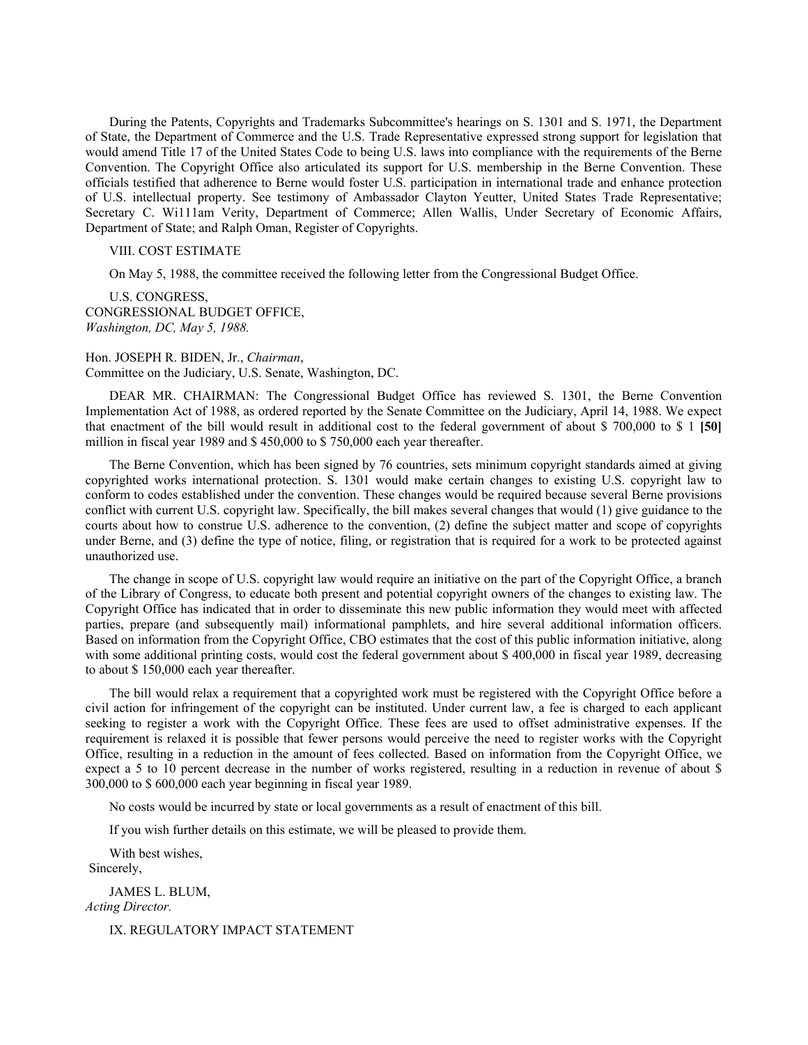During the Patents, Copyrights and Trademarks Subcommittee's hearings on S. 1301 and S. 1971, the Department of State, the Department of Commerce and the U.S. Trade Representative expressed strong support for legislation that would amend Title 17 of the United States Code to being U.S. laws into compliance with the requirements of the Berne Convention. The Copyright Office also articulated its support for U.S. membership in the Berne Convention. These officials testified that adherence to Berne would foster U.S. participation in international trade and enhance protection of U.S. intellectual property. See testimony of Ambassador Clayton Yeutter, United States Trade Representative; Secretary C. Wi111am Verity, Department of Commerce; Allen Wallis, Under Secretary of Economic Affairs, Department of State; and Ralph Oman, Register of Copyrights.

VIII. COST ESTIMATE

On May 5, 1988, the committee received the following letter from the Congressional Budget Office.

U.S. CONGRESS,
CONGRESSIONAL BUDGET OFFICE,
*Washington, DC, May 5, 1988.*

Hon. JOSEPH R. BIDEN, Jr., *Chairman*,
Committee on the Judiciary, U.S. Senate, Washington, DC.

DEAR MR. CHAIRMAN: The Congressional Budget Office has reviewed S. 1301, the Berne Convention Implementation Act of 1988, as ordered reported by the Senate Committee on the Judiciary, April 14, 1988. We expect that enactment of the bill would result in additional cost to the federal government of about $ 700,000 to $ 1 **[50]** million in fiscal year 1989 and $ 450,000 to $ 750,000 each year thereafter.

The Berne Convention, which has been signed by 76 countries, sets minimum copyright standards aimed at giving copyrighted works international protection. S. 1301 would make certain changes to existing U.S. copyright law to conform to codes established under the convention. These changes would be required because several Berne provisions conflict with current U.S. copyright law. Specifically, the bill makes several changes that would (1) give guidance to the courts about how to construe U.S. adherence to the convention, (2) define the subject matter and scope of copyrights under Berne, and (3) define the type of notice, filing, or registration that is required for a work to be protected against unauthorized use.

The change in scope of U.S. copyright law would require an initiative on the part of the Copyright Office, a branch of the Library of Congress, to educate both present and potential copyright owners of the changes to existing law. The Copyright Office has indicated that in order to disseminate this new public information they would meet with affected parties, prepare (and subsequently mail) informational pamphlets, and hire several additional information officers. Based on information from the Copyright Office, CBO estimates that the cost of this public information initiative, along with some additional printing costs, would cost the federal government about $ 400,000 in fiscal year 1989, decreasing to about $ 150,000 each year thereafter.

The bill would relax a requirement that a copyrighted work must be registered with the Copyright Office before a civil action for infringement of the copyright can be instituted. Under current law, a fee is charged to each applicant seeking to register a work with the Copyright Office. These fees are used to offset administrative expenses. If the requirement is relaxed it is possible that fewer persons would perceive the need to register works with the Copyright Office, resulting in a reduction in the amount of fees collected. Based on information from the Copyright Office, we expect a 5 to 10 percent decrease in the number of works registered, resulting in a reduction in revenue of about $ 300,000 to $ 600,000 each year beginning in fiscal year 1989.

No costs would be incurred by state or local governments as a result of enactment of this bill.

If you wish further details on this estimate, we will be pleased to provide them.

With best wishes,
Sincerely,

JAMES L. BLUM,
*Acting Director.*

IX. REGULATORY IMPACT STATEMENT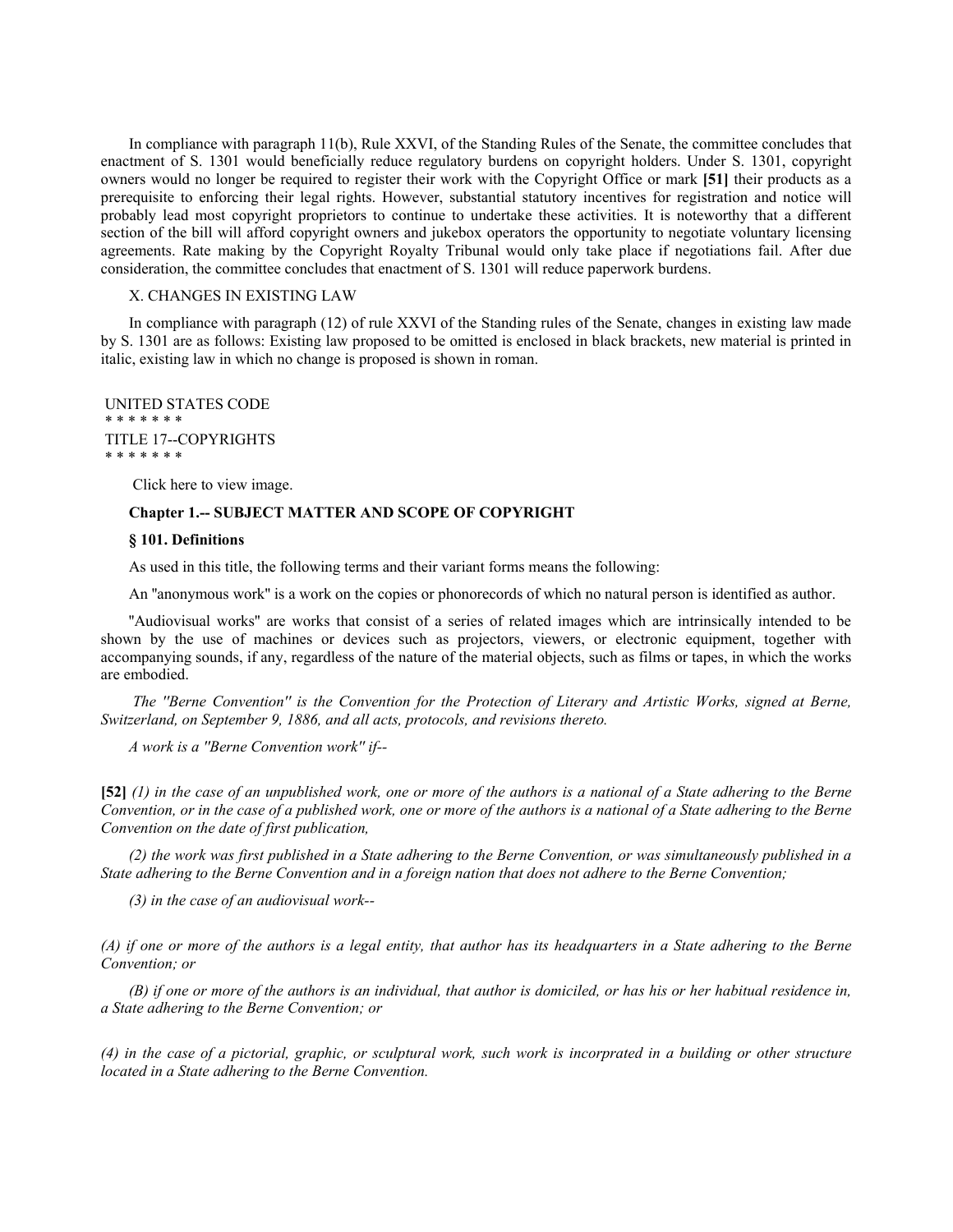In compliance with paragraph 11(b), Rule XXVI, of the Standing Rules of the Senate, the committee concludes that enactment of S. 1301 would beneficially reduce regulatory burdens on copyright holders. Under S. 1301, copyright owners would no longer be required to register their work with the Copyright Office or mark **[51]** their products as a prerequisite to enforcing their legal rights. However, substantial statutory incentives for registration and notice will probably lead most copyright proprietors to continue to undertake these activities. It is noteworthy that a different section of the bill will afford copyright owners and jukebox operators the opportunity to negotiate voluntary licensing agreements. Rate making by the Copyright Royalty Tribunal would only take place if negotiations fail. After due consideration, the committee concludes that enactment of S. 1301 will reduce paperwork burdens.

X. CHANGES IN EXISTING LAW

In compliance with paragraph (12) of rule XXVI of the Standing rules of the Senate, changes in existing law made by S. 1301 are as follows: Existing law proposed to be omitted is enclosed in black brackets, new material is printed in italic, existing law in which no change is proposed is shown in roman.

UNITED STATES CODE
\* \* \* \* \* \* \*
TITLE 17--COPYRIGHTS
\* \* \* \* \* \* \*

Click here to view image.

**Chapter 1.-- SUBJECT MATTER AND SCOPE OF COPYRIGHT**

**§ 101. Definitions**

As used in this title, the following terms and their variant forms means the following:

An "anonymous work" is a work on the copies or phonorecords of which no natural person is identified as author.

"Audiovisual works" are works that consist of a series of related images which are intrinsically intended to be shown by the use of machines or devices such as projectors, viewers, or electronic equipment, together with accompanying sounds, if any, regardless of the nature of the material objects, such as films or tapes, in which the works are embodied.

*The "Berne Convention" is the Convention for the Protection of Literary and Artistic Works, signed at Berne, Switzerland, on September 9, 1886, and all acts, protocols, and revisions thereto.*

*A work is a "Berne Convention work" if--*

**[52]** *(1) in the case of an unpublished work, one or more of the authors is a national of a State adhering to the Berne Convention, or in the case of a published work, one or more of the authors is a national of a State adhering to the Berne Convention on the date of first publication,*

*(2) the work was first published in a State adhering to the Berne Convention, or was simultaneously published in a State adhering to the Berne Convention and in a foreign nation that does not adhere to the Berne Convention;*

*(3) in the case of an audiovisual work--*

*(A) if one or more of the authors is a legal entity, that author has its headquarters in a State adhering to the Berne Convention; or*

*(B) if one or more of the authors is an individual, that author is domiciled, or has his or her habitual residence in, a State adhering to the Berne Convention; or*

*(4) in the case of a pictorial, graphic, or sculptural work, such work is incorprated in a building or other structure located in a State adhering to the Berne Convention.*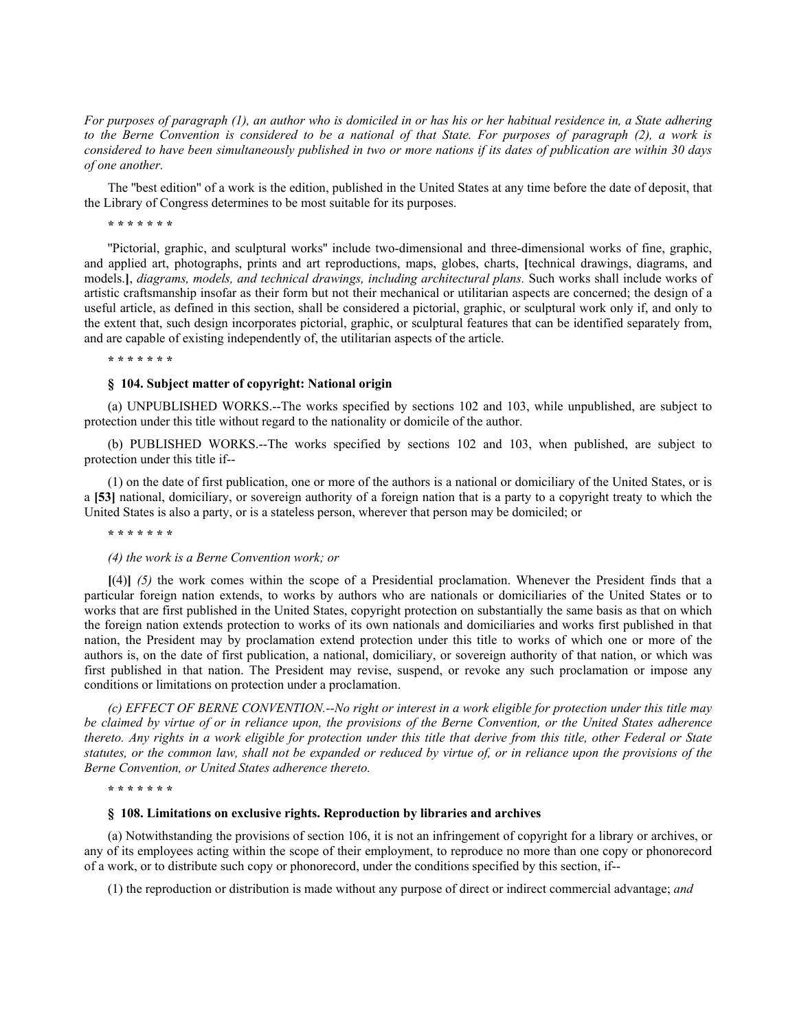*For purposes of paragraph (1), an author who is domiciled in or has his or her habitual residence in, a State adhering to the Berne Convention is considered to be a national of that State. For purposes of paragraph (2), a work is considered to have been simultaneously published in two or more nations if its dates of publication are within 30 days of one another.*

The "best edition" of a work is the edition, published in the United States at any time before the date of deposit, that the Library of Congress determines to be most suitable for its purposes.

**\* \* \* \* \* \* \***

"Pictorial, graphic, and sculptural works" include two-dimensional and three-dimensional works of fine, graphic, and applied art, photographs, prints and art reproductions, maps, globes, charts, **[**technical drawings, diagrams, and models.**]**, *diagrams, models, and technical drawings, including architectural plans.* Such works shall include works of artistic craftsmanship insofar as their form but not their mechanical or utilitarian aspects are concerned; the design of a useful article, as defined in this section, shall be considered a pictorial, graphic, or sculptural work only if, and only to the extent that, such design incorporates pictorial, graphic, or sculptural features that can be identified separately from, and are capable of existing independently of, the utilitarian aspects of the article.

**\* \* \* \* \* \* \***

### § 104. Subject matter of copyright: National origin

(a) UNPUBLISHED WORKS.--The works specified by sections 102 and 103, while unpublished, are subject to protection under this title without regard to the nationality or domicile of the author.

(b) PUBLISHED WORKS.--The works specified by sections 102 and 103, when published, are subject to protection under this title if--

(1) on the date of first publication, one or more of the authors is a national or domiciliary of the United States, or is a **[53]** national, domiciliary, or sovereign authority of a foreign nation that is a party to a copyright treaty to which the United States is also a party, or is a stateless person, wherever that person may be domiciled; or

**\* \* \* \* \* \* \***

*(4) the work is a Berne Convention work; or*

**[**(4)**]** *(5)* the work comes within the scope of a Presidential proclamation. Whenever the President finds that a particular foreign nation extends, to works by authors who are nationals or domiciliaries of the United States or to works that are first published in the United States, copyright protection on substantially the same basis as that on which the foreign nation extends protection to works of its own nationals and domiciliaries and works first published in that nation, the President may by proclamation extend protection under this title to works of which one or more of the authors is, on the date of first publication, a national, domiciliary, or sovereign authority of that nation, or which was first published in that nation. The President may revise, suspend, or revoke any such proclamation or impose any conditions or limitations on protection under a proclamation.

*(c) EFFECT OF BERNE CONVENTION.--No right or interest in a work eligible for protection under this title may be claimed by virtue of or in reliance upon, the provisions of the Berne Convention, or the United States adherence thereto. Any rights in a work eligible for protection under this title that derive from this title, other Federal or State statutes, or the common law, shall not be expanded or reduced by virtue of, or in reliance upon the provisions of the Berne Convention, or United States adherence thereto.*

**\* \* \* \* \* \* \***

### § 108. Limitations on exclusive rights. Reproduction by libraries and archives

(a) Notwithstanding the provisions of section 106, it is not an infringement of copyright for a library or archives, or any of its employees acting within the scope of their employment, to reproduce no more than one copy or phonorecord of a work, or to distribute such copy or phonorecord, under the conditions specified by this section, if--

(1) the reproduction or distribution is made without any purpose of direct or indirect commercial advantage; *and*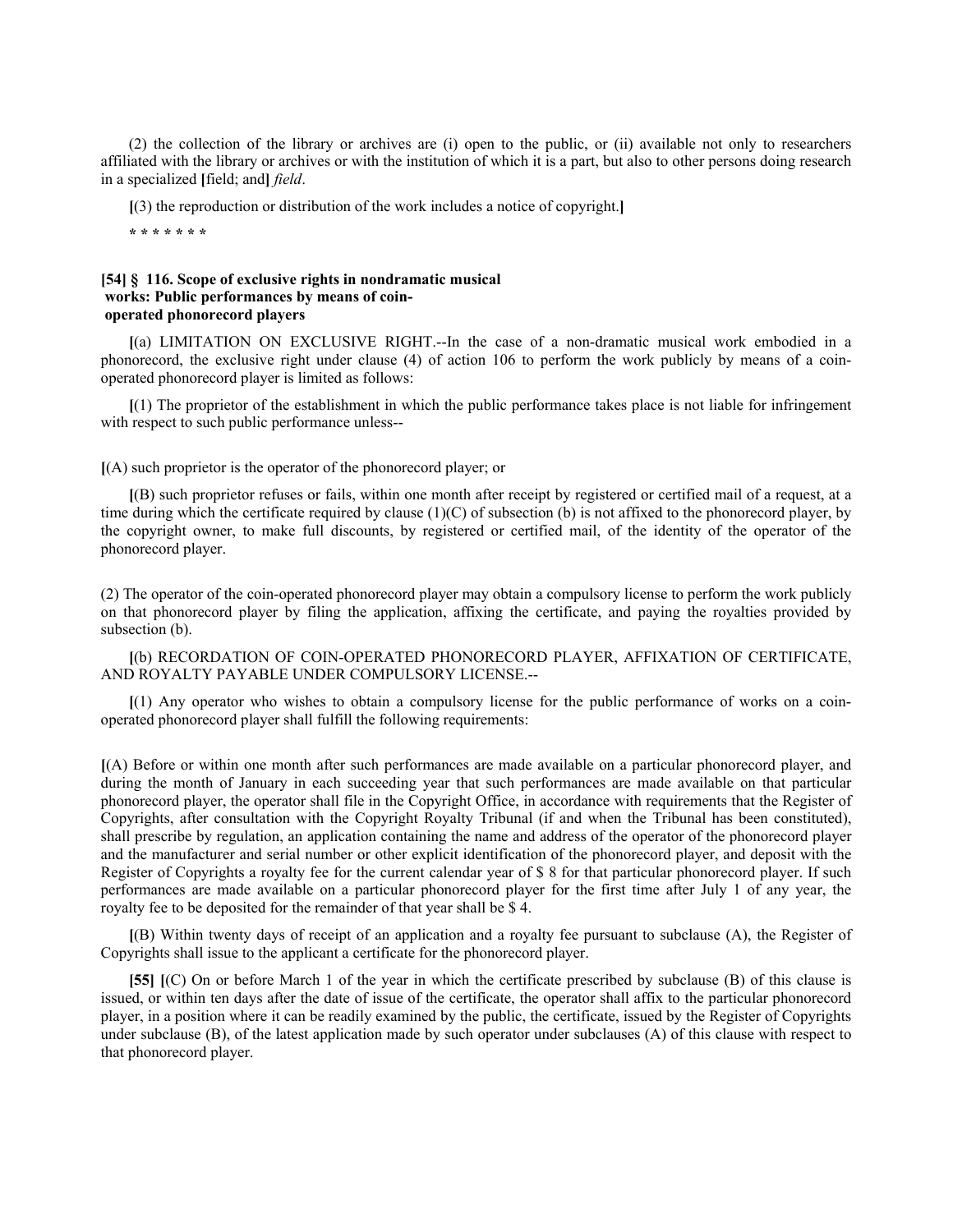(2) the collection of the library or archives are (i) open to the public, or (ii) available not only to researchers affiliated with the library or archives or with the institution of which it is a part, but also to other persons doing research in a specialized **[**field; and**]** *field*.

**[**(3) the reproduction or distribution of the work includes a notice of copyright.**]**

**\* \* \* \* \* \* \***

**[54] § 116. Scope of exclusive rights in nondramatic musical works: Public performances by means of coin-operated phonorecord players**

**[**(a) LIMITATION ON EXCLUSIVE RIGHT.--In the case of a non-dramatic musical work embodied in a phonorecord, the exclusive right under clause (4) of action 106 to perform the work publicly by means of a coin-operated phonorecord player is limited as follows:

**[**(1) The proprietor of the establishment in which the public performance takes place is not liable for infringement with respect to such public performance unless--

**[**(A) such proprietor is the operator of the phonorecord player; or

**[**(B) such proprietor refuses or fails, within one month after receipt by registered or certified mail of a request, at a time during which the certificate required by clause (1)(C) of subsection (b) is not affixed to the phonorecord player, by the copyright owner, to make full discounts, by registered or certified mail, of the identity of the operator of the phonorecord player.

(2) The operator of the coin-operated phonorecord player may obtain a compulsory license to perform the work publicly on that phonorecord player by filing the application, affixing the certificate, and paying the royalties provided by subsection (b).

**[**(b) RECORDATION OF COIN-OPERATED PHONORECORD PLAYER, AFFIXATION OF CERTIFICATE, AND ROYALTY PAYABLE UNDER COMPULSORY LICENSE.--

**[**(1) Any operator who wishes to obtain a compulsory license for the public performance of works on a coin-operated phonorecord player shall fulfill the following requirements:

**[**(A) Before or within one month after such performances are made available on a particular phonorecord player, and during the month of January in each succeeding year that such performances are made available on that particular phonorecord player, the operator shall file in the Copyright Office, in accordance with requirements that the Register of Copyrights, after consultation with the Copyright Royalty Tribunal (if and when the Tribunal has been constituted), shall prescribe by regulation, an application containing the name and address of the operator of the phonorecord player and the manufacturer and serial number or other explicit identification of the phonorecord player, and deposit with the Register of Copyrights a royalty fee for the current calendar year of $ 8 for that particular phonorecord player. If such performances are made available on a particular phonorecord player for the first time after July 1 of any year, the royalty fee to be deposited for the remainder of that year shall be $ 4.

**[**(B) Within twenty days of receipt of an application and a royalty fee pursuant to subclause (A), the Register of Copyrights shall issue to the applicant a certificate for the phonorecord player.

**[55] [**(C) On or before March 1 of the year in which the certificate prescribed by subclause (B) of this clause is issued, or within ten days after the date of issue of the certificate, the operator shall affix to the particular phonorecord player, in a position where it can be readily examined by the public, the certificate, issued by the Register of Copyrights under subclause (B), of the latest application made by such operator under subclauses (A) of this clause with respect to that phonorecord player.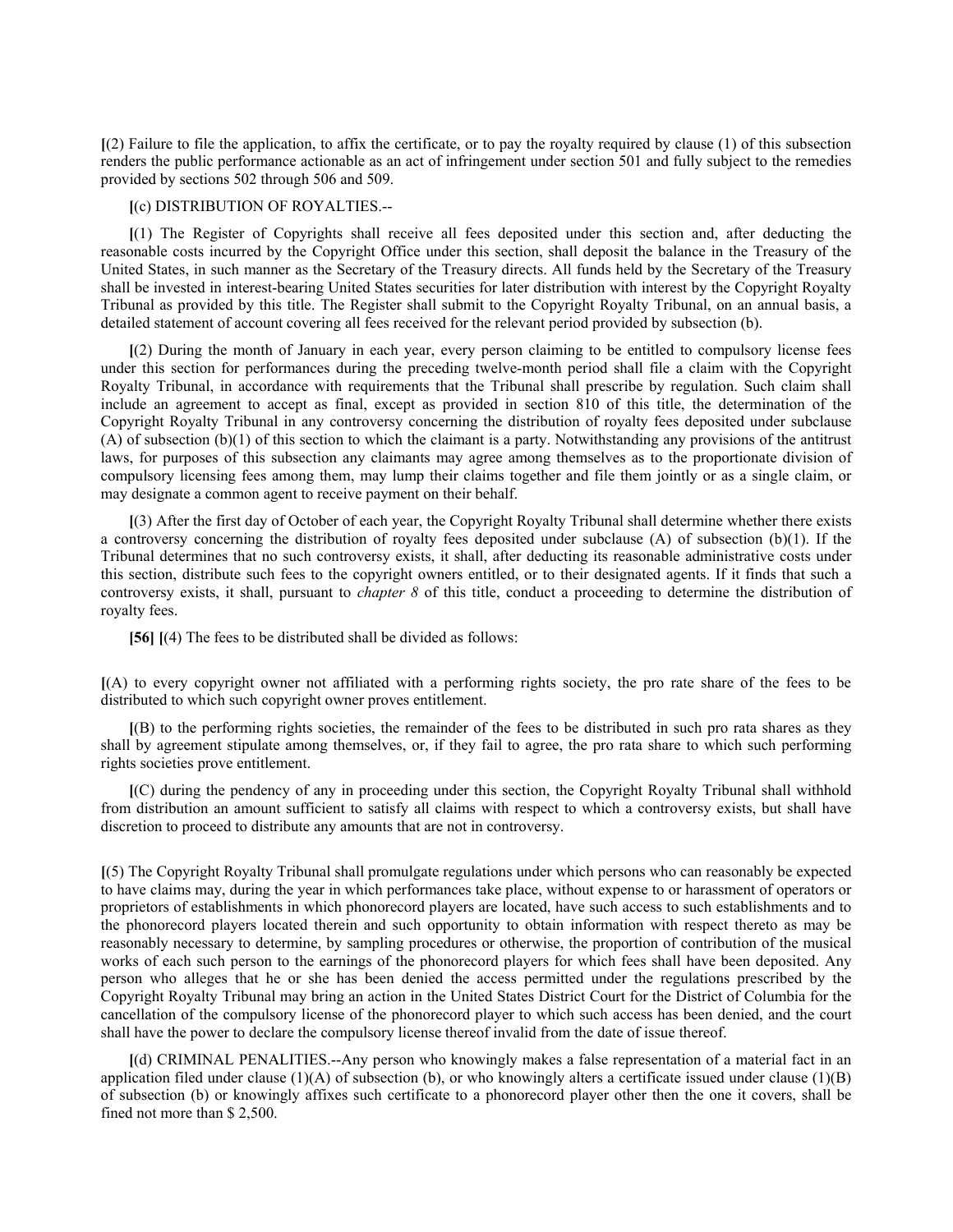[(2) Failure to file the application, to affix the certificate, or to pay the royalty required by clause (1) of this subsection renders the public performance actionable as an act of infringement under section 501 and fully subject to the remedies provided by sections 502 through 506 and 509.

[(c) DISTRIBUTION OF ROYALTIES.--

[(1) The Register of Copyrights shall receive all fees deposited under this section and, after deducting the reasonable costs incurred by the Copyright Office under this section, shall deposit the balance in the Treasury of the United States, in such manner as the Secretary of the Treasury directs. All funds held by the Secretary of the Treasury shall be invested in interest-bearing United States securities for later distribution with interest by the Copyright Royalty Tribunal as provided by this title. The Register shall submit to the Copyright Royalty Tribunal, on an annual basis, a detailed statement of account covering all fees received for the relevant period provided by subsection (b).

[(2) During the month of January in each year, every person claiming to be entitled to compulsory license fees under this section for performances during the preceding twelve-month period shall file a claim with the Copyright Royalty Tribunal, in accordance with requirements that the Tribunal shall prescribe by regulation. Such claim shall include an agreement to accept as final, except as provided in section 810 of this title, the determination of the Copyright Royalty Tribunal in any controversy concerning the distribution of royalty fees deposited under subclause (A) of subsection (b)(1) of this section to which the claimant is a party. Notwithstanding any provisions of the antitrust laws, for purposes of this subsection any claimants may agree among themselves as to the proportionate division of compulsory licensing fees among them, may lump their claims together and file them jointly or as a single claim, or may designate a common agent to receive payment on their behalf.

[(3) After the first day of October of each year, the Copyright Royalty Tribunal shall determine whether there exists a controversy concerning the distribution of royalty fees deposited under subclause (A) of subsection (b)(1). If the Tribunal determines that no such controversy exists, it shall, after deducting its reasonable administrative costs under this section, distribute such fees to the copyright owners entitled, or to their designated agents. If it finds that such a controversy exists, it shall, pursuant to *chapter 8* of this title, conduct a proceeding to determine the distribution of royalty fees.

**[56]** [(4) The fees to be distributed shall be divided as follows:

[(A) to every copyright owner not affiliated with a performing rights society, the pro rate share of the fees to be distributed to which such copyright owner proves entitlement.

[(B) to the performing rights societies, the remainder of the fees to be distributed in such pro rata shares as they shall by agreement stipulate among themselves, or, if they fail to agree, the pro rata share to which such performing rights societies prove entitlement.

[(C) during the pendency of any in proceeding under this section, the Copyright Royalty Tribunal shall withhold from distribution an amount sufficient to satisfy all claims with respect to which a controversy exists, but shall have discretion to proceed to distribute any amounts that are not in controversy.

[(5) The Copyright Royalty Tribunal shall promulgate regulations under which persons who can reasonably be expected to have claims may, during the year in which performances take place, without expense to or harassment of operators or proprietors of establishments in which phonorecord players are located, have such access to such establishments and to the phonorecord players located therein and such opportunity to obtain information with respect thereto as may be reasonably necessary to determine, by sampling procedures or otherwise, the proportion of contribution of the musical works of each such person to the earnings of the phonorecord players for which fees shall have been deposited. Any person who alleges that he or she has been denied the access permitted under the regulations prescribed by the Copyright Royalty Tribunal may bring an action in the United States District Court for the District of Columbia for the cancellation of the compulsory license of the phonorecord player to which such access has been denied, and the court shall have the power to declare the compulsory license thereof invalid from the date of issue thereof.

[(d) CRIMINAL PENALITIES.--Any person who knowingly makes a false representation of a material fact in an application filed under clause (1)(A) of subsection (b), or who knowingly alters a certificate issued under clause (1)(B) of subsection (b) or knowingly affixes such certificate to a phonorecord player other then the one it covers, shall be fined not more than $ 2,500.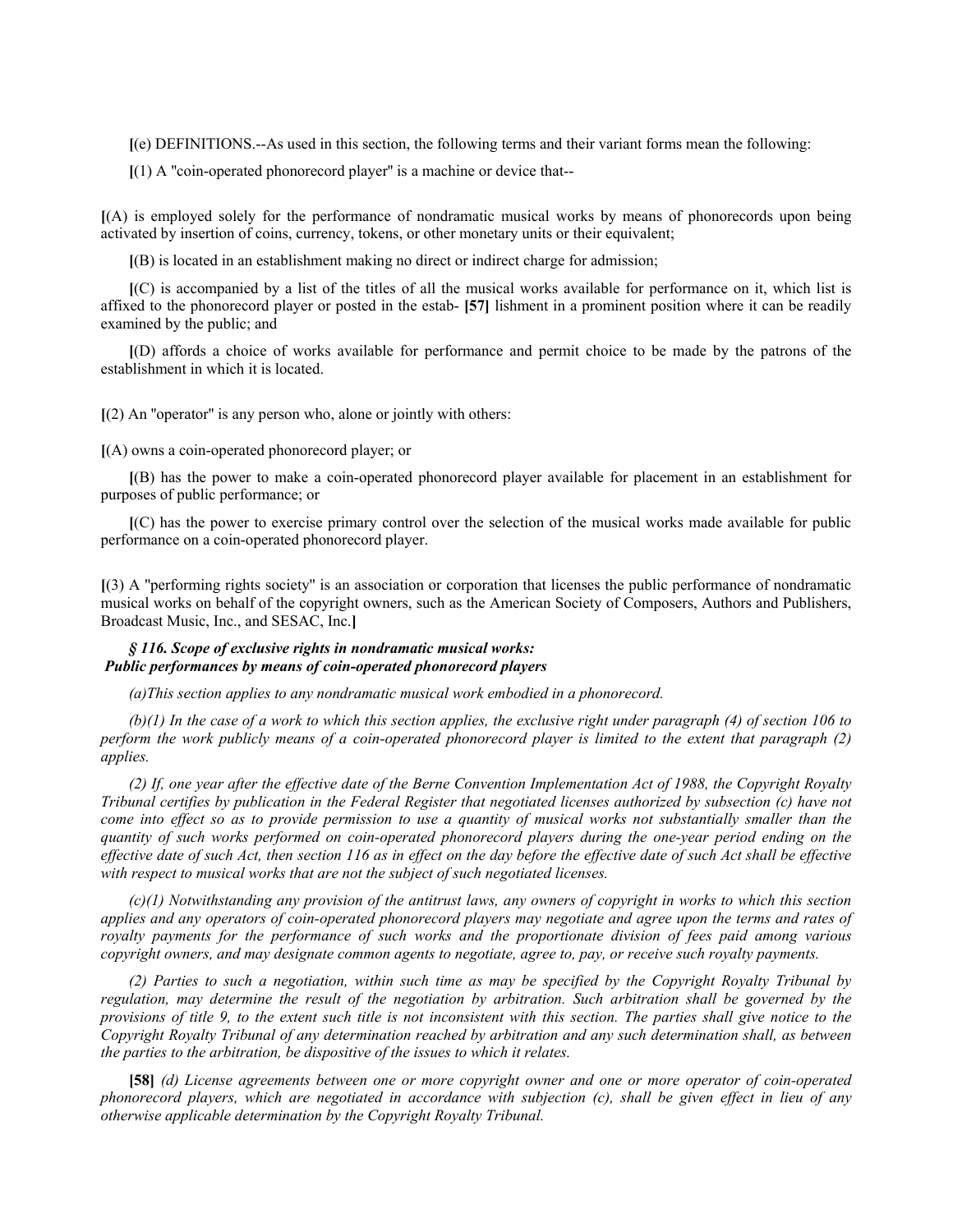[(e) DEFINITIONS.--As used in this section, the following terms and their variant forms mean the following:

[(1) A "coin-operated phonorecord player" is a machine or device that--

[(A) is employed solely for the performance of nondramatic musical works by means of phonorecords upon being activated by insertion of coins, currency, tokens, or other monetary units or their equivalent;

[(B) is located in an establishment making no direct or indirect charge for admission;

[(C) is accompanied by a list of the titles of all the musical works available for performance on it, which list is affixed to the phonorecord player or posted in the estab- **[57]** lishment in a prominent position where it can be readily examined by the public; and

[(D) affords a choice of works available for performance and permit choice to be made by the patrons of the establishment in which it is located.

[(2) An "operator" is any person who, alone or jointly with others:

[(A) owns a coin-operated phonorecord player; or

[(B) has the power to make a coin-operated phonorecord player available for placement in an establishment for purposes of public performance; or

[(C) has the power to exercise primary control over the selection of the musical works made available for public performance on a coin-operated phonorecord player.

[(3) A "performing rights society" is an association or corporation that licenses the public performance of nondramatic musical works on behalf of the copyright owners, such as the American Society of Composers, Authors and Publishers, Broadcast Music, Inc., and SESAC, Inc.]

***§ 116. Scope of exclusive rights in nondramatic musical works: Public performances by means of coin-operated phonorecord players***

*(a)This section applies to any nondramatic musical work embodied in a phonorecord.*

*(b)(1) In the case of a work to which this section applies, the exclusive right under paragraph (4) of section 106 to perform the work publicly means of a coin-operated phonorecord player is limited to the extent that paragraph (2) applies.*

*(2) If, one year after the effective date of the Berne Convention Implementation Act of 1988, the Copyright Royalty Tribunal certifies by publication in the Federal Register that negotiated licenses authorized by subsection (c) have not come into effect so as to provide permission to use a quantity of musical works not substantially smaller than the quantity of such works performed on coin-operated phonorecord players during the one-year period ending on the effective date of such Act, then section 116 as in effect on the day before the effective date of such Act shall be effective with respect to musical works that are not the subject of such negotiated licenses.*

*(c)(1) Notwithstanding any provision of the antitrust laws, any owners of copyright in works to which this section applies and any operators of coin-operated phonorecord players may negotiate and agree upon the terms and rates of royalty payments for the performance of such works and the proportionate division of fees paid among various copyright owners, and may designate common agents to negotiate, agree to, pay, or receive such royalty payments.*

*(2) Parties to such a negotiation, within such time as may be specified by the Copyright Royalty Tribunal by regulation, may determine the result of the negotiation by arbitration. Such arbitration shall be governed by the provisions of title 9, to the extent such title is not inconsistent with this section. The parties shall give notice to the Copyright Royalty Tribunal of any determination reached by arbitration and any such determination shall, as between the parties to the arbitration, be dispositive of the issues to which it relates.*

**[58]** *(d) License agreements between one or more copyright owner and one or more operator of coin-operated phonorecord players, which are negotiated in accordance with subjection (c), shall be given effect in lieu of any otherwise applicable determination by the Copyright Royalty Tribunal.*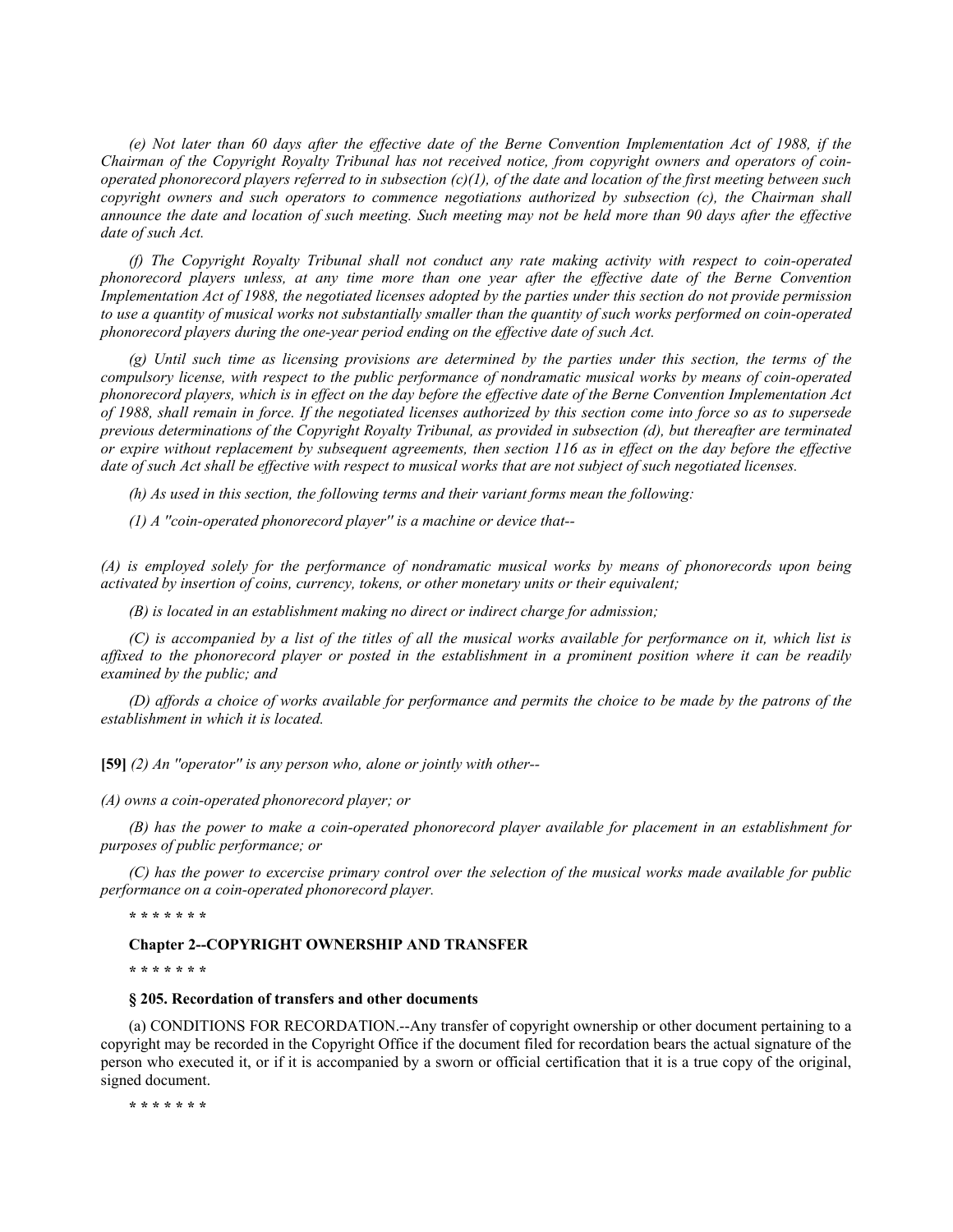*(e) Not later than 60 days after the effective date of the Berne Convention Implementation Act of 1988, if the Chairman of the Copyright Royalty Tribunal has not received notice, from copyright owners and operators of coin-operated phonorecord players referred to in subsection (c)(1), of the date and location of the first meeting between such copyright owners and such operators to commence negotiations authorized by subsection (c), the Chairman shall announce the date and location of such meeting. Such meeting may not be held more than 90 days after the effective date of such Act.*

*(f) The Copyright Royalty Tribunal shall not conduct any rate making activity with respect to coin-operated phonorecord players unless, at any time more than one year after the effective date of the Berne Convention Implementation Act of 1988, the negotiated licenses adopted by the parties under this section do not provide permission to use a quantity of musical works not substantially smaller than the quantity of such works performed on coin-operated phonorecord players during the one-year period ending on the effective date of such Act.*

*(g) Until such time as licensing provisions are determined by the parties under this section, the terms of the compulsory license, with respect to the public performance of nondramatic musical works by means of coin-operated phonorecord players, which is in effect on the day before the effective date of the Berne Convention Implementation Act of 1988, shall remain in force. If the negotiated licenses authorized by this section come into force so as to supersede previous determinations of the Copyright Royalty Tribunal, as provided in subsection (d), but thereafter are terminated or expire without replacement by subsequent agreements, then section 116 as in effect on the day before the effective date of such Act shall be effective with respect to musical works that are not subject of such negotiated licenses.*

*(h) As used in this section, the following terms and their variant forms mean the following:*

*(1) A ''coin-operated phonorecord player'' is a machine or device that--*

*(A) is employed solely for the performance of nondramatic musical works by means of phonorecords upon being activated by insertion of coins, currency, tokens, or other monetary units or their equivalent;*

*(B) is located in an establishment making no direct or indirect charge for admission;*

*(C) is accompanied by a list of the titles of all the musical works available for performance on it, which list is affixed to the phonorecord player or posted in the establishment in a prominent position where it can be readily examined by the public; and*

*(D) affords a choice of works available for performance and permits the choice to be made by the patrons of the establishment in which it is located.*

**[59]** *(2) An ''operator'' is any person who, alone or jointly with other--*

*(A) owns a coin-operated phonorecord player; or*

*(B) has the power to make a coin-operated phonorecord player available for placement in an establishment for purposes of public performance; or*

*(C) has the power to excercise primary control over the selection of the musical works made available for public performance on a coin-operated phonorecord player.*

**\* \* \* \* \* \* \***

**Chapter 2--COPYRIGHT OWNERSHIP AND TRANSFER**

**\* \* \* \* \* \* \***

**§ 205. Recordation of transfers and other documents**

(a) CONDITIONS FOR RECORDATION.--Any transfer of copyright ownership or other document pertaining to a copyright may be recorded in the Copyright Office if the document filed for recordation bears the actual signature of the person who executed it, or if it is accompanied by a sworn or official certification that it is a true copy of the original, signed document.

**\* \* \* \* \* \* \***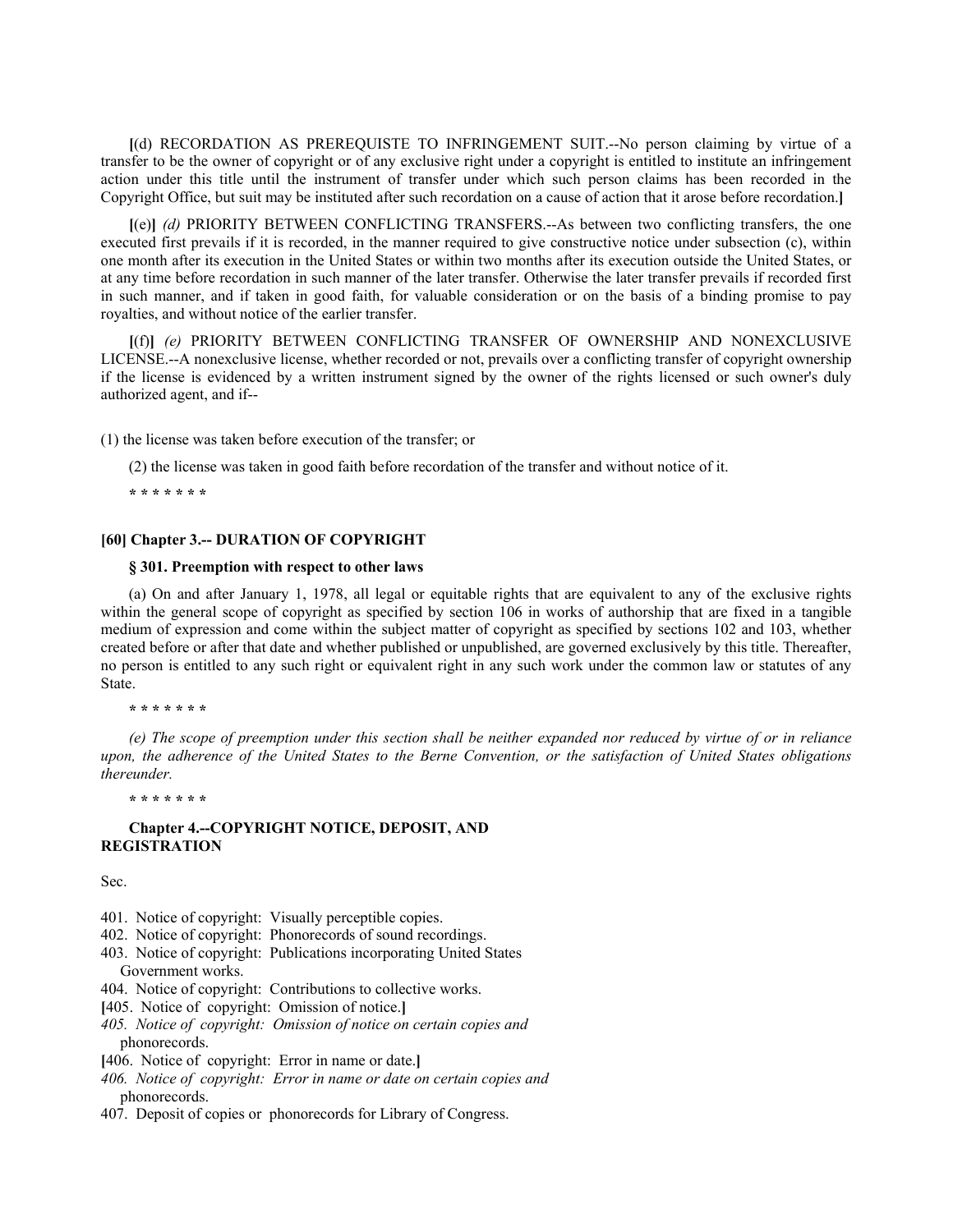**[**(d) RECORDATION AS PREREQUISTE TO INFRINGEMENT SUIT.--No person claiming by virtue of a transfer to be the owner of copyright or of any exclusive right under a copyright is entitled to institute an infringement action under this title until the instrument of transfer under which such person claims has been recorded in the Copyright Office, but suit may be instituted after such recordation on a cause of action that it arose before recordation.**]**

**[**(e)**]** *(d)* PRIORITY BETWEEN CONFLICTING TRANSFERS.--As between two conflicting transfers, the one executed first prevails if it is recorded, in the manner required to give constructive notice under subsection (c), within one month after its execution in the United States or within two months after its execution outside the United States, or at any time before recordation in such manner of the later transfer. Otherwise the later transfer prevails if recorded first in such manner, and if taken in good faith, for valuable consideration or on the basis of a binding promise to pay royalties, and without notice of the earlier transfer.

**[**(f)**]** *(e)* PRIORITY BETWEEN CONFLICTING TRANSFER OF OWNERSHIP AND NONEXCLUSIVE LICENSE.--A nonexclusive license, whether recorded or not, prevails over a conflicting transfer of copyright ownership if the license is evidenced by a written instrument signed by the owner of the rights licensed or such owner's duly authorized agent, and if--

(1) the license was taken before execution of the transfer; or

(2) the license was taken in good faith before recordation of the transfer and without notice of it.

**\* \* \* \* \* \* \***

**[60] Chapter 3.-- DURATION OF COPYRIGHT**

**§ 301. Preemption with respect to other laws**

(a) On and after January 1, 1978, all legal or equitable rights that are equivalent to any of the exclusive rights within the general scope of copyright as specified by section 106 in works of authorship that are fixed in a tangible medium of expression and come within the subject matter of copyright as specified by sections 102 and 103, whether created before or after that date and whether published or unpublished, are governed exclusively by this title. Thereafter, no person is entitled to any such right or equivalent right in any such work under the common law or statutes of any State.

**\* \* \* \* \* \* \***

*(e) The scope of preemption under this section shall be neither expanded nor reduced by virtue of or in reliance upon, the adherence of the United States to the Berne Convention, or the satisfaction of United States obligations thereunder.*

**\* \* \* \* \* \* \***

**Chapter 4.--COPYRIGHT NOTICE, DEPOSIT, AND REGISTRATION**

Sec.

401. Notice of copyright: Visually perceptible copies.
402. Notice of copyright: Phonorecords of sound recordings.
403. Notice of copyright: Publications incorporating United States Government works.
404. Notice of copyright: Contributions to collective works.
**[**405. Notice of copyright: Omission of notice.**]**
*405. Notice of copyright: Omission of notice on certain copies and* phonorecords.
**[**406. Notice of copyright: Error in name or date.**]**
*406. Notice of copyright: Error in name or date on certain copies and* phonorecords.
407. Deposit of copies or phonorecords for Library of Congress.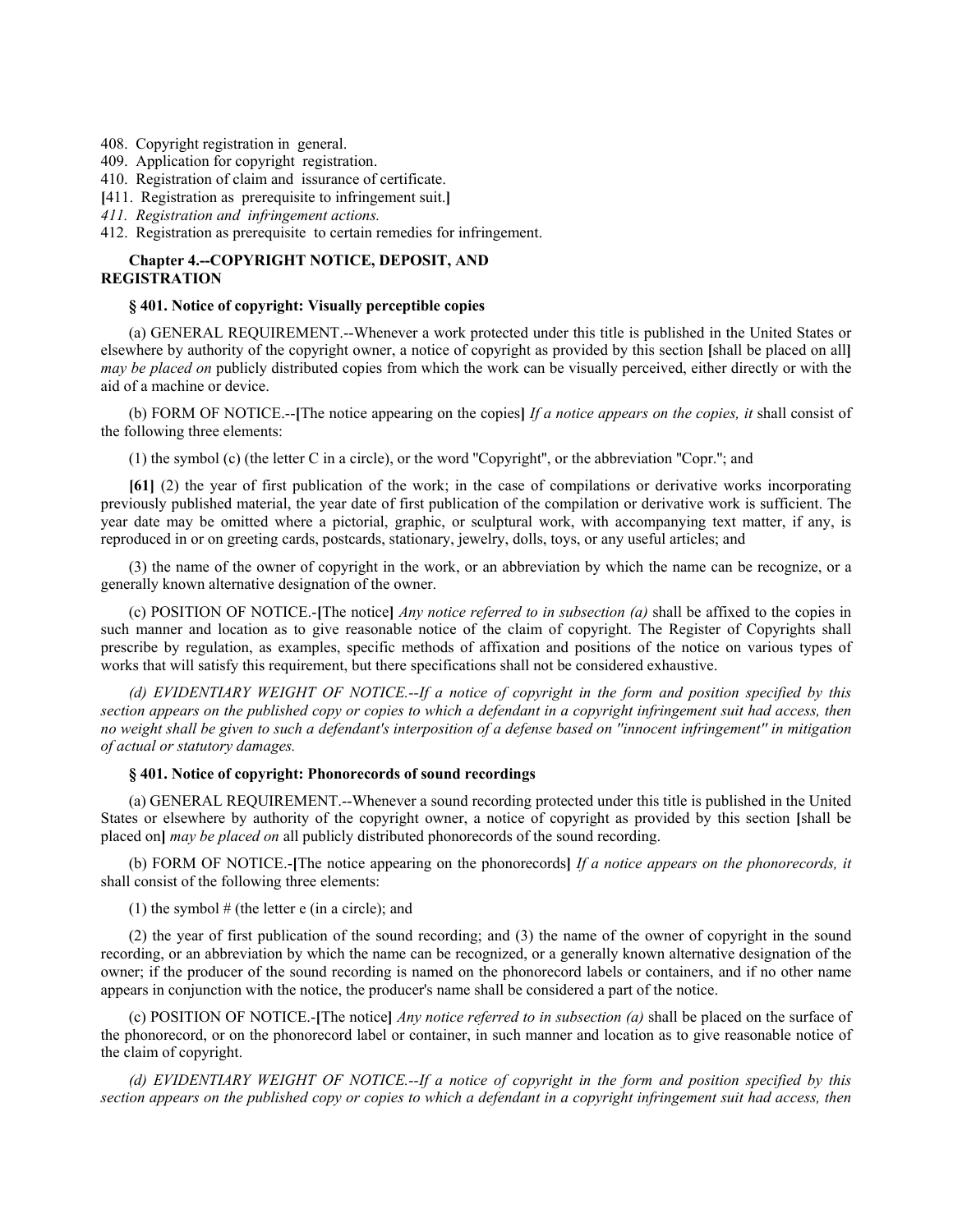408. Copyright registration in general.
409. Application for copyright registration.
410. Registration of claim and issurance of certificate.
[411. Registration as prerequisite to infringement suit.]
*411. Registration and infringement actions.*
412. Registration as prerequisite to certain remedies for infringement.

**Chapter 4.--COPYRIGHT NOTICE, DEPOSIT, AND REGISTRATION**

**§ 401. Notice of copyright: Visually perceptible copies**

(a) GENERAL REQUIREMENT.--Whenever a work protected under this title is published in the United States or elsewhere by authority of the copyright owner, a notice of copyright as provided by this section **[**shall be placed on all**]** *may be placed on* publicly distributed copies from which the work can be visually perceived, either directly or with the aid of a machine or device.

(b) FORM OF NOTICE.--**[**The notice appearing on the copies**]** *If a notice appears on the copies, it* shall consist of the following three elements:

(1) the symbol (c) (the letter C in a circle), or the word "Copyright", or the abbreviation "Copr."; and

**[61]** (2) the year of first publication of the work; in the case of compilations or derivative works incorporating previously published material, the year date of first publication of the compilation or derivative work is sufficient. The year date may be omitted where a pictorial, graphic, or sculptural work, with accompanying text matter, if any, is reproduced in or on greeting cards, postcards, stationary, jewelry, dolls, toys, or any useful articles; and

(3) the name of the owner of copyright in the work, or an abbreviation by which the name can be recognize, or a generally known alternative designation of the owner.

(c) POSITION OF NOTICE.-**[**The notice**]** *Any notice referred to in subsection (a)* shall be affixed to the copies in such manner and location as to give reasonable notice of the claim of copyright. The Register of Copyrights shall prescribe by regulation, as examples, specific methods of affixation and positions of the notice on various types of works that will satisfy this requirement, but there specifications shall not be considered exhaustive.

*(d) EVIDENTIARY WEIGHT OF NOTICE.--If a notice of copyright in the form and position specified by this section appears on the published copy or copies to which a defendant in a copyright infringement suit had access, then no weight shall be given to such a defendant's interposition of a defense based on "innocent infringement" in mitigation of actual or statutory damages.*

**§ 401. Notice of copyright: Phonorecords of sound recordings**

(a) GENERAL REQUIREMENT.--Whenever a sound recording protected under this title is published in the United States or elsewhere by authority of the copyright owner, a notice of copyright as provided by this section **[**shall be placed on**]** *may be placed on* all publicly distributed phonorecords of the sound recording.

(b) FORM OF NOTICE.-**[**The notice appearing on the phonorecords**]** *If a notice appears on the phonorecords, it* shall consist of the following three elements:

(1) the symbol # (the letter e (in a circle); and

(2) the year of first publication of the sound recording; and (3) the name of the owner of copyright in the sound recording, or an abbreviation by which the name can be recognized, or a generally known alternative designation of the owner; if the producer of the sound recording is named on the phonorecord labels or containers, and if no other name appears in conjunction with the notice, the producer's name shall be considered a part of the notice.

(c) POSITION OF NOTICE.-**[**The notice**]** *Any notice referred to in subsection (a)* shall be placed on the surface of the phonorecord, or on the phonorecord label or container, in such manner and location as to give reasonable notice of the claim of copyright.

*(d) EVIDENTIARY WEIGHT OF NOTICE.--If a notice of copyright in the form and position specified by this section appears on the published copy or copies to which a defendant in a copyright infringement suit had access, then*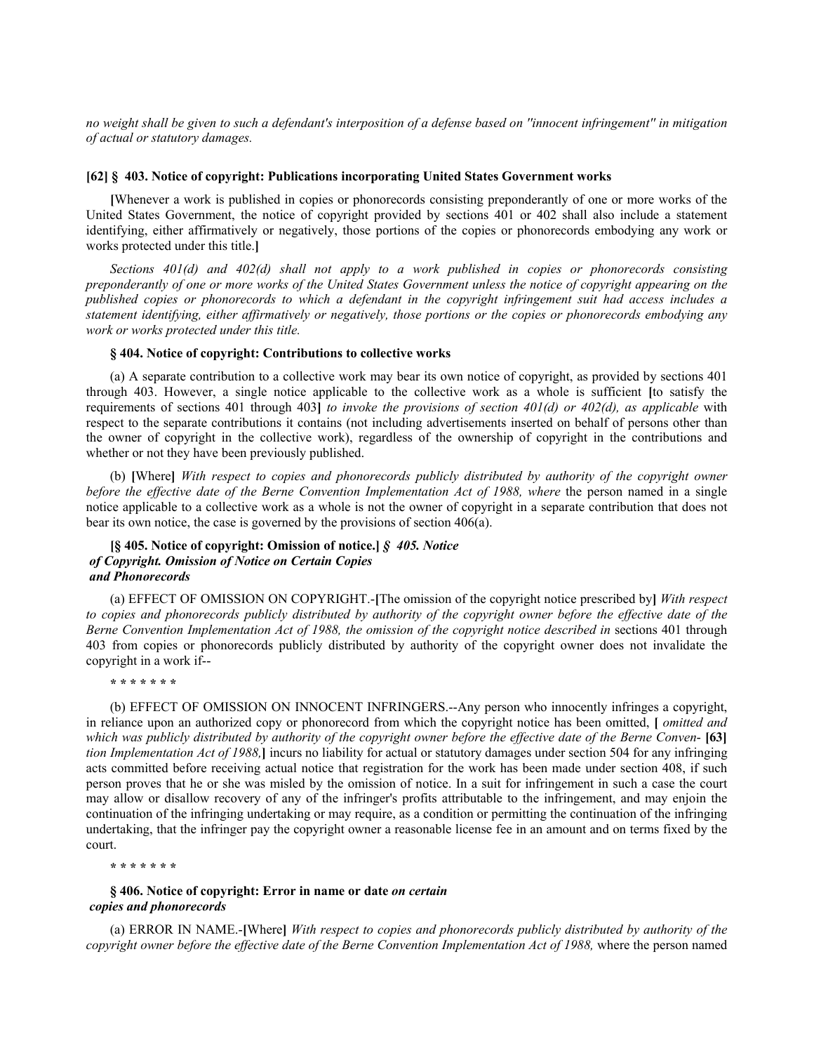*no weight shall be given to such a defendant's interposition of a defense based on ''innocent infringement'' in mitigation of actual or statutory damages.*

**[62] § 403. Notice of copyright: Publications incorporating United States Government works**

**[**Whenever a work is published in copies or phonorecords consisting preponderantly of one or more works of the United States Government, the notice of copyright provided by sections 401 or 402 shall also include a statement identifying, either affirmatively or negatively, those portions of the copies or phonorecords embodying any work or works protected under this title.**]**

*Sections 401(d) and 402(d) shall not apply to a work published in copies or phonorecords consisting preponderantly of one or more works of the United States Government unless the notice of copyright appearing on the published copies or phonorecords to which a defendant in the copyright infringement suit had access includes a statement identifying, either affirmatively or negatively, those portions or the copies or phonorecords embodying any work or works protected under this title.*

**§ 404. Notice of copyright: Contributions to collective works**

(a) A separate contribution to a collective work may bear its own notice of copyright, as provided by sections 401 through 403. However, a single notice applicable to the collective work as a whole is sufficient **[**to satisfy the requirements of sections 401 through 403**]** *to invoke the provisions of section 401(d) or 402(d), as applicable* with respect to the separate contributions it contains (not including advertisements inserted on behalf of persons other than the owner of copyright in the collective work), regardless of the ownership of copyright in the contributions and whether or not they have been previously published.

(b) **[**Where**]** *With respect to copies and phonorecords publicly distributed by authority of the copyright owner before the effective date of the Berne Convention Implementation Act of 1988, where* the person named in a single notice applicable to a collective work as a whole is not the owner of copyright in a separate contribution that does not bear its own notice, the case is governed by the provisions of section 406(a).

**[§ 405. Notice of copyright: Omission of notice.]** ***§ 405. Notice of Copyright. Omission of Notice on Certain Copies and Phonorecords***

(a) EFFECT OF OMISSION ON COPYRIGHT.-**[**The omission of the copyright notice prescribed by**]** *With respect to copies and phonorecords publicly distributed by authority of the copyright owner before the effective date of the Berne Convention Implementation Act of 1988, the omission of the copyright notice described in* sections 401 through 403 from copies or phonorecords publicly distributed by authority of the copyright owner does not invalidate the copyright in a work if--

\* \* \* \* \* \* \*

(b) EFFECT OF OMISSION ON INNOCENT INFRINGERS.--Any person who innocently infringes a copyright, in reliance upon an authorized copy or phonorecord from which the copyright notice has been omitted, **[** *omitted and which was publicly distributed by authority of the copyright owner before the effective date of the Berne Conven-* **[63]** *tion Implementation Act of 1988,***]** incurs no liability for actual or statutory damages under section 504 for any infringing acts committed before receiving actual notice that registration for the work has been made under section 408, if such person proves that he or she was misled by the omission of notice. In a suit for infringement in such a case the court may allow or disallow recovery of any of the infringer's profits attributable to the infringement, and may enjoin the continuation of the infringing undertaking or may require, as a condition or permitting the continuation of the infringing undertaking, that the infringer pay the copyright owner a reasonable license fee in an amount and on terms fixed by the court.

\* \* \* \* \* \* \*

**§ 406. Notice of copyright: Error in name or date** ***on certain copies and phonorecords***

(a) ERROR IN NAME.-**[**Where**]** *With respect to copies and phonorecords publicly distributed by authority of the copyright owner before the effective date of the Berne Convention Implementation Act of 1988,* where the person named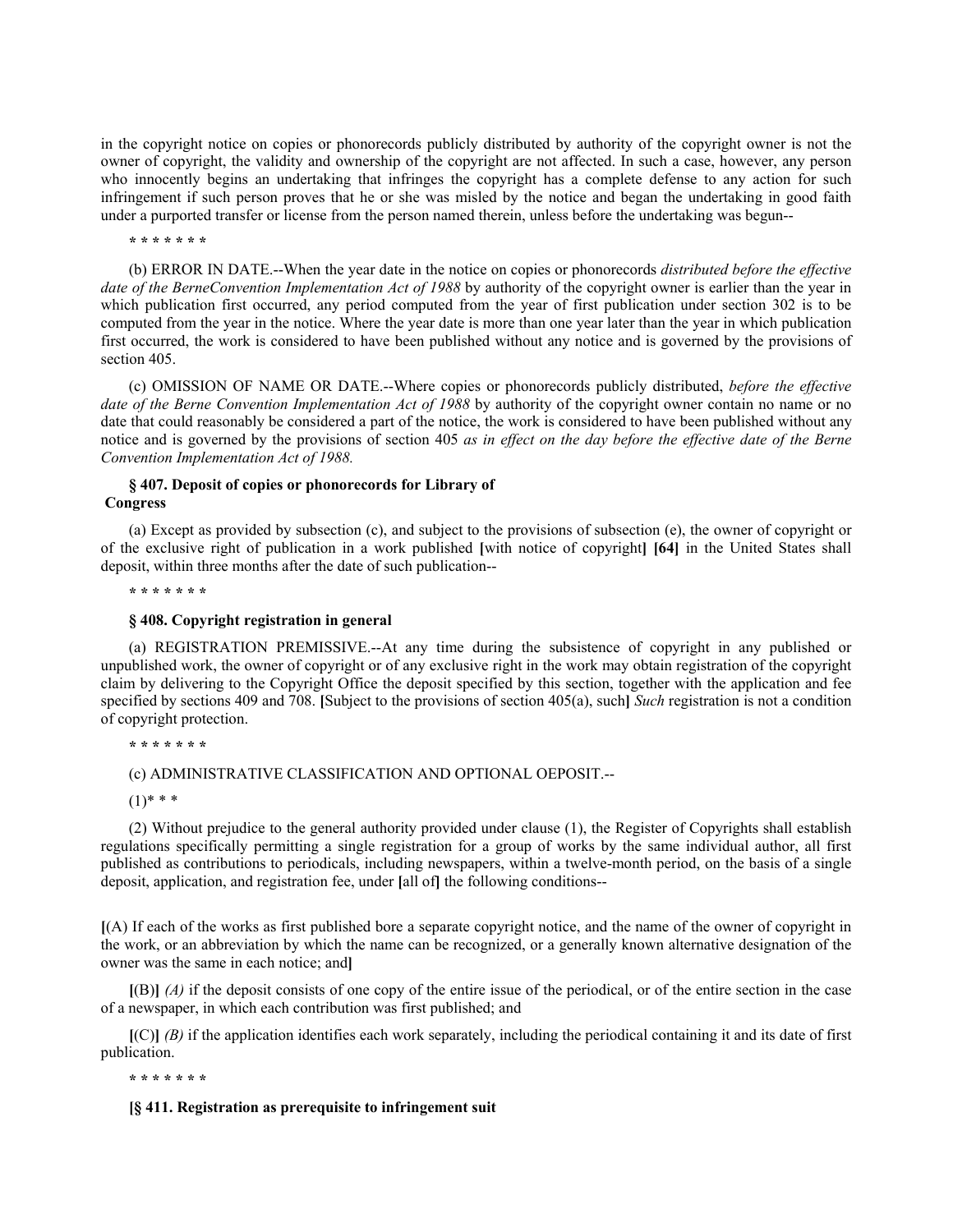in the copyright notice on copies or phonorecords publicly distributed by authority of the copyright owner is not the owner of copyright, the validity and ownership of the copyright are not affected. In such a case, however, any person who innocently begins an undertaking that infringes the copyright has a complete defense to any action for such infringement if such person proves that he or she was misled by the notice and began the undertaking in good faith under a purported transfer or license from the person named therein, unless before the undertaking was begun--

\* \* \* \* \* \* \*

(b) ERROR IN DATE.--When the year date in the notice on copies or phonorecords *distributed before the effective date of the BerneConvention Implementation Act of 1988* by authority of the copyright owner is earlier than the year in which publication first occurred, any period computed from the year of first publication under section 302 is to be computed from the year in the notice. Where the year date is more than one year later than the year in which publication first occurred, the work is considered to have been published without any notice and is governed by the provisions of section 405.

(c) OMISSION OF NAME OR DATE.--Where copies or phonorecords publicly distributed, *before the effective date of the Berne Convention Implementation Act of 1988* by authority of the copyright owner contain no name or no date that could reasonably be considered a part of the notice, the work is considered to have been published without any notice and is governed by the provisions of section 405 *as in effect on the day before the effective date of the Berne Convention Implementation Act of 1988.*

**§ 407. Deposit of copies or phonorecords for Library of Congress**

(a) Except as provided by subsection (c), and subject to the provisions of subsection (e), the owner of copyright or of the exclusive right of publication in a work published **[**with notice of copyright**]** **[64]** in the United States shall deposit, within three months after the date of such publication--

\* \* \* \* \* \* \*

**§ 408. Copyright registration in general**

(a) REGISTRATION PREMISSIVE.--At any time during the subsistence of copyright in any published or unpublished work, the owner of copyright or of any exclusive right in the work may obtain registration of the copyright claim by delivering to the Copyright Office the deposit specified by this section, together with the application and fee specified by sections 409 and 708. **[**Subject to the provisions of section 405(a), such**]** *Such* registration is not a condition of copyright protection.

\* \* \* \* \* \* \*

(c) ADMINISTRATIVE CLASSIFICATION AND OPTIONAL OEPOSIT.--

(1)\* \* \*

(2) Without prejudice to the general authority provided under clause (1), the Register of Copyrights shall establish regulations specifically permitting a single registration for a group of works by the same individual author, all first published as contributions to periodicals, including newspapers, within a twelve-month period, on the basis of a single deposit, application, and registration fee, under **[**all of**]** the following conditions--

**[**(A) If each of the works as first published bore a separate copyright notice, and the name of the owner of copyright in the work, or an abbreviation by which the name can be recognized, or a generally known alternative designation of the owner was the same in each notice; and**]**

**[**(B)**]** *(A)* if the deposit consists of one copy of the entire issue of the periodical, or of the entire section in the case of a newspaper, in which each contribution was first published; and

**[**(C)**]** *(B)* if the application identifies each work separately, including the periodical containing it and its date of first publication.

\* \* \* \* \* \* \*

**[§ 411. Registration as prerequisite to infringement suit**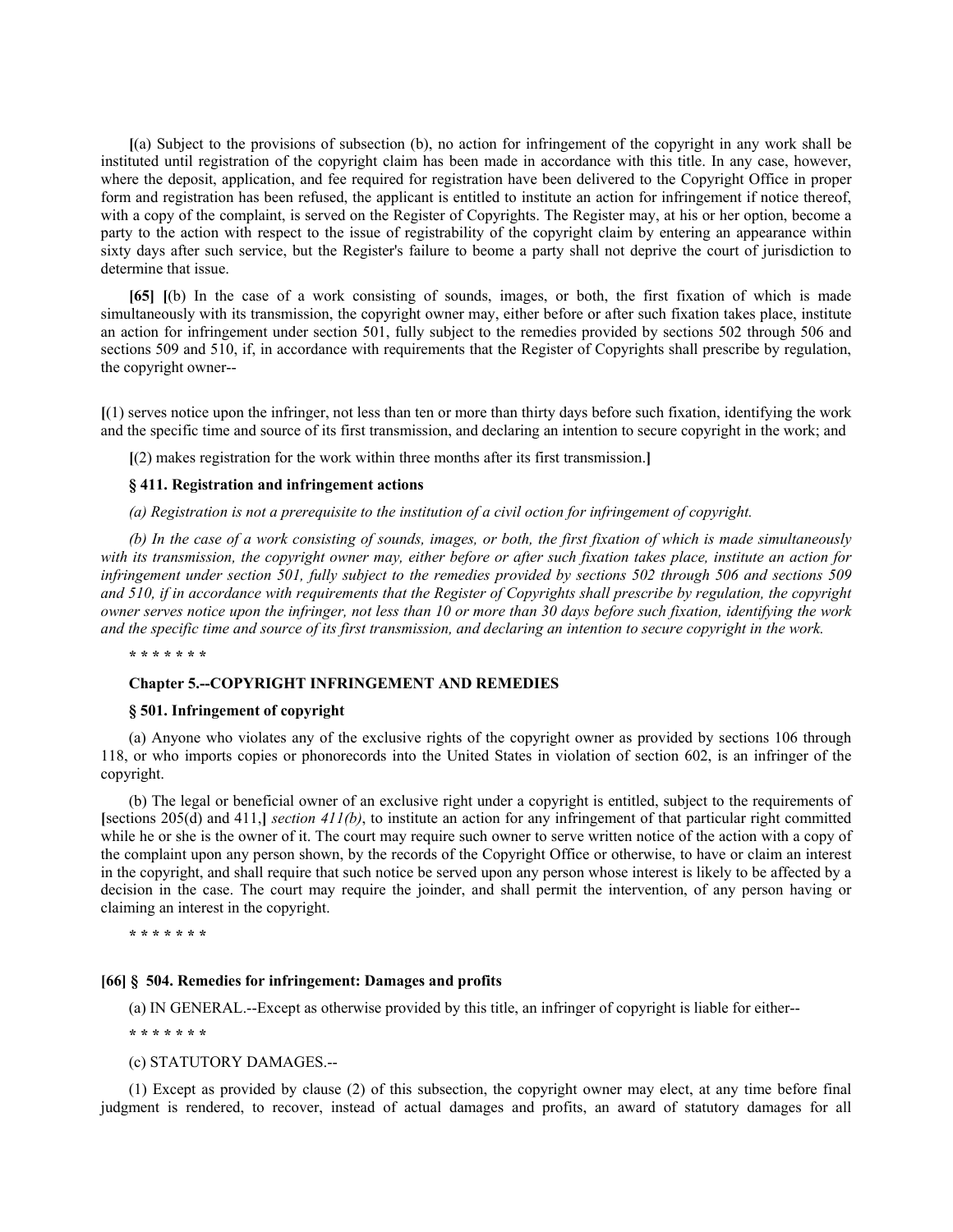[(a) Subject to the provisions of subsection (b), no action for infringement of the copyright in any work shall be instituted until registration of the copyright claim has been made in accordance with this title. In any case, however, where the deposit, application, and fee required for registration have been delivered to the Copyright Office in proper form and registration has been refused, the applicant is entitled to institute an action for infringement if notice thereof, with a copy of the complaint, is served on the Register of Copyrights. The Register may, at his or her option, become a party to the action with respect to the issue of registrability of the copyright claim by entering an appearance within sixty days after such service, but the Register's failure to beome a party shall not deprive the court of jurisdiction to determine that issue.

**[65]** [(b) In the case of a work consisting of sounds, images, or both, the first fixation of which is made simultaneously with its transmission, the copyright owner may, either before or after such fixation takes place, institute an action for infringement under section 501, fully subject to the remedies provided by sections 502 through 506 and sections 509 and 510, if, in accordance with requirements that the Register of Copyrights shall prescribe by regulation, the copyright owner--

[(1) serves notice upon the infringer, not less than ten or more than thirty days before such fixation, identifying the work and the specific time and source of its first transmission, and declaring an intention to secure copyright in the work; and

[(2) makes registration for the work within three months after its first transmission.]

### § 411. Registration and infringement actions

*(a) Registration is not a prerequisite to the institution of a civil oction for infringement of copyright.*

*(b) In the case of a work consisting of sounds, images, or both, the first fixation of which is made simultaneously with its transmission, the copyright owner may, either before or after such fixation takes place, institute an action for infringement under section 501, fully subject to the remedies provided by sections 502 through 506 and sections 509 and 510, if in accordance with requirements that the Register of Copyrights shall prescribe by regulation, the copyright owner serves notice upon the infringer, not less than 10 or more than 30 days before such fixation, identifying the work and the specific time and source of its first transmission, and declaring an intention to secure copyright in the work.*

\* \* \* \* \* \* \*

### Chapter 5.--COPYRIGHT INFRINGEMENT AND REMEDIES

### § 501. Infringement of copyright

(a) Anyone who violates any of the exclusive rights of the copyright owner as provided by sections 106 through 118, or who imports copies or phonorecords into the United States in violation of section 602, is an infringer of the copyright.

(b) The legal or beneficial owner of an exclusive right under a copyright is entitled, subject to the requirements of [sections 205(d) and 411,] *section 411(b)*, to institute an action for any infringement of that particular right committed while he or she is the owner of it. The court may require such owner to serve written notice of the action with a copy of the complaint upon any person shown, by the records of the Copyright Office or otherwise, to have or claim an interest in the copyright, and shall require that such notice be served upon any person whose interest is likely to be affected by a decision in the case. The court may require the joinder, and shall permit the intervention, of any person having or claiming an interest in the copyright.

\* \* \* \* \* \* \*

### [66] § 504. Remedies for infringement: Damages and profits

(a) IN GENERAL.--Except as otherwise provided by this title, an infringer of copyright is liable for either--

\* \* \* \* \* \* \*

(c) STATUTORY DAMAGES.--

(1) Except as provided by clause (2) of this subsection, the copyright owner may elect, at any time before final judgment is rendered, to recover, instead of actual damages and profits, an award of statutory damages for all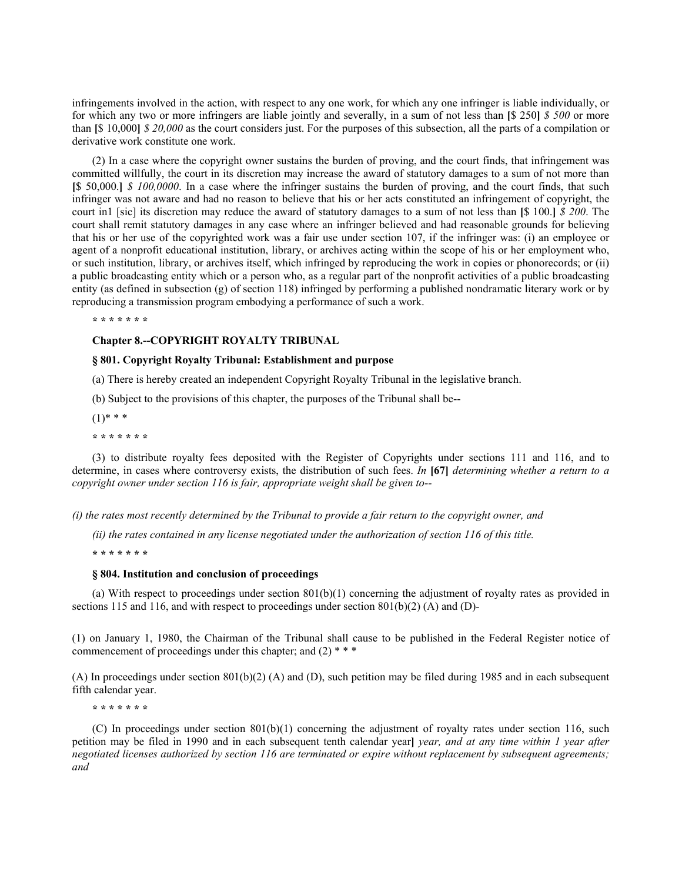infringements involved in the action, with respect to any one work, for which any one infringer is liable individually, or for which any two or more infringers are liable jointly and severally, in a sum of not less than **[**$ 250**]** *$ 500* or more than **[**$ 10,000**]** *$ 20,000* as the court considers just. For the purposes of this subsection, all the parts of a compilation or derivative work constitute one work.

(2) In a case where the copyright owner sustains the burden of proving, and the court finds, that infringement was committed willfully, the court in its discretion may increase the award of statutory damages to a sum of not more than **[**$ 50,000.**]** *$ 100,0000*. In a case where the infringer sustains the burden of proving, and the court finds, that such infringer was not aware and had no reason to believe that his or her acts constituted an infringement of copyright, the court in1 [sic] its discretion may reduce the award of statutory damages to a sum of not less than **[**$ 100.**]** *$ 200*. The court shall remit statutory damages in any case where an infringer believed and had reasonable grounds for believing that his or her use of the copyrighted work was a fair use under section 107, if the infringer was: (i) an employee or agent of a nonprofit educational institution, library, or archives acting within the scope of his or her employment who, or such institution, library, or archives itself, which infringed by reproducing the work in copies or phonorecords; or (ii) a public broadcasting entity which or a person who, as a regular part of the nonprofit activities of a public broadcasting entity (as defined in subsection (g) of section 118) infringed by performing a published nondramatic literary work or by reproducing a transmission program embodying a performance of such a work.

**\* \* \* \* \* \* \***

**Chapter 8.--COPYRIGHT ROYALTY TRIBUNAL**

**§ 801. Copyright Royalty Tribunal: Establishment and purpose**

(a) There is hereby created an independent Copyright Royalty Tribunal in the legislative branch.

(b) Subject to the provisions of this chapter, the purposes of the Tribunal shall be--

(1)\* \* \*

**\* \* \* \* \* \* \***

(3) to distribute royalty fees deposited with the Register of Copyrights under sections 111 and 116, and to determine, in cases where controversy exists, the distribution of such fees. *In* **[67]** *determining whether a return to a copyright owner under section 116 is fair, appropriate weight shall be given to--*

*(i) the rates most recently determined by the Tribunal to provide a fair return to the copyright owner, and*

*(ii) the rates contained in any license negotiated under the authorization of section 116 of this title.*

**\* \* \* \* \* \* \***

**§ 804. Institution and conclusion of proceedings**

(a) With respect to proceedings under section 801(b)(1) concerning the adjustment of royalty rates as provided in sections 115 and 116, and with respect to proceedings under section 801(b)(2) (A) and (D)-

(1) on January 1, 1980, the Chairman of the Tribunal shall cause to be published in the Federal Register notice of commencement of proceedings under this chapter; and (2) \* \* \*

(A) In proceedings under section 801(b)(2) (A) and (D), such petition may be filed during 1985 and in each subsequent fifth calendar year.

**\* \* \* \* \* \* \***

(C) In proceedings under section 801(b)(1) concerning the adjustment of royalty rates under section 116, such petition may be filed in 1990 and in each subsequent tenth calendar year**]** *year, and at any time within 1 year after negotiated licenses authorized by section 116 are terminated or expire without replacement by subsequent agreements; and*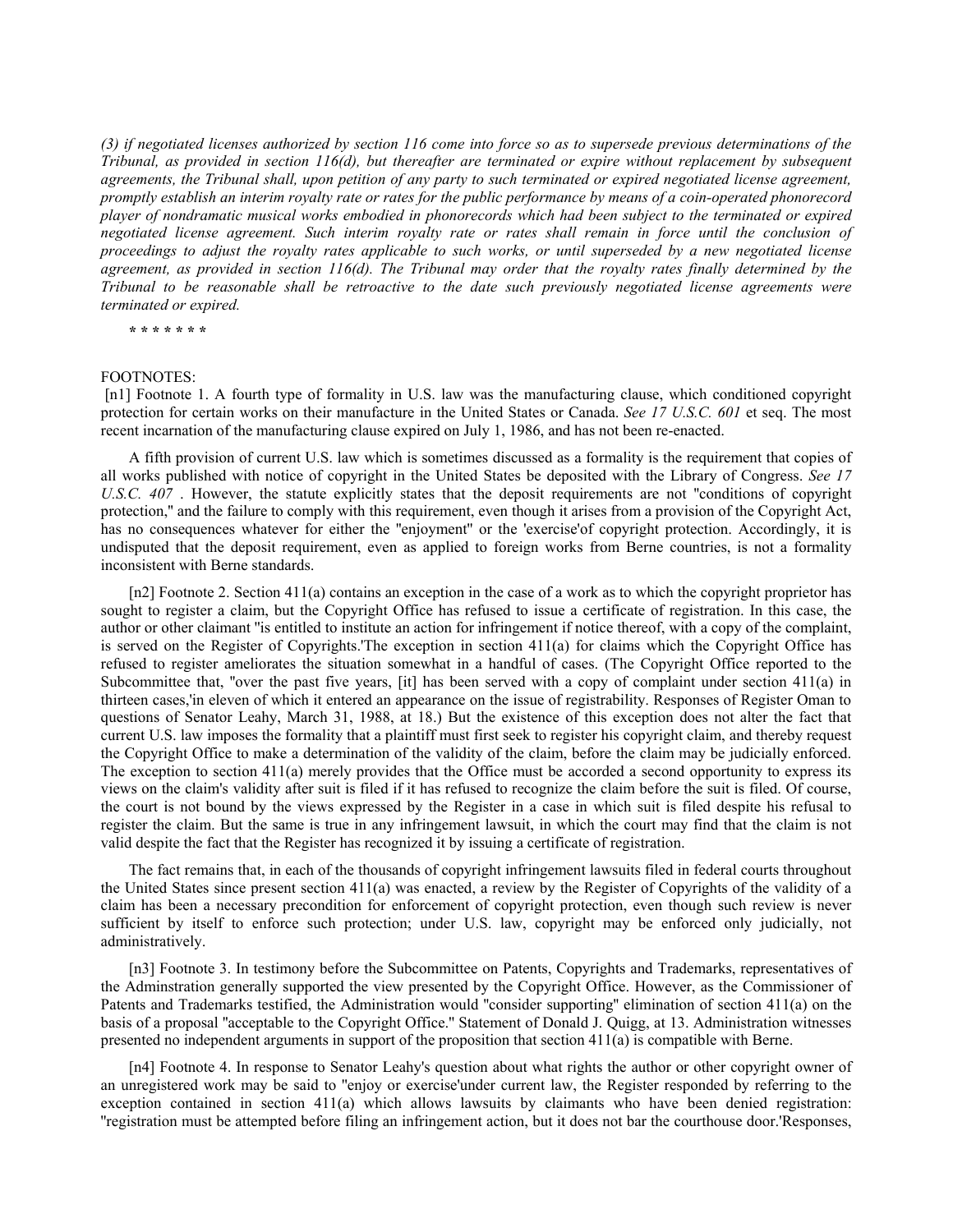*(3) if negotiated licenses authorized by section 116 come into force so as to supersede previous determinations of the Tribunal, as provided in section 116(d), but thereafter are terminated or expire without replacement by subsequent agreements, the Tribunal shall, upon petition of any party to such terminated or expired negotiated license agreement, promptly establish an interim royalty rate or rates for the public performance by means of a coin-operated phonorecord player of nondramatic musical works embodied in phonorecords which had been subject to the terminated or expired negotiated license agreement. Such interim royalty rate or rates shall remain in force until the conclusion of proceedings to adjust the royalty rates applicable to such works, or until superseded by a new negotiated license agreement, as provided in section 116(d). The Tribunal may order that the royalty rates finally determined by the Tribunal to be reasonable shall be retroactive to the date such previously negotiated license agreements were terminated or expired.*

\* \* \* \* \* \* \*

FOOTNOTES:

[n1] Footnote 1. A fourth type of formality in U.S. law was the manufacturing clause, which conditioned copyright protection for certain works on their manufacture in the United States or Canada. *See 17 U.S.C. 601* et seq. The most recent incarnation of the manufacturing clause expired on July 1, 1986, and has not been re-enacted.

A fifth provision of current U.S. law which is sometimes discussed as a formality is the requirement that copies of all works published with notice of copyright in the United States be deposited with the Library of Congress. *See 17 U.S.C. 407* . However, the statute explicitly states that the deposit requirements are not "conditions of copyright protection," and the failure to comply with this requirement, even though it arises from a provision of the Copyright Act, has no consequences whatever for either the "enjoyment" or the 'exercise'of copyright protection. Accordingly, it is undisputed that the deposit requirement, even as applied to foreign works from Berne countries, is not a formality inconsistent with Berne standards.

[n2] Footnote 2. Section 411(a) contains an exception in the case of a work as to which the copyright proprietor has sought to register a claim, but the Copyright Office has refused to issue a certificate of registration. In this case, the author or other claimant "is entitled to institute an action for infringement if notice thereof, with a copy of the complaint, is served on the Register of Copyrights.'The exception in section 411(a) for claims which the Copyright Office has refused to register ameliorates the situation somewhat in a handful of cases. (The Copyright Office reported to the Subcommittee that, "over the past five years, [it] has been served with a copy of complaint under section 411(a) in thirteen cases,'in eleven of which it entered an appearance on the issue of registrability. Responses of Register Oman to questions of Senator Leahy, March 31, 1988, at 18.) But the existence of this exception does not alter the fact that current U.S. law imposes the formality that a plaintiff must first seek to register his copyright claim, and thereby request the Copyright Office to make a determination of the validity of the claim, before the claim may be judicially enforced. The exception to section 411(a) merely provides that the Office must be accorded a second opportunity to express its views on the claim's validity after suit is filed if it has refused to recognize the claim before the suit is filed. Of course, the court is not bound by the views expressed by the Register in a case in which suit is filed despite his refusal to register the claim. But the same is true in any infringement lawsuit, in which the court may find that the claim is not valid despite the fact that the Register has recognized it by issuing a certificate of registration.

The fact remains that, in each of the thousands of copyright infringement lawsuits filed in federal courts throughout the United States since present section 411(a) was enacted, a review by the Register of Copyrights of the validity of a claim has been a necessary precondition for enforcement of copyright protection, even though such review is never sufficient by itself to enforce such protection; under U.S. law, copyright may be enforced only judicially, not administratively.

[n3] Footnote 3. In testimony before the Subcommittee on Patents, Copyrights and Trademarks, representatives of the Adminstration generally supported the view presented by the Copyright Office. However, as the Commissioner of Patents and Trademarks testified, the Administration would "consider supporting" elimination of section 411(a) on the basis of a proposal "acceptable to the Copyright Office." Statement of Donald J. Quigg, at 13. Administration witnesses presented no independent arguments in support of the proposition that section 411(a) is compatible with Berne.

[n4] Footnote 4. In response to Senator Leahy's question about what rights the author or other copyright owner of an unregistered work may be said to "enjoy or exercise'under current law, the Register responded by referring to the exception contained in section 411(a) which allows lawsuits by claimants who have been denied registration: "registration must be attempted before filing an infringement action, but it does not bar the courthouse door.'Responses,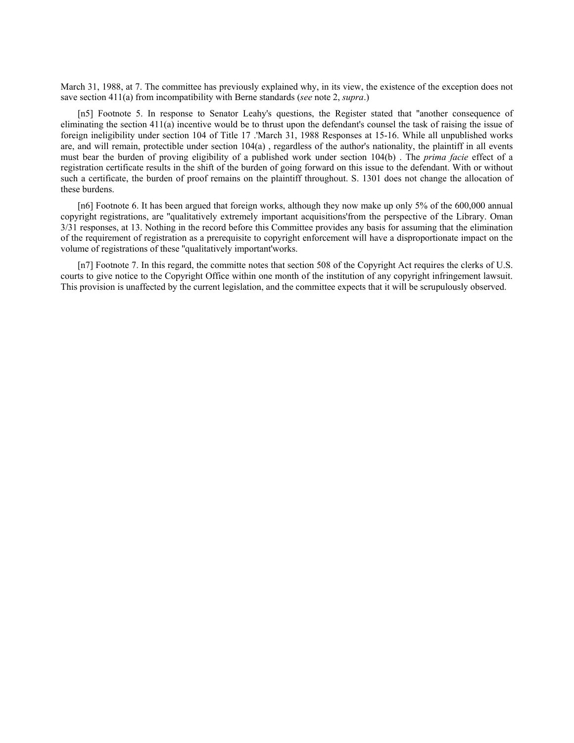March 31, 1988, at 7. The committee has previously explained why, in its view, the existence of the exception does not save section 411(a) from incompatibility with Berne standards (*see* note 2, *supra*.)

[n5] Footnote 5. In response to Senator Leahy's questions, the Register stated that "another consequence of eliminating the section 411(a) incentive would be to thrust upon the defendant's counsel the task of raising the issue of foreign ineligibility under section 104 of Title 17 .'March 31, 1988 Responses at 15-16. While all unpublished works are, and will remain, protectible under section 104(a) , regardless of the author's nationality, the plaintiff in all events must bear the burden of proving eligibility of a published work under section 104(b) . The *prima facie* effect of a registration certificate results in the shift of the burden of going forward on this issue to the defendant. With or without such a certificate, the burden of proof remains on the plaintiff throughout. S. 1301 does not change the allocation of these burdens.

[n6] Footnote 6. It has been argued that foreign works, although they now make up only 5% of the 600,000 annual copyright registrations, are "qualitatively extremely important acquisitions'from the perspective of the Library. Oman 3/31 responses, at 13. Nothing in the record before this Committee provides any basis for assuming that the elimination of the requirement of registration as a prerequisite to copyright enforcement will have a disproportionate impact on the volume of registrations of these "qualitatively important'works.

[n7] Footnote 7. In this regard, the committe notes that section 508 of the Copyright Act requires the clerks of U.S. courts to give notice to the Copyright Office within one month of the institution of any copyright infringement lawsuit. This provision is unaffected by the current legislation, and the committee expects that it will be scrupulously observed.